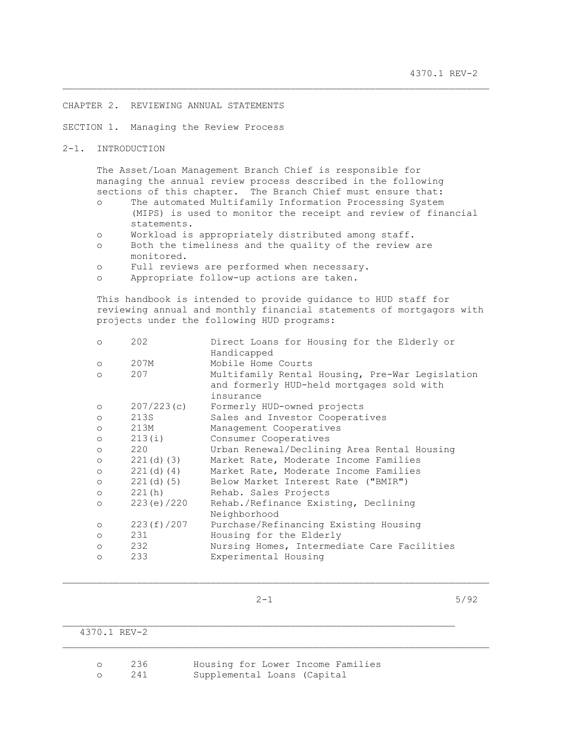# CHAPTER 2. REVIEWING ANNUAL STATEMENTS

## SECTION 1. Managing the Review Process

### 2-1. INTRODUCTION

The Asset/Loan Management Branch Chief is responsible for managing the annual review process described in the following sections of this chapter. The Branch Chief must ensure that:

- The automated Multifamily Information Processing System (MIPS) is used to monitor the receipt and review of financial statements.
- Workload is appropriately distributed among staff.
- Both the timeliness and the quality of the review are monitored.
- Full reviews are performed when necessary.
- Appropriate follow-up actions are taken.

This handbook is intended to provide guidance to HUD staff for reviewing annual and monthly financial statements of mortgagors with projects under the following HUD programs:

- 202 — Direct Loans for Housing for the Elderly or Handicapped
- 207M — Mobile Home Courts
- 207 — Multifamily Rental Housing, Pre-War Legislation and formerly HUD-held mortgages sold with insurance
- 207/223(c) — Formerly HUD-owned projects
- 213S — Sales and Investor Cooperatives
- 213M — Management Cooperatives
- 213(i) — Consumer Cooperatives
- 220 — Urban Renewal/Declining Area Rental Housing
- 221(d)(3) — Market Rate, Moderate Income Families
- 221(d)(4) — Market Rate, Moderate Income Families
- 221(d)(5) — Below Market Interest Rate ("BMIR")
- 221(h) — Rehab. Sales Projects
- 223(e)/220 — Rehab./Refinance Existing, Declining Neighborhood
- 223(f)/207 — Purchase/Refinancing Existing Housing
- 231 — Housing for the Elderly
- 232 — Nursing Homes, Intermediate Care Facilities
- 233 — Experimental Housing
- 236 — Housing for Lower Income Families
- 241 — Supplemental Loans (Capital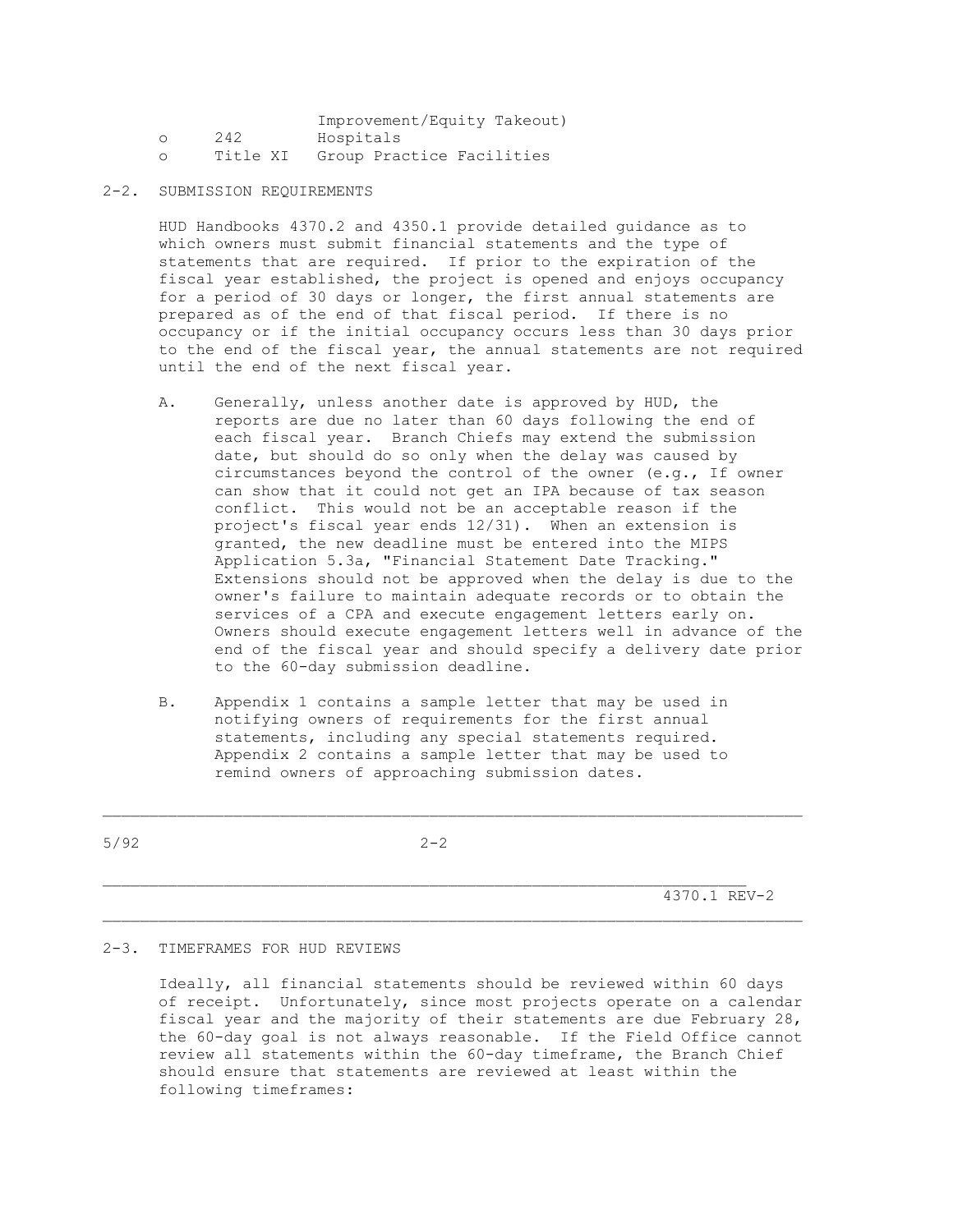Improvement/Equity Takeout)

- 242 Hospitals
- Title XI Group Practice Facilities

## 2-2. SUBMISSION REQUIREMENTS

HUD Handbooks 4370.2 and 4350.1 provide detailed guidance as to which owners must submit financial statements and the type of statements that are required. If prior to the expiration of the fiscal year established, the project is opened and enjoys occupancy for a period of 30 days or longer, the first annual statements are prepared as of the end of that fiscal period. If there is no occupancy or if the initial occupancy occurs less than 30 days prior to the end of the fiscal year, the annual statements are not required until the end of the next fiscal year.

A. Generally, unless another date is approved by HUD, the reports are due no later than 60 days following the end of each fiscal year. Branch Chiefs may extend the submission date, but should do so only when the delay was caused by circumstances beyond the control of the owner (e.g., If owner can show that it could not get an IPA because of tax season conflict. This would not be an acceptable reason if the project's fiscal year ends 12/31). When an extension is granted, the new deadline must be entered into the MIPS Application 5.3a, "Financial Statement Date Tracking." Extensions should not be approved when the delay is due to the owner's failure to maintain adequate records or to obtain the services of a CPA and execute engagement letters early on. Owners should execute engagement letters well in advance of the end of the fiscal year and should specify a delivery date prior to the 60-day submission deadline.

B. Appendix 1 contains a sample letter that may be used in notifying owners of requirements for the first annual statements, including any special statements required. Appendix 2 contains a sample letter that may be used to remind owners of approaching submission dates.

## 2-3. TIMEFRAMES FOR HUD REVIEWS

Ideally, all financial statements should be reviewed within 60 days of receipt. Unfortunately, since most projects operate on a calendar fiscal year and the majority of their statements are due February 28, the 60-day goal is not always reasonable. If the Field Office cannot review all statements within the 60-day timeframe, the Branch Chief should ensure that statements are reviewed at least within the following timeframes: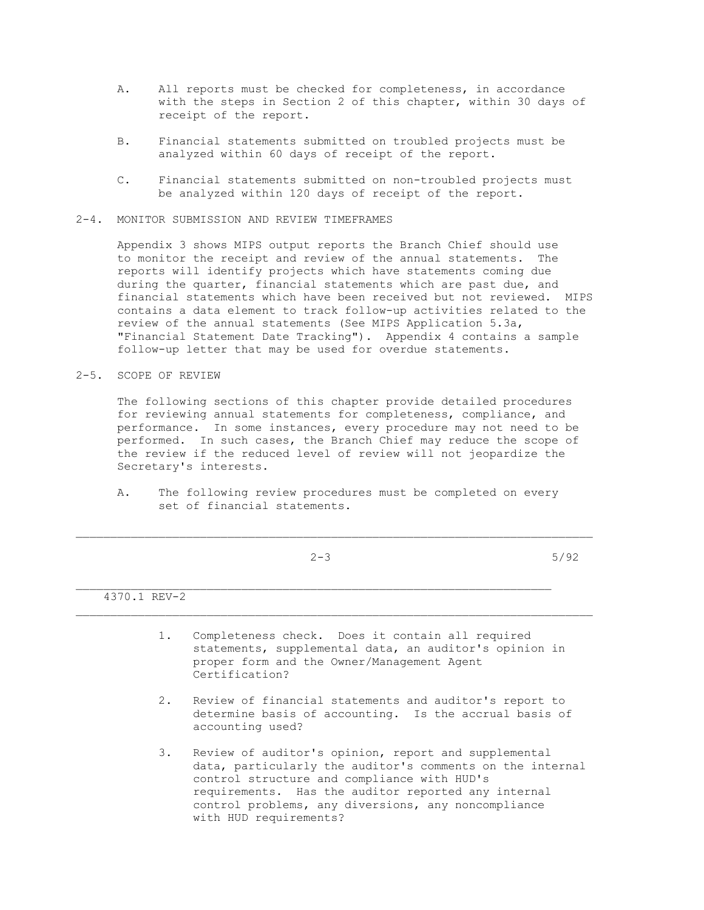A. All reports must be checked for completeness, in accordance with the steps in Section 2 of this chapter, within 30 days of receipt of the report.

B. Financial statements submitted on troubled projects must be analyzed within 60 days of receipt of the report.

C. Financial statements submitted on non-troubled projects must be analyzed within 120 days of receipt of the report.

## 2-4. MONITOR SUBMISSION AND REVIEW TIMEFRAMES

Appendix 3 shows MIPS output reports the Branch Chief should use to monitor the receipt and review of the annual statements. The reports will identify projects which have statements coming due during the quarter, financial statements which are past due, and financial statements which have been received but not reviewed. MIPS contains a data element to track follow-up activities related to the review of the annual statements (See MIPS Application 5.3a, "Financial Statement Date Tracking"). Appendix 4 contains a sample follow-up letter that may be used for overdue statements.

## 2-5. SCOPE OF REVIEW

The following sections of this chapter provide detailed procedures for reviewing annual statements for completeness, compliance, and performance. In some instances, every procedure may not need to be performed. In such cases, the Branch Chief may reduce the scope of the review if the reduced level of review will not jeopardize the Secretary's interests.

A. The following review procedures must be completed on every set of financial statements.

1. Completeness check. Does it contain all required statements, supplemental data, an auditor's opinion in proper form and the Owner/Management Agent Certification?

2. Review of financial statements and auditor's report to determine basis of accounting. Is the accrual basis of accounting used?

3. Review of auditor's opinion, report and supplemental data, particularly the auditor's comments on the internal control structure and compliance with HUD's requirements. Has the auditor reported any internal control problems, any diversions, any noncompliance with HUD requirements?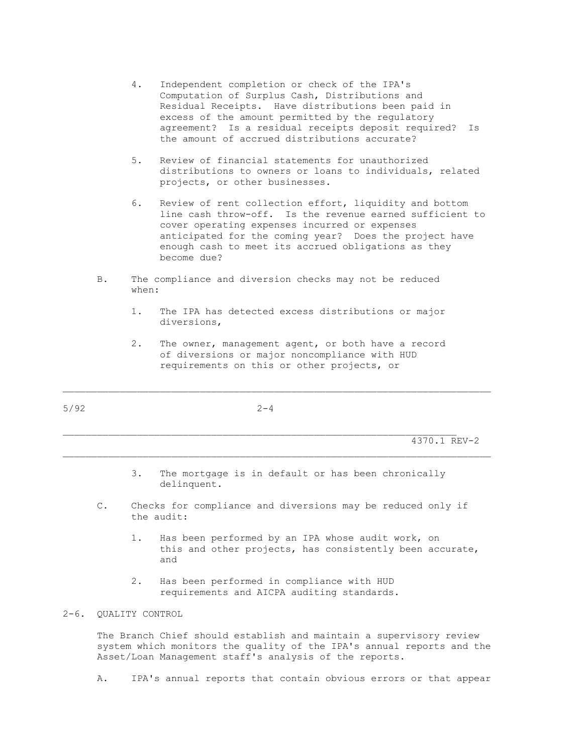4. Independent completion or check of the IPA's Computation of Surplus Cash, Distributions and Residual Receipts. Have distributions been paid in excess of the amount permitted by the regulatory agreement? Is a residual receipts deposit required? Is the amount of accrued distributions accurate?

5. Review of financial statements for unauthorized distributions to owners or loans to individuals, related projects, or other businesses.

6. Review of rent collection effort, liquidity and bottom line cash throw-off. Is the revenue earned sufficient to cover operating expenses incurred or expenses anticipated for the coming year? Does the project have enough cash to meet its accrued obligations as they become due?

B. The compliance and diversion checks may not be reduced when:

1. The IPA has detected excess distributions or major diversions,

2. The owner, management agent, or both have a record of diversions or major noncompliance with HUD requirements on this or other projects, or

3. The mortgage is in default or has been chronically delinquent.

C. Checks for compliance and diversions may be reduced only if the audit:

1. Has been performed by an IPA whose audit work, on this and other projects, has consistently been accurate, and

2. Has been performed in compliance with HUD requirements and AICPA auditing standards.

## 2-6. QUALITY CONTROL

The Branch Chief should establish and maintain a supervisory review system which monitors the quality of the IPA's annual reports and the Asset/Loan Management staff's analysis of the reports.

A. IPA's annual reports that contain obvious errors or that appear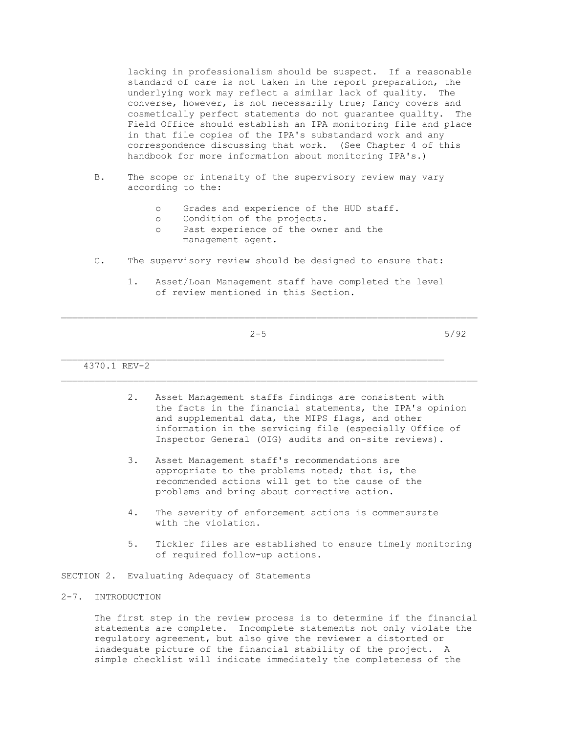lacking in professionalism should be suspect. If a reasonable standard of care is not taken in the report preparation, the underlying work may reflect a similar lack of quality. The converse, however, is not necessarily true; fancy covers and cosmetically perfect statements do not guarantee quality. The Field Office should establish an IPA monitoring file and place in that file copies of the IPA's substandard work and any correspondence discussing that work. (See Chapter 4 of this handbook for more information about monitoring IPA's.)

B. The scope or intensity of the supervisory review may vary according to the:

- Grades and experience of the HUD staff.
- Condition of the projects.
- Past experience of the owner and the management agent.

C. The supervisory review should be designed to ensure that:

1. Asset/Loan Management staff have completed the level of review mentioned in this Section.

2. Asset Management staffs findings are consistent with the facts in the financial statements, the IPA's opinion and supplemental data, the MIPS flags, and other information in the servicing file (especially Office of Inspector General (OIG) audits and on-site reviews).

3. Asset Management staff's recommendations are appropriate to the problems noted; that is, the recommended actions will get to the cause of the problems and bring about corrective action.

4. The severity of enforcement actions is commensurate with the violation.

5. Tickler files are established to ensure timely monitoring of required follow-up actions.

## SECTION 2. Evaluating Adequacy of Statements

### 2-7. INTRODUCTION

The first step in the review process is to determine if the financial statements are complete. Incomplete statements not only violate the regulatory agreement, but also give the reviewer a distorted or inadequate picture of the financial stability of the project. A simple checklist will indicate immediately the completeness of the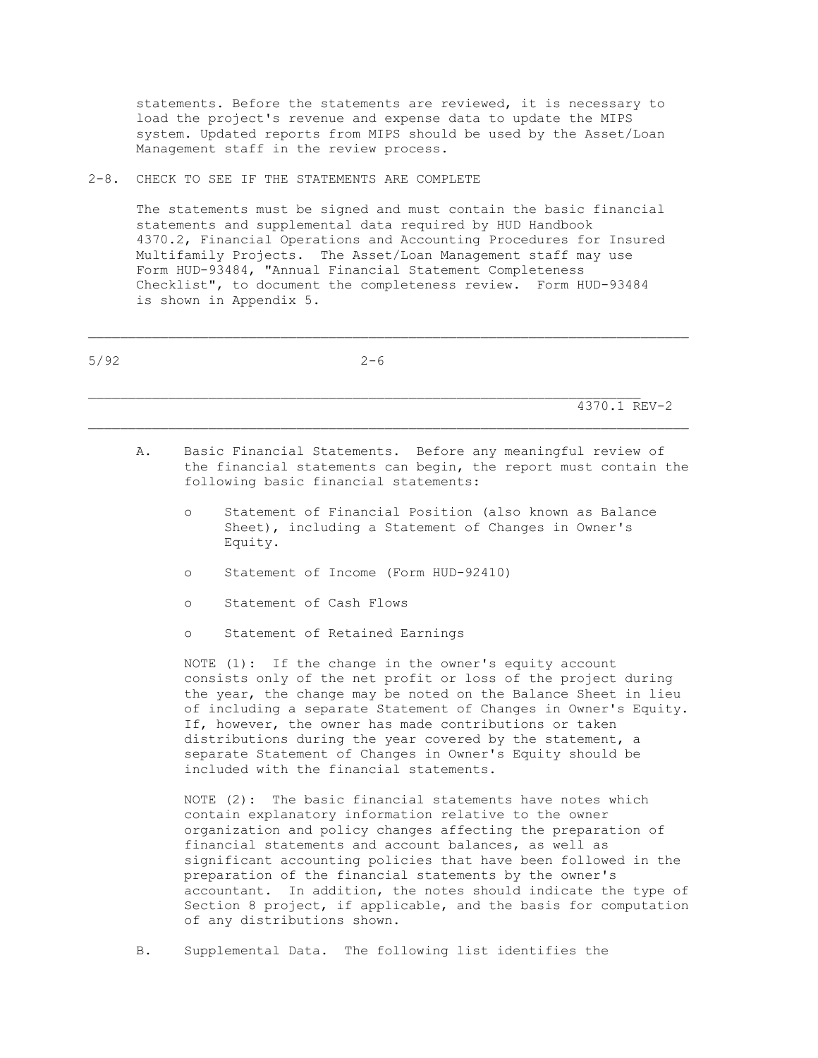statements. Before the statements are reviewed, it is necessary to load the project's revenue and expense data to update the MIPS system. Updated reports from MIPS should be used by the Asset/Loan Management staff in the review process.

## 2-8. CHECK TO SEE IF THE STATEMENTS ARE COMPLETE

The statements must be signed and must contain the basic financial statements and supplemental data required by HUD Handbook 4370.2, Financial Operations and Accounting Procedures for Insured Multifamily Projects. The Asset/Loan Management staff may use Form HUD-93484, "Annual Financial Statement Completeness Checklist", to document the completeness review. Form HUD-93484 is shown in Appendix 5.

A. Basic Financial Statements. Before any meaningful review of the financial statements can begin, the report must contain the following basic financial statements:

- Statement of Financial Position (also known as Balance Sheet), including a Statement of Changes in Owner's Equity.
- Statement of Income (Form HUD-92410)
- Statement of Cash Flows
- Statement of Retained Earnings

NOTE (1): If the change in the owner's equity account consists only of the net profit or loss of the project during the year, the change may be noted on the Balance Sheet in lieu of including a separate Statement of Changes in Owner's Equity. If, however, the owner has made contributions or taken distributions during the year covered by the statement, a separate Statement of Changes in Owner's Equity should be included with the financial statements.

NOTE (2): The basic financial statements have notes which contain explanatory information relative to the owner organization and policy changes affecting the preparation of financial statements and account balances, as well as significant accounting policies that have been followed in the preparation of the financial statements by the owner's accountant. In addition, the notes should indicate the type of Section 8 project, if applicable, and the basis for computation of any distributions shown.

B. Supplemental Data. The following list identifies the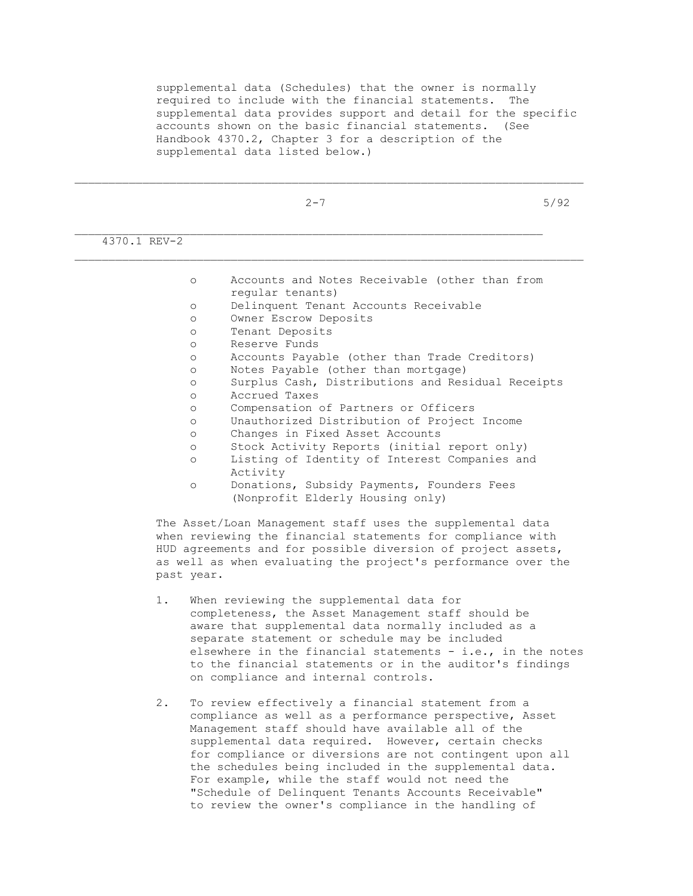supplemental data (Schedules) that the owner is normally required to include with the financial statements. The supplemental data provides support and detail for the specific accounts shown on the basic financial statements. (See Handbook 4370.2, Chapter 3 for a description of the supplemental data listed below.)

- Accounts and Notes Receivable (other than from regular tenants)
- Delinquent Tenant Accounts Receivable
- Owner Escrow Deposits
- Tenant Deposits
- Reserve Funds
- Accounts Payable (other than Trade Creditors)
- Notes Payable (other than mortgage)
- Surplus Cash, Distributions and Residual Receipts
- Accrued Taxes
- Compensation of Partners or Officers
- Unauthorized Distribution of Project Income
- Changes in Fixed Asset Accounts
- Stock Activity Reports (initial report only)
- Listing of Identity of Interest Companies and Activity
- Donations, Subsidy Payments, Founders Fees (Nonprofit Elderly Housing only)

The Asset/Loan Management staff uses the supplemental data when reviewing the financial statements for compliance with HUD agreements and for possible diversion of project assets, as well as when evaluating the project's performance over the past year.

1. When reviewing the supplemental data for completeness, the Asset Management staff should be aware that supplemental data normally included as a separate statement or schedule may be included elsewhere in the financial statements - i.e., in the notes to the financial statements or in the auditor's findings on compliance and internal controls.

2. To review effectively a financial statement from a compliance as well as a performance perspective, Asset Management staff should have available all of the supplemental data required. However, certain checks for compliance or diversions are not contingent upon all the schedules being included in the supplemental data. For example, while the staff would not need the "Schedule of Delinquent Tenants Accounts Receivable" to review the owner's compliance in the handling of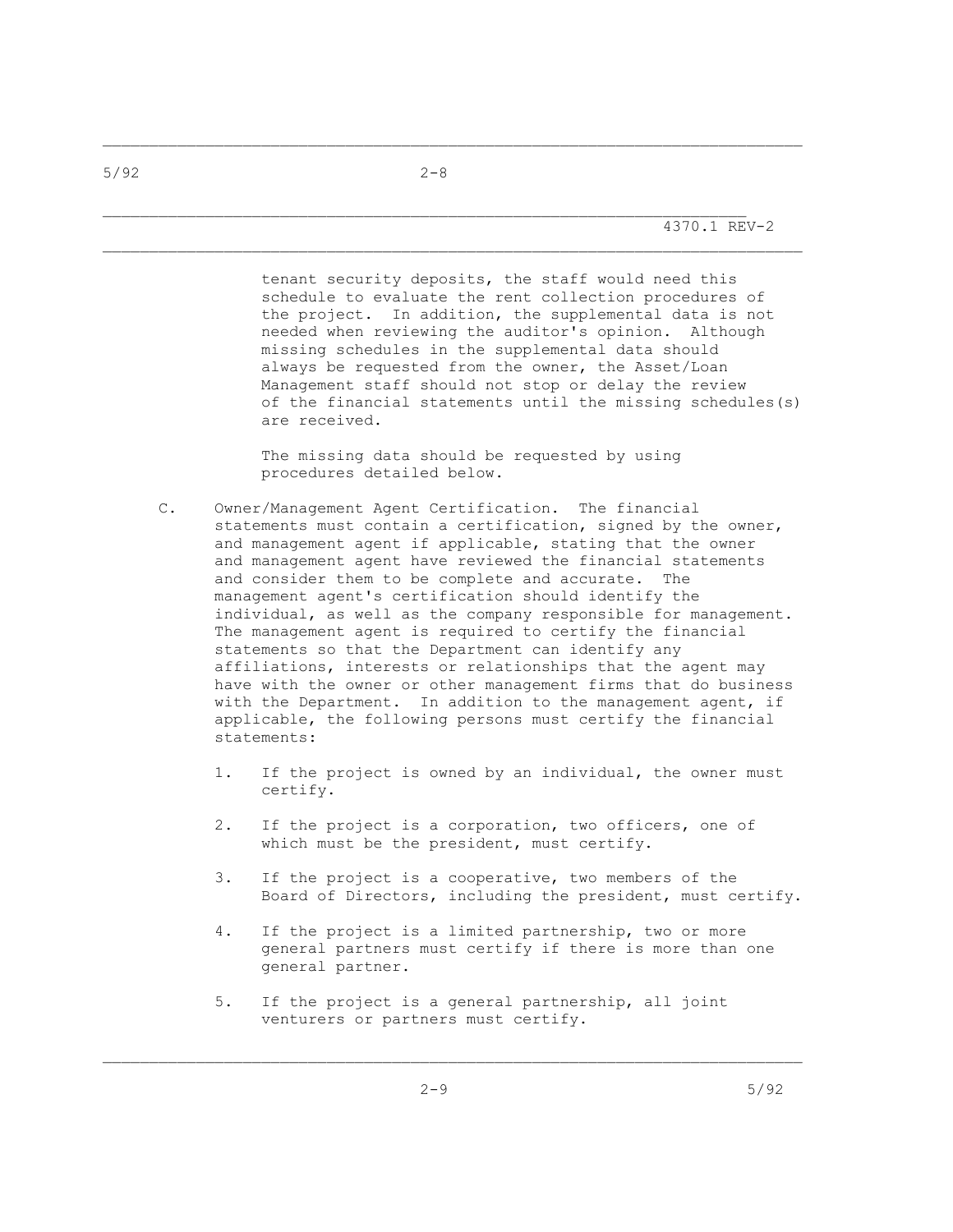tenant security deposits, the staff would need this schedule to evaluate the rent collection procedures of the project. In addition, the supplemental data is not needed when reviewing the auditor's opinion. Although missing schedules in the supplemental data should always be requested from the owner, the Asset/Loan Management staff should not stop or delay the review of the financial statements until the missing schedules(s) are received.

The missing data should be requested by using procedures detailed below.

C. Owner/Management Agent Certification. The financial statements must contain a certification, signed by the owner, and management agent if applicable, stating that the owner and management agent have reviewed the financial statements and consider them to be complete and accurate. The management agent's certification should identify the individual, as well as the company responsible for management. The management agent is required to certify the financial statements so that the Department can identify any affiliations, interests or relationships that the agent may have with the owner or other management firms that do business with the Department. In addition to the management agent, if applicable, the following persons must certify the financial statements:

1. If the project is owned by an individual, the owner must certify.

2. If the project is a corporation, two officers, one of which must be the president, must certify.

3. If the project is a cooperative, two members of the Board of Directors, including the president, must certify.

4. If the project is a limited partnership, two or more general partners must certify if there is more than one general partner.

5. If the project is a general partnership, all joint venturers or partners must certify.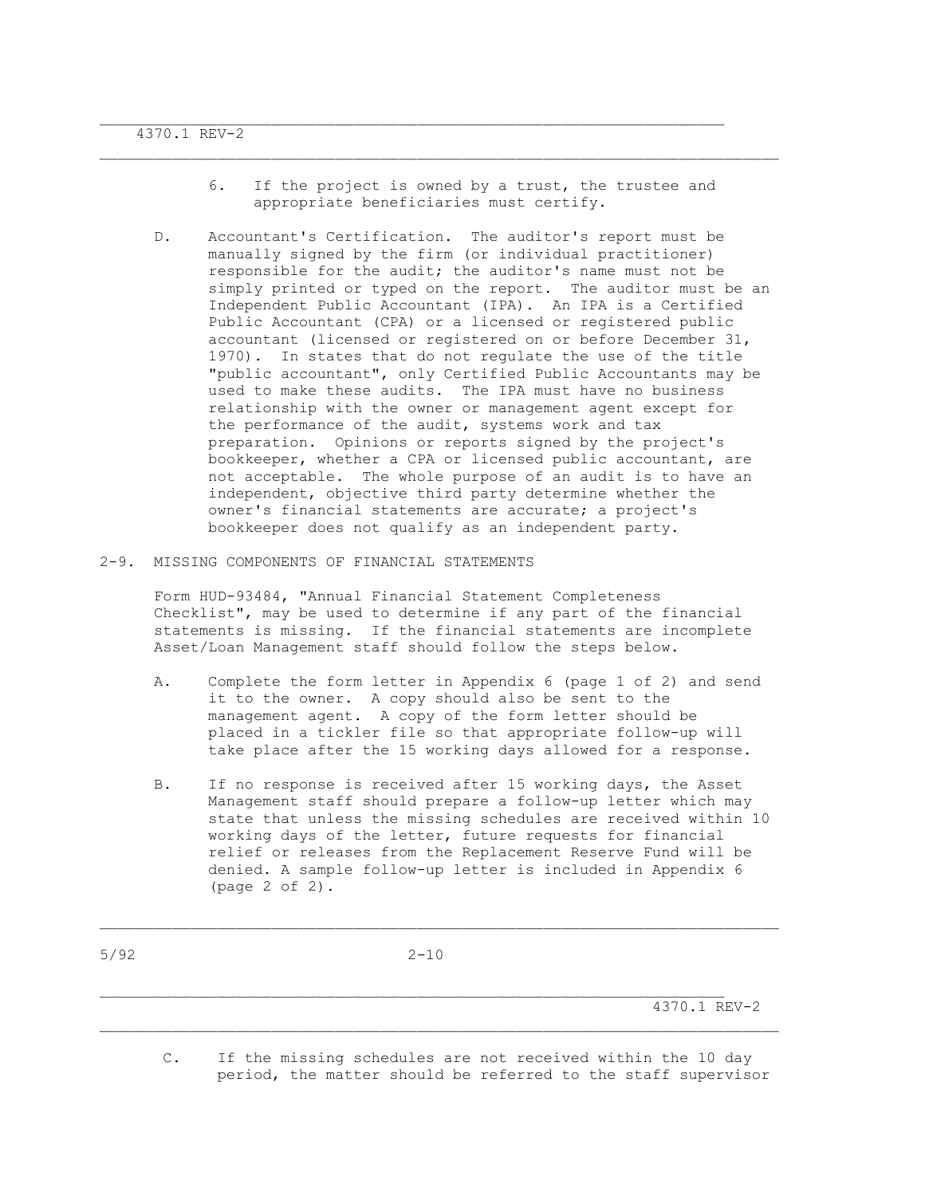6. If the project is owned by a trust, the trustee and appropriate beneficiaries must certify.

D. Accountant's Certification. The auditor's report must be manually signed by the firm (or individual practitioner) responsible for the audit; the auditor's name must not be simply printed or typed on the report. The auditor must be an Independent Public Accountant (IPA). An IPA is a Certified Public Accountant (CPA) or a licensed or registered public accountant (licensed or registered on or before December 31, 1970). In states that do not regulate the use of the title "public accountant", only Certified Public Accountants may be used to make these audits. The IPA must have no business relationship with the owner or management agent except for the performance of the audit, systems work and tax preparation. Opinions or reports signed by the project's bookkeeper, whether a CPA or licensed public accountant, are not acceptable. The whole purpose of an audit is to have an independent, objective third party determine whether the owner's financial statements are accurate; a project's bookkeeper does not qualify as an independent party.

## 2-9. MISSING COMPONENTS OF FINANCIAL STATEMENTS

Form HUD-93484, "Annual Financial Statement Completeness Checklist", may be used to determine if any part of the financial statements is missing. If the financial statements are incomplete Asset/Loan Management staff should follow the steps below.

A. Complete the form letter in Appendix 6 (page 1 of 2) and send it to the owner. A copy should also be sent to the management agent. A copy of the form letter should be placed in a tickler file so that appropriate follow-up will take place after the 15 working days allowed for a response.

B. If no response is received after 15 working days, the Asset Management staff should prepare a follow-up letter which may state that unless the missing schedules are received within 10 working days of the letter, future requests for financial relief or releases from the Replacement Reserve Fund will be denied. A sample follow-up letter is included in Appendix 6 (page 2 of 2).

C. If the missing schedules are not received within the 10 day period, the matter should be referred to the staff supervisor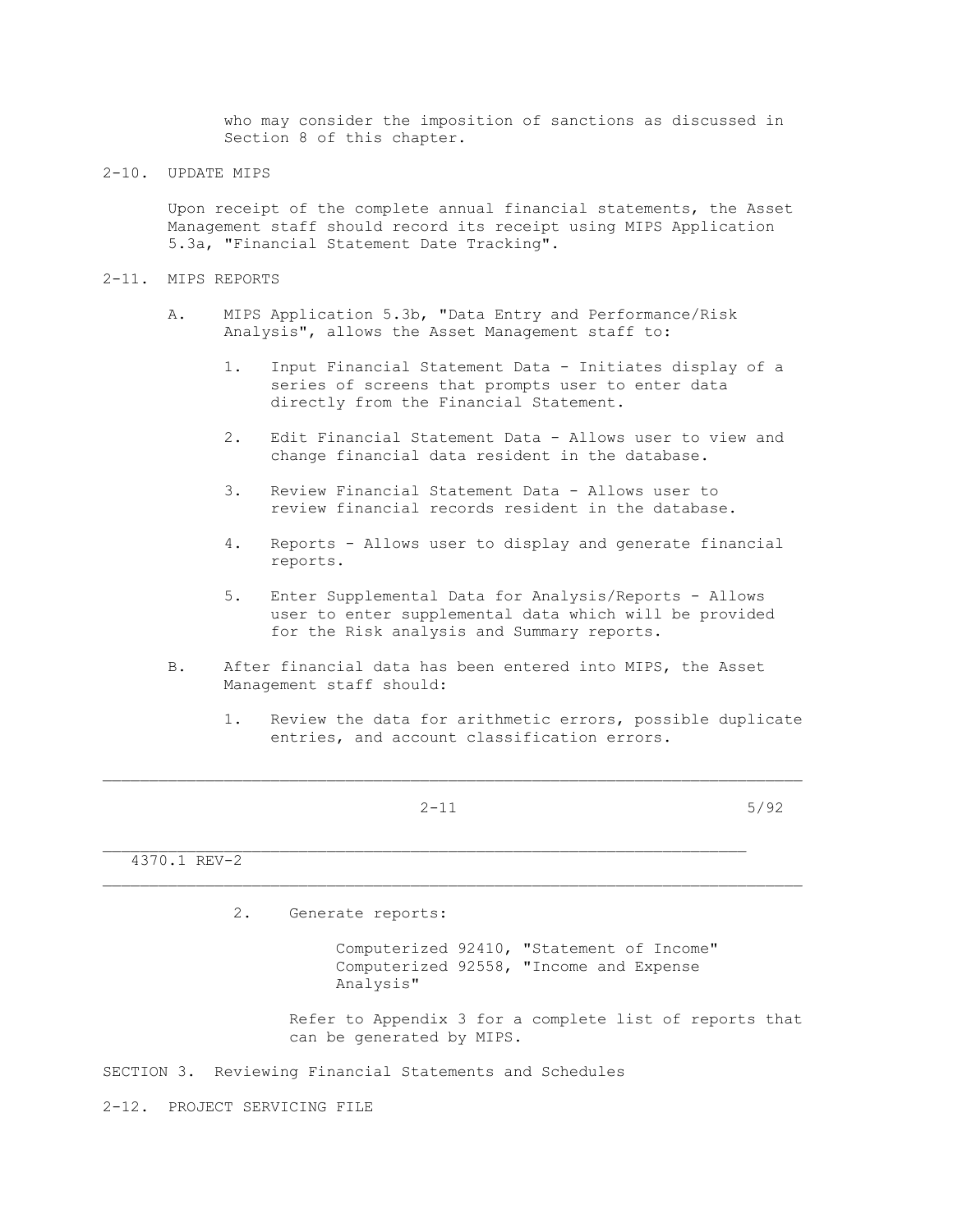who may consider the imposition of sanctions as discussed in Section 8 of this chapter.

## 2-10. UPDATE MIPS

Upon receipt of the complete annual financial statements, the Asset Management staff should record its receipt using MIPS Application 5.3a, "Financial Statement Date Tracking".

## 2-11. MIPS REPORTS

A. MIPS Application 5.3b, "Data Entry and Performance/Risk Analysis", allows the Asset Management staff to:

1. Input Financial Statement Data - Initiates display of a series of screens that prompts user to enter data directly from the Financial Statement.

2. Edit Financial Statement Data - Allows user to view and change financial data resident in the database.

3. Review Financial Statement Data - Allows user to review financial records resident in the database.

4. Reports - Allows user to display and generate financial reports.

5. Enter Supplemental Data for Analysis/Reports - Allows user to enter supplemental data which will be provided for the Risk analysis and Summary reports.

B. After financial data has been entered into MIPS, the Asset Management staff should:

1. Review the data for arithmetic errors, possible duplicate entries, and account classification errors.

2. Generate reports:

   Computerized 92410, "Statement of Income"
   Computerized 92558, "Income and Expense Analysis"

   Refer to Appendix 3 for a complete list of reports that can be generated by MIPS.

# SECTION 3. Reviewing Financial Statements and Schedules

## 2-12. PROJECT SERVICING FILE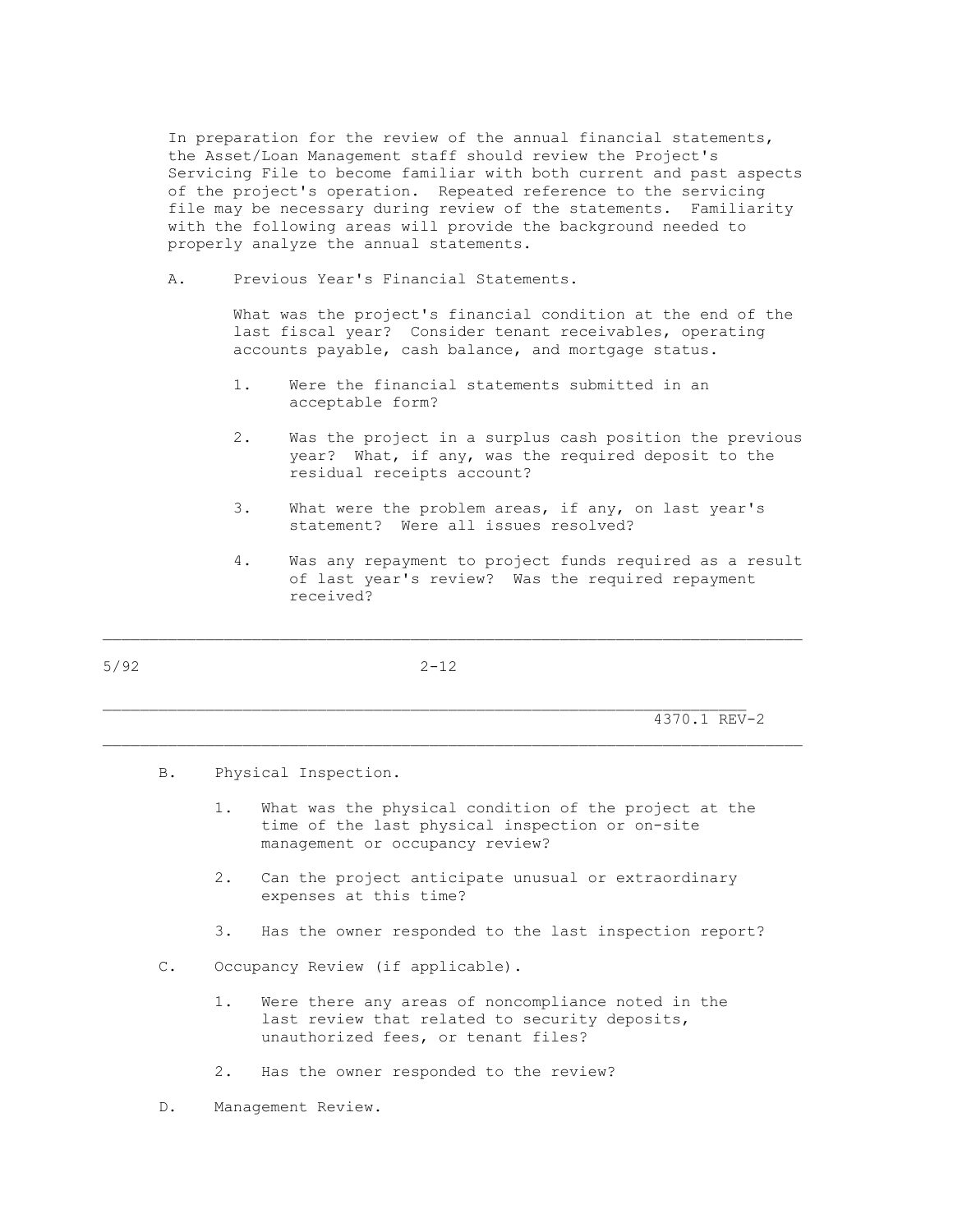In preparation for the review of the annual financial statements, the Asset/Loan Management staff should review the Project's Servicing File to become familiar with both current and past aspects of the project's operation. Repeated reference to the servicing file may be necessary during review of the statements. Familiarity with the following areas will provide the background needed to properly analyze the annual statements.

A. Previous Year's Financial Statements.

   What was the project's financial condition at the end of the last fiscal year? Consider tenant receivables, operating accounts payable, cash balance, and mortgage status.

   1. Were the financial statements submitted in an acceptable form?

   2. Was the project in a surplus cash position the previous year? What, if any, was the required deposit to the residual receipts account?

   3. What were the problem areas, if any, on last year's statement? Were all issues resolved?

   4. Was any repayment to project funds required as a result of last year's review? Was the required repayment received?

B. Physical Inspection.

   1. What was the physical condition of the project at the time of the last physical inspection or on-site management or occupancy review?

   2. Can the project anticipate unusual or extraordinary expenses at this time?

   3. Has the owner responded to the last inspection report?

C. Occupancy Review (if applicable).

   1. Were there any areas of noncompliance noted in the last review that related to security deposits, unauthorized fees, or tenant files?

   2. Has the owner responded to the review?

D. Management Review.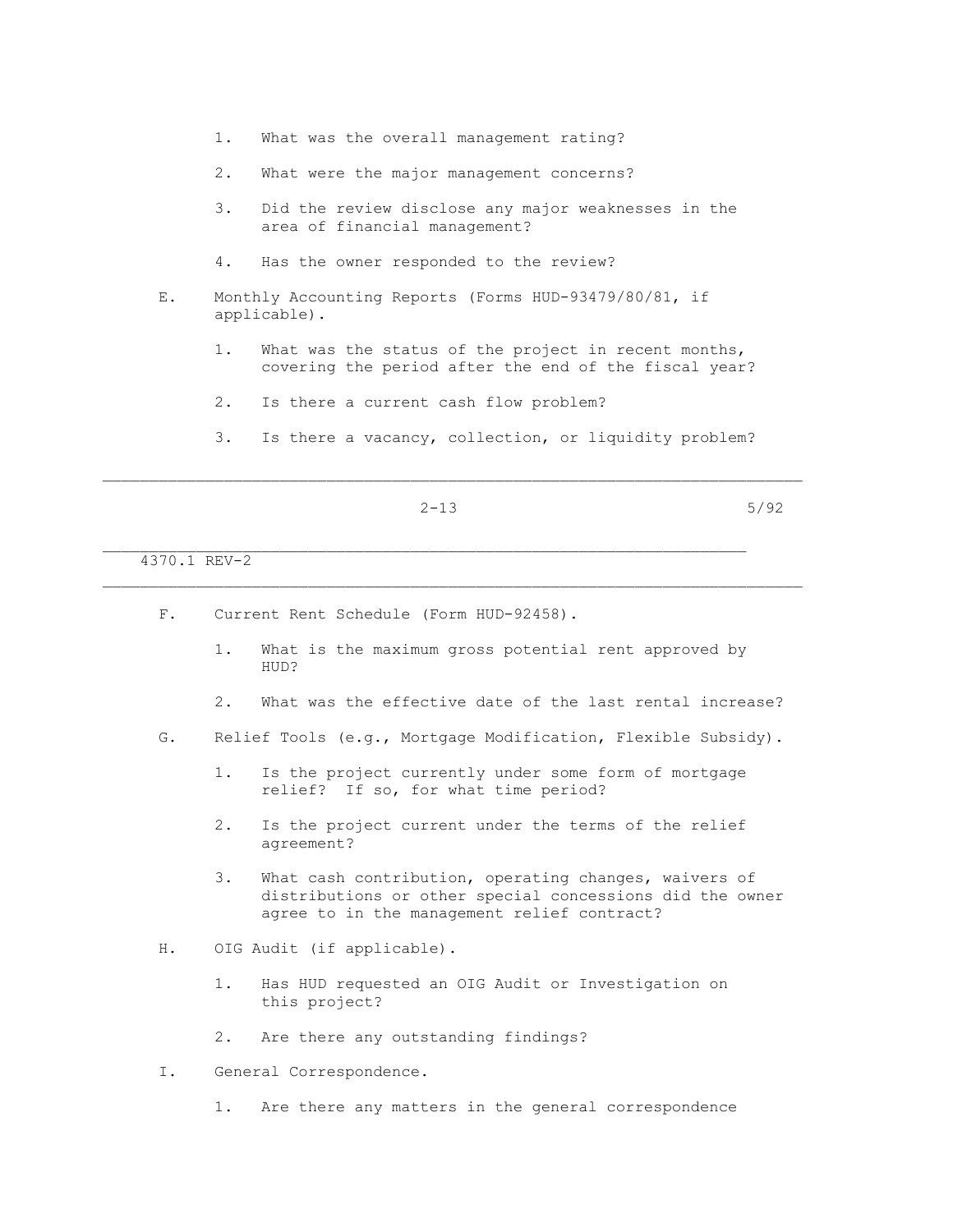1. What was the overall management rating?

2. What were the major management concerns?

3. Did the review disclose any major weaknesses in the area of financial management?

4. Has the owner responded to the review?

E. Monthly Accounting Reports (Forms HUD-93479/80/81, if applicable).

1. What was the status of the project in recent months, covering the period after the end of the fiscal year?

2. Is there a current cash flow problem?

3. Is there a vacancy, collection, or liquidity problem?

F. Current Rent Schedule (Form HUD-92458).

1. What is the maximum gross potential rent approved by HUD?

2. What was the effective date of the last rental increase?

G. Relief Tools (e.g., Mortgage Modification, Flexible Subsidy).

1. Is the project currently under some form of mortgage relief? If so, for what time period?

2. Is the project current under the terms of the relief agreement?

3. What cash contribution, operating changes, waivers of distributions or other special concessions did the owner agree to in the management relief contract?

H. OIG Audit (if applicable).

1. Has HUD requested an OIG Audit or Investigation on this project?

2. Are there any outstanding findings?

I. General Correspondence.

1. Are there any matters in the general correspondence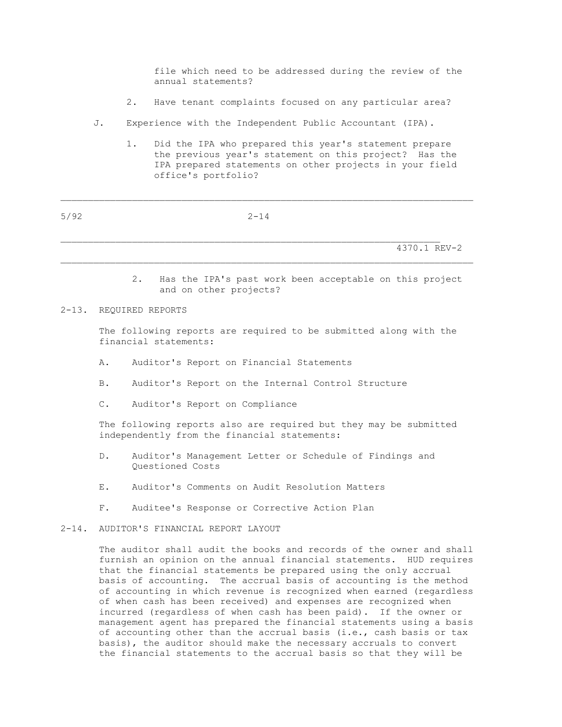file which need to be addressed during the review of the annual statements?

2. Have tenant complaints focused on any particular area?

J. Experience with the Independent Public Accountant (IPA).

1. Did the IPA who prepared this year's statement prepare the previous year's statement on this project? Has the IPA prepared statements on other projects in your field office's portfolio?

2. Has the IPA's past work been acceptable on this project and on other projects?

## 2-13. REQUIRED REPORTS

The following reports are required to be submitted along with the financial statements:

A. Auditor's Report on Financial Statements

B. Auditor's Report on the Internal Control Structure

C. Auditor's Report on Compliance

The following reports also are required but they may be submitted independently from the financial statements:

D. Auditor's Management Letter or Schedule of Findings and Questioned Costs

E. Auditor's Comments on Audit Resolution Matters

F. Auditee's Response or Corrective Action Plan

## 2-14. AUDITOR'S FINANCIAL REPORT LAYOUT

The auditor shall audit the books and records of the owner and shall furnish an opinion on the annual financial statements. HUD requires that the financial statements be prepared using the only accrual basis of accounting. The accrual basis of accounting is the method of accounting in which revenue is recognized when earned (regardless of when cash has been received) and expenses are recognized when incurred (regardless of when cash has been paid). If the owner or management agent has prepared the financial statements using a basis of accounting other than the accrual basis (i.e., cash basis or tax basis), the auditor should make the necessary accruals to convert the financial statements to the accrual basis so that they will be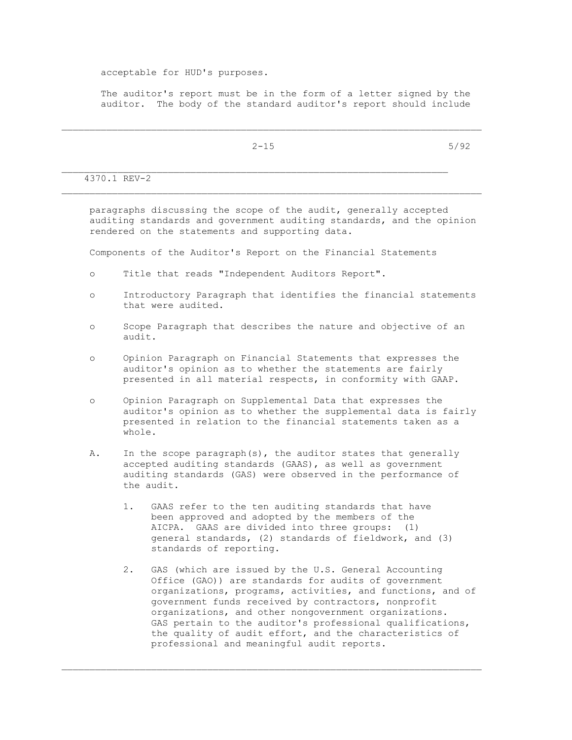acceptable for HUD's purposes.

The auditor's report must be in the form of a letter signed by the auditor. The body of the standard auditor's report should include paragraphs discussing the scope of the audit, generally accepted auditing standards and government auditing standards, and the opinion rendered on the statements and supporting data.

Components of the Auditor's Report on the Financial Statements

- Title that reads "Independent Auditors Report".
- Introductory Paragraph that identifies the financial statements that were audited.
- Scope Paragraph that describes the nature and objective of an audit.
- Opinion Paragraph on Financial Statements that expresses the auditor's opinion as to whether the statements are fairly presented in all material respects, in conformity with GAAP.
- Opinion Paragraph on Supplemental Data that expresses the auditor's opinion as to whether the supplemental data is fairly presented in relation to the financial statements taken as a whole.

A. In the scope paragraph(s), the auditor states that generally accepted auditing standards (GAAS), as well as government auditing standards (GAS) were observed in the performance of the audit.

   1. GAAS refer to the ten auditing standards that have been approved and adopted by the members of the AICPA. GAAS are divided into three groups: (1) general standards, (2) standards of fieldwork, and (3) standards of reporting.

   2. GAS (which are issued by the U.S. General Accounting Office (GAO)) are standards for audits of government organizations, programs, activities, and functions, and of government funds received by contractors, nonprofit organizations, and other nongovernment organizations. GAS pertain to the auditor's professional qualifications, the quality of audit effort, and the characteristics of professional and meaningful audit reports.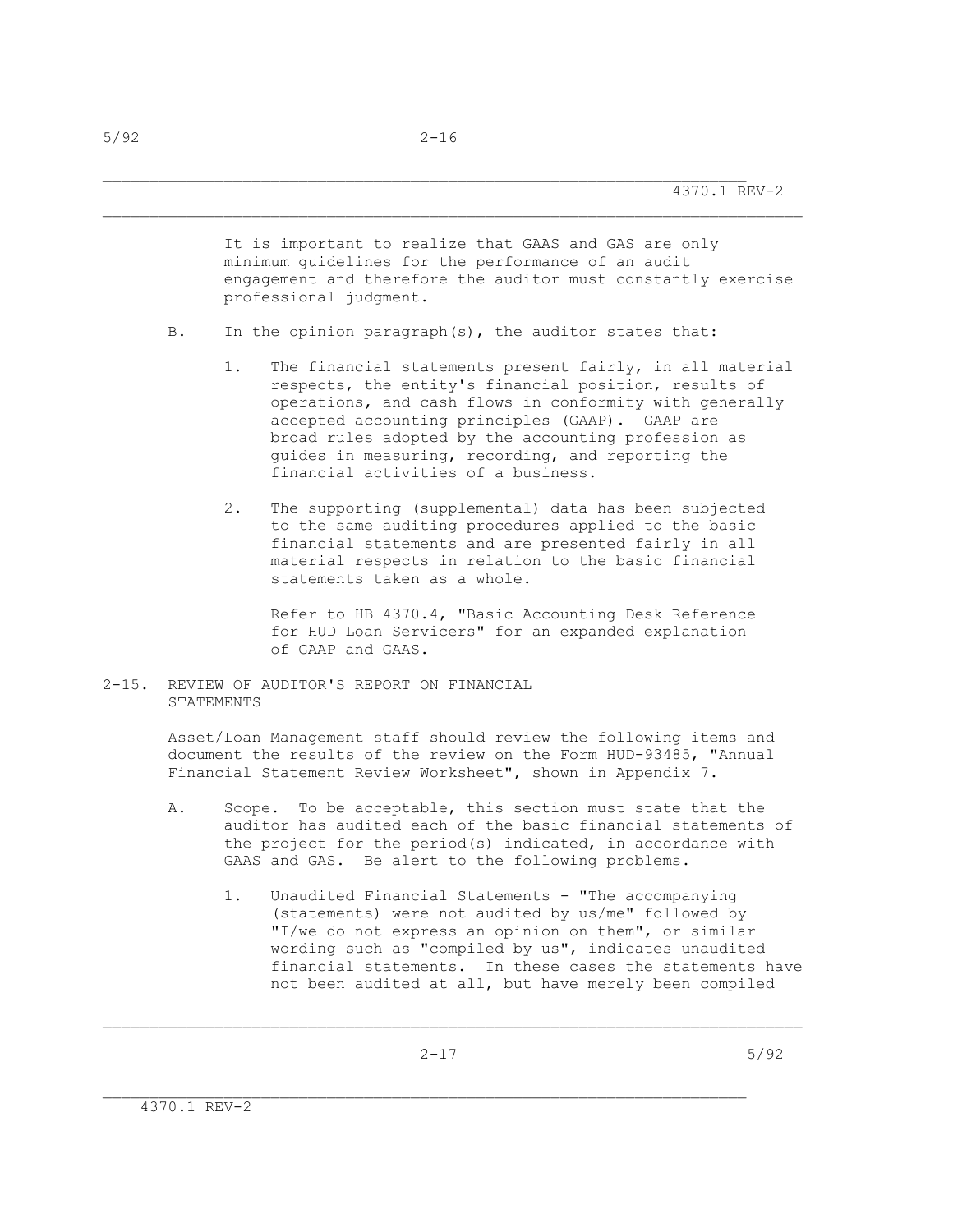It is important to realize that GAAS and GAS are only minimum guidelines for the performance of an audit engagement and therefore the auditor must constantly exercise professional judgment.

B. In the opinion paragraph(s), the auditor states that:

1. The financial statements present fairly, in all material respects, the entity's financial position, results of operations, and cash flows in conformity with generally accepted accounting principles (GAAP). GAAP are broad rules adopted by the accounting profession as guides in measuring, recording, and reporting the financial activities of a business.

2. The supporting (supplemental) data has been subjected to the same auditing procedures applied to the basic financial statements and are presented fairly in all material respects in relation to the basic financial statements taken as a whole.

   Refer to HB 4370.4, "Basic Accounting Desk Reference for HUD Loan Servicers" for an expanded explanation of GAAP and GAAS.

## 2-15. REVIEW OF AUDITOR'S REPORT ON FINANCIAL STATEMENTS

Asset/Loan Management staff should review the following items and document the results of the review on the Form HUD-93485, "Annual Financial Statement Review Worksheet", shown in Appendix 7.

A. Scope. To be acceptable, this section must state that the auditor has audited each of the basic financial statements of the project for the period(s) indicated, in accordance with GAAS and GAS. Be alert to the following problems.

1. Unaudited Financial Statements - "The accompanying (statements) were not audited by us/me" followed by "I/we do not express an opinion on them", or similar wording such as "compiled by us", indicates unaudited financial statements. In these cases the statements have not been audited at all, but have merely been compiled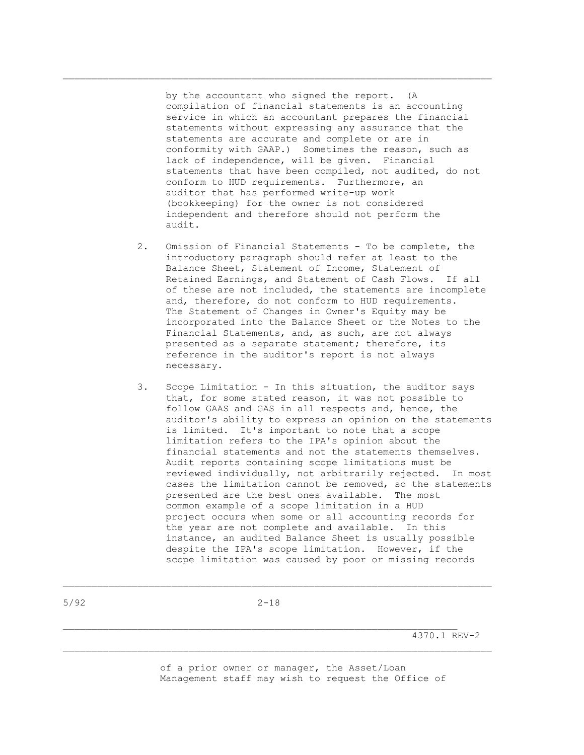by the accountant who signed the report. (A compilation of financial statements is an accounting service in which an accountant prepares the financial statements without expressing any assurance that the statements are accurate and complete or are in conformity with GAAP.) Sometimes the reason, such as lack of independence, will be given. Financial statements that have been compiled, not audited, do not conform to HUD requirements. Furthermore, an auditor that has performed write-up work (bookkeeping) for the owner is not considered independent and therefore should not perform the audit.

2. Omission of Financial Statements - To be complete, the introductory paragraph should refer at least to the Balance Sheet, Statement of Income, Statement of Retained Earnings, and Statement of Cash Flows. If all of these are not included, the statements are incomplete and, therefore, do not conform to HUD requirements. The Statement of Changes in Owner's Equity may be incorporated into the Balance Sheet or the Notes to the Financial Statements, and, as such, are not always presented as a separate statement; therefore, its reference in the auditor's report is not always necessary.

3. Scope Limitation - In this situation, the auditor says that, for some stated reason, it was not possible to follow GAAS and GAS in all respects and, hence, the auditor's ability to express an opinion on the statements is limited. It's important to note that a scope limitation refers to the IPA's opinion about the financial statements and not the statements themselves. Audit reports containing scope limitations must be reviewed individually, not arbitrarily rejected. In most cases the limitation cannot be removed, so the statements presented are the best ones available. The most common example of a scope limitation in a HUD project occurs when some or all accounting records for the year are not complete and available. In this instance, an audited Balance Sheet is usually possible despite the IPA's scope limitation. However, if the scope limitation was caused by poor or missing records of a prior owner or manager, the Asset/Loan Management staff may wish to request the Office of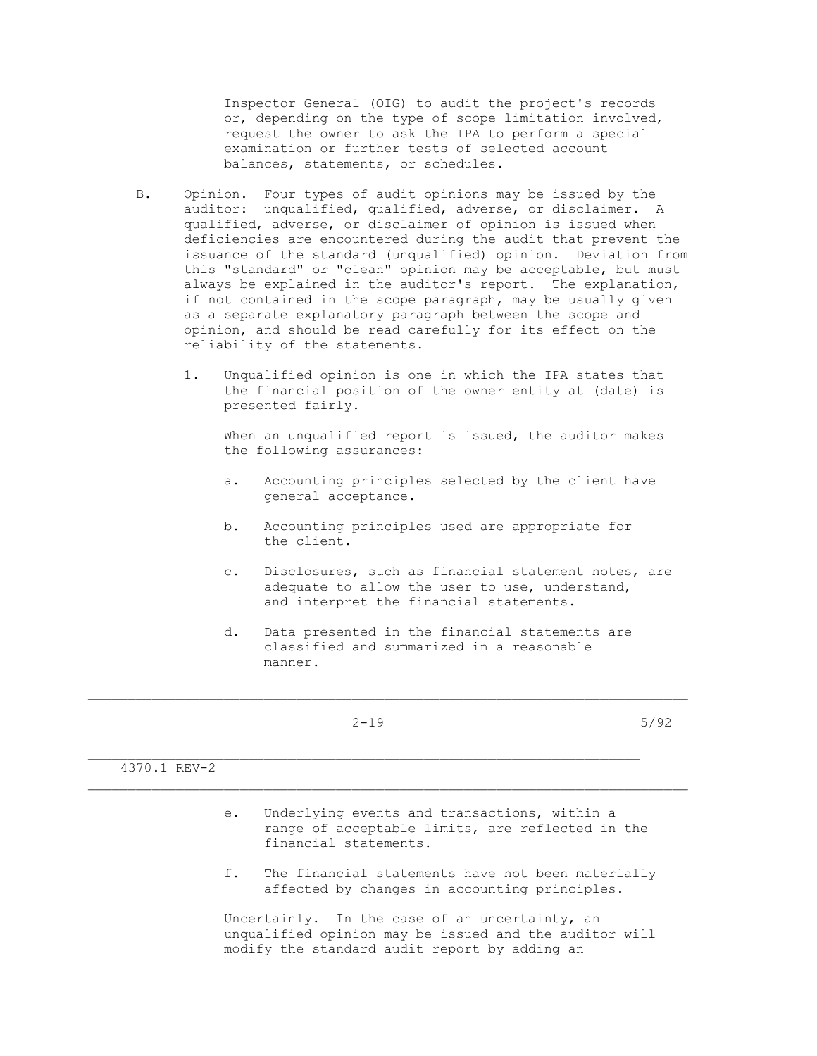Inspector General (OIG) to audit the project's records or, depending on the type of scope limitation involved, request the owner to ask the IPA to perform a special examination or further tests of selected account balances, statements, or schedules.

B. Opinion. Four types of audit opinions may be issued by the auditor: unqualified, qualified, adverse, or disclaimer. A qualified, adverse, or disclaimer of opinion is issued when deficiencies are encountered during the audit that prevent the issuance of the standard (unqualified) opinion. Deviation from this "standard" or "clean" opinion may be acceptable, but must always be explained in the auditor's report. The explanation, if not contained in the scope paragraph, may be usually given as a separate explanatory paragraph between the scope and opinion, and should be read carefully for its effect on the reliability of the statements.

1. Unqualified opinion is one in which the IPA states that the financial position of the owner entity at (date) is presented fairly.

   When an unqualified report is issued, the auditor makes the following assurances:

   a. Accounting principles selected by the client have general acceptance.

   b. Accounting principles used are appropriate for the client.

   c. Disclosures, such as financial statement notes, are adequate to allow the user to use, understand, and interpret the financial statements.

   d. Data presented in the financial statements are classified and summarized in a reasonable manner.

   e. Underlying events and transactions, within a range of acceptable limits, are reflected in the financial statements.

   f. The financial statements have not been materially affected by changes in accounting principles.

   Uncertainly. In the case of an uncertainty, an unqualified opinion may be issued and the auditor will modify the standard audit report by adding an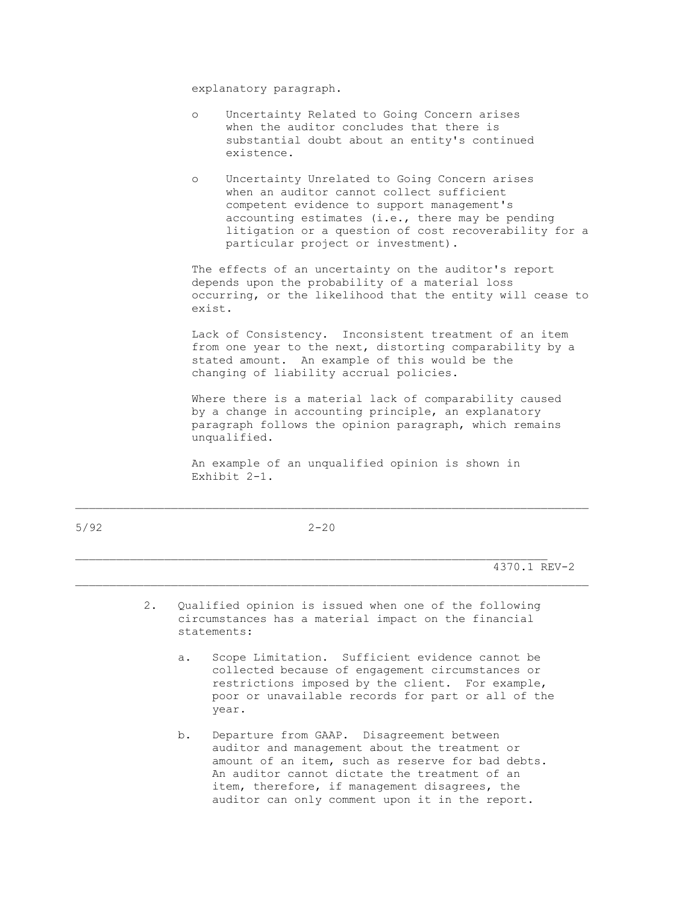explanatory paragraph.

- Uncertainty Related to Going Concern arises when the auditor concludes that there is substantial doubt about an entity's continued existence.

- Uncertainty Unrelated to Going Concern arises when an auditor cannot collect sufficient competent evidence to support management's accounting estimates (i.e., there may be pending litigation or a question of cost recoverability for a particular project or investment).

The effects of an uncertainty on the auditor's report depends upon the probability of a material loss occurring, or the likelihood that the entity will cease to exist.

Lack of Consistency. Inconsistent treatment of an item from one year to the next, distorting comparability by a stated amount. An example of this would be the changing of liability accrual policies.

Where there is a material lack of comparability caused by a change in accounting principle, an explanatory paragraph follows the opinion paragraph, which remains unqualified.

An example of an unqualified opinion is shown in Exhibit 2-1.

2. Qualified opinion is issued when one of the following circumstances has a material impact on the financial statements:

   a. Scope Limitation. Sufficient evidence cannot be collected because of engagement circumstances or restrictions imposed by the client. For example, poor or unavailable records for part or all of the year.

   b. Departure from GAAP. Disagreement between auditor and management about the treatment or amount of an item, such as reserve for bad debts. An auditor cannot dictate the treatment of an item, therefore, if management disagrees, the auditor can only comment upon it in the report.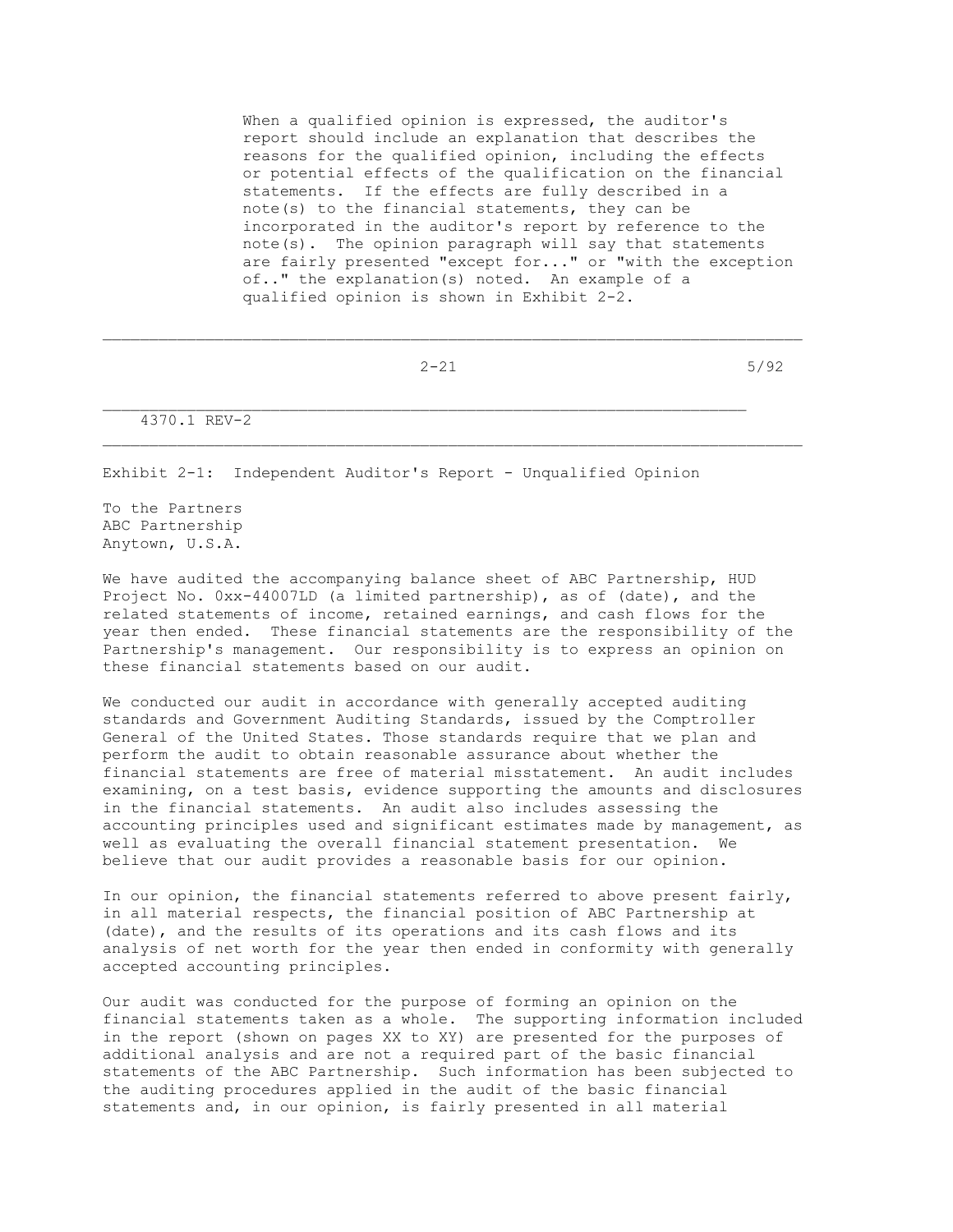When a qualified opinion is expressed, the auditor's report should include an explanation that describes the reasons for the qualified opinion, including the effects or potential effects of the qualification on the financial statements. If the effects are fully described in a note(s) to the financial statements, they can be incorporated in the auditor's report by reference to the note(s). The opinion paragraph will say that statements are fairly presented "except for..." or "with the exception of.." the explanation(s) noted. An example of a qualified opinion is shown in Exhibit 2-2.

## Exhibit 2-1: Independent Auditor's Report - Unqualified Opinion

To the Partners
ABC Partnership
Anytown, U.S.A.

We have audited the accompanying balance sheet of ABC Partnership, HUD Project No. 0xx-44007LD (a limited partnership), as of (date), and the related statements of income, retained earnings, and cash flows for the year then ended. These financial statements are the responsibility of the Partnership's management. Our responsibility is to express an opinion on these financial statements based on our audit.

We conducted our audit in accordance with generally accepted auditing standards and Government Auditing Standards, issued by the Comptroller General of the United States. Those standards require that we plan and perform the audit to obtain reasonable assurance about whether the financial statements are free of material misstatement. An audit includes examining, on a test basis, evidence supporting the amounts and disclosures in the financial statements. An audit also includes assessing the accounting principles used and significant estimates made by management, as well as evaluating the overall financial statement presentation. We believe that our audit provides a reasonable basis for our opinion.

In our opinion, the financial statements referred to above present fairly, in all material respects, the financial position of ABC Partnership at (date), and the results of its operations and its cash flows and its analysis of net worth for the year then ended in conformity with generally accepted accounting principles.

Our audit was conducted for the purpose of forming an opinion on the financial statements taken as a whole. The supporting information included in the report (shown on pages XX to XY) are presented for the purposes of additional analysis and are not a required part of the basic financial statements of the ABC Partnership. Such information has been subjected to the auditing procedures applied in the audit of the basic financial statements and, in our opinion, is fairly presented in all material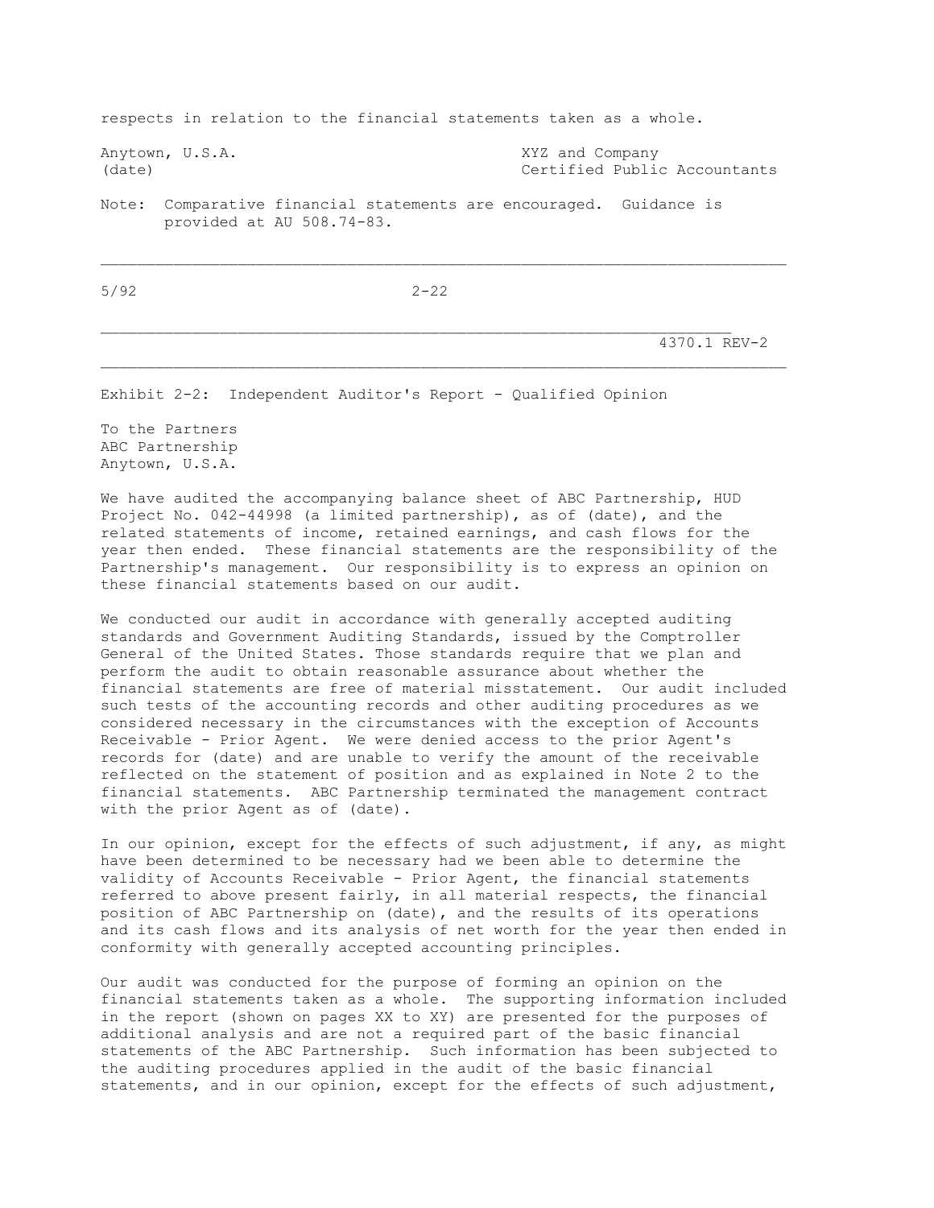respects in relation to the financial statements taken as a whole.

Anytown, U.S.A. XYZ and Company
(date) Certified Public Accountants

Note: Comparative financial statements are encouraged. Guidance is provided at AU 508.74-83.

## Exhibit 2-2: Independent Auditor's Report - Qualified Opinion

To the Partners
ABC Partnership
Anytown, U.S.A.

We have audited the accompanying balance sheet of ABC Partnership, HUD Project No. 042-44998 (a limited partnership), as of (date), and the related statements of income, retained earnings, and cash flows for the year then ended. These financial statements are the responsibility of the Partnership's management. Our responsibility is to express an opinion on these financial statements based on our audit.

We conducted our audit in accordance with generally accepted auditing standards and Government Auditing Standards, issued by the Comptroller General of the United States. Those standards require that we plan and perform the audit to obtain reasonable assurance about whether the financial statements are free of material misstatement. Our audit included such tests of the accounting records and other auditing procedures as we considered necessary in the circumstances with the exception of Accounts Receivable - Prior Agent. We were denied access to the prior Agent's records for (date) and are unable to verify the amount of the receivable reflected on the statement of position and as explained in Note 2 to the financial statements. ABC Partnership terminated the management contract with the prior Agent as of (date).

In our opinion, except for the effects of such adjustment, if any, as might have been determined to be necessary had we been able to determine the validity of Accounts Receivable - Prior Agent, the financial statements referred to above present fairly, in all material respects, the financial position of ABC Partnership on (date), and the results of its operations and its cash flows and its analysis of net worth for the year then ended in conformity with generally accepted accounting principles.

Our audit was conducted for the purpose of forming an opinion on the financial statements taken as a whole. The supporting information included in the report (shown on pages XX to XY) are presented for the purposes of additional analysis and are not a required part of the basic financial statements of the ABC Partnership. Such information has been subjected to the auditing procedures applied in the audit of the basic financial statements, and in our opinion, except for the effects of such adjustment,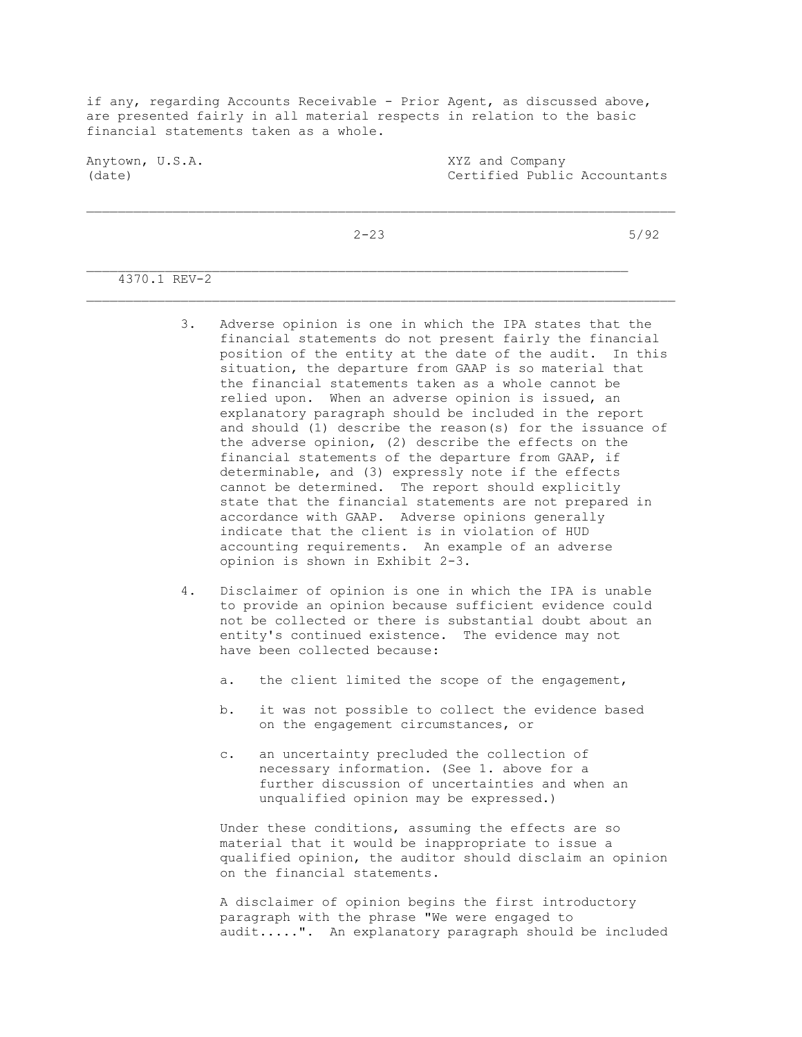if any, regarding Accounts Receivable - Prior Agent, as discussed above, are presented fairly in all material respects in relation to the basic financial statements taken as a whole.

Anytown, U.S.A. XYZ and Company
(date) Certified Public Accountants

3. Adverse opinion is one in which the IPA states that the financial statements do not present fairly the financial position of the entity at the date of the audit. In this situation, the departure from GAAP is so material that the financial statements taken as a whole cannot be relied upon. When an adverse opinion is issued, an explanatory paragraph should be included in the report and should (1) describe the reason(s) for the issuance of the adverse opinion, (2) describe the effects on the financial statements of the departure from GAAP, if determinable, and (3) expressly note if the effects cannot be determined. The report should explicitly state that the financial statements are not prepared in accordance with GAAP. Adverse opinions generally indicate that the client is in violation of HUD accounting requirements. An example of an adverse opinion is shown in Exhibit 2-3.

4. Disclaimer of opinion is one in which the IPA is unable to provide an opinion because sufficient evidence could not be collected or there is substantial doubt about an entity's continued existence. The evidence may not have been collected because:

   a. the client limited the scope of the engagement,

   b. it was not possible to collect the evidence based on the engagement circumstances, or

   c. an uncertainty precluded the collection of necessary information. (See 1. above for a further discussion of uncertainties and when an unqualified opinion may be expressed.)

   Under these conditions, assuming the effects are so material that it would be inappropriate to issue a qualified opinion, the auditor should disclaim an opinion on the financial statements.

   A disclaimer of opinion begins the first introductory paragraph with the phrase "We were engaged to audit.....". An explanatory paragraph should be included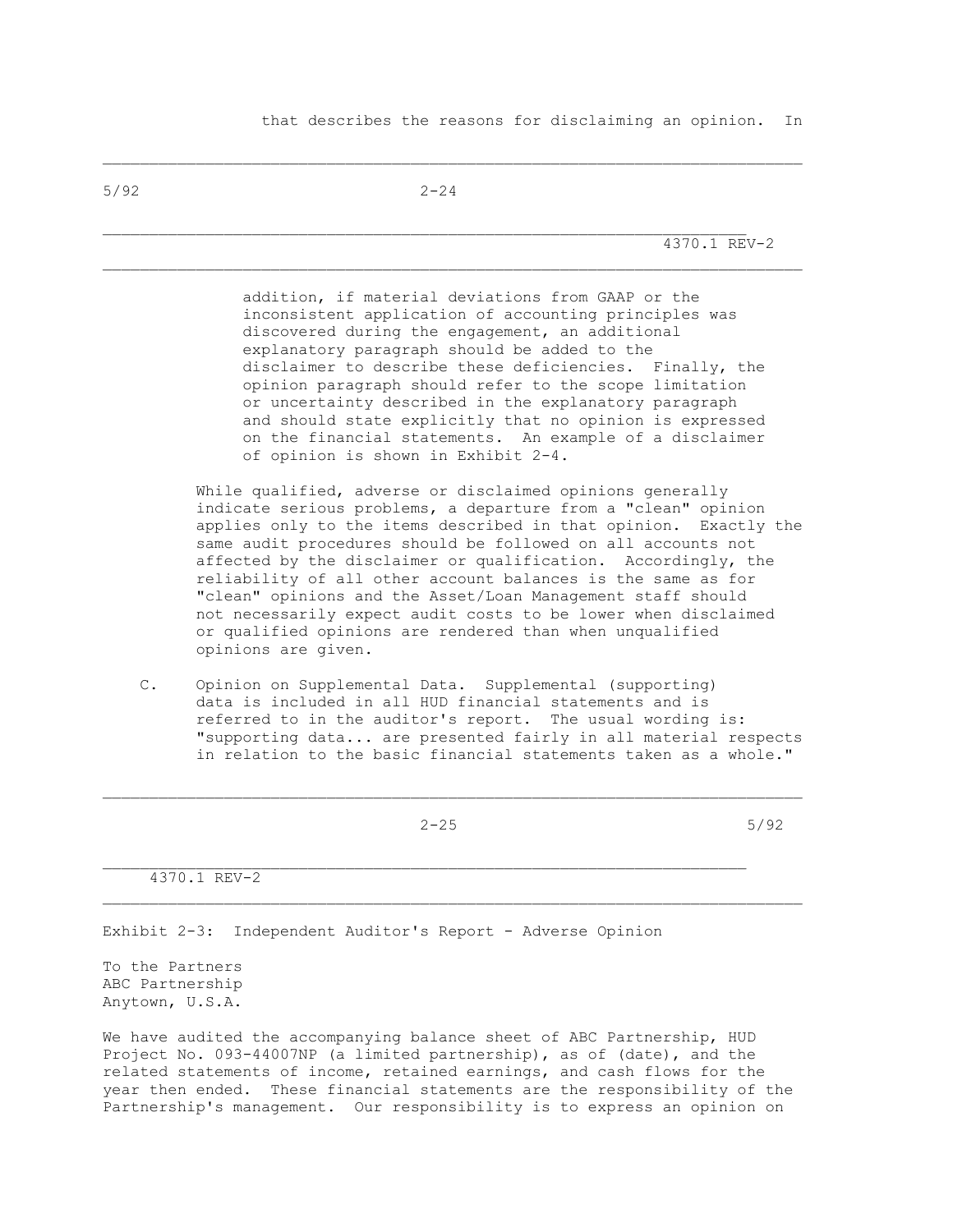that describes the reasons for disclaiming an opinion. In addition, if material deviations from GAAP or the inconsistent application of accounting principles was discovered during the engagement, an additional explanatory paragraph should be added to the disclaimer to describe these deficiencies. Finally, the opinion paragraph should refer to the scope limitation or uncertainty described in the explanatory paragraph and should state explicitly that no opinion is expressed on the financial statements. An example of a disclaimer of opinion is shown in Exhibit 2-4.

While qualified, adverse or disclaimed opinions generally indicate serious problems, a departure from a "clean" opinion applies only to the items described in that opinion. Exactly the same audit procedures should be followed on all accounts not affected by the disclaimer or qualification. Accordingly, the reliability of all other account balances is the same as for "clean" opinions and the Asset/Loan Management staff should not necessarily expect audit costs to be lower when disclaimed or qualified opinions are rendered than when unqualified opinions are given.

C. Opinion on Supplemental Data. Supplemental (supporting) data is included in all HUD financial statements and is referred to in the auditor's report. The usual wording is: "supporting data... are presented fairly in all material respects in relation to the basic financial statements taken as a whole."

## Exhibit 2-3: Independent Auditor's Report - Adverse Opinion

To the Partners
ABC Partnership
Anytown, U.S.A.

We have audited the accompanying balance sheet of ABC Partnership, HUD Project No. 093-44007NP (a limited partnership), as of (date), and the related statements of income, retained earnings, and cash flows for the year then ended. These financial statements are the responsibility of the Partnership's management. Our responsibility is to express an opinion on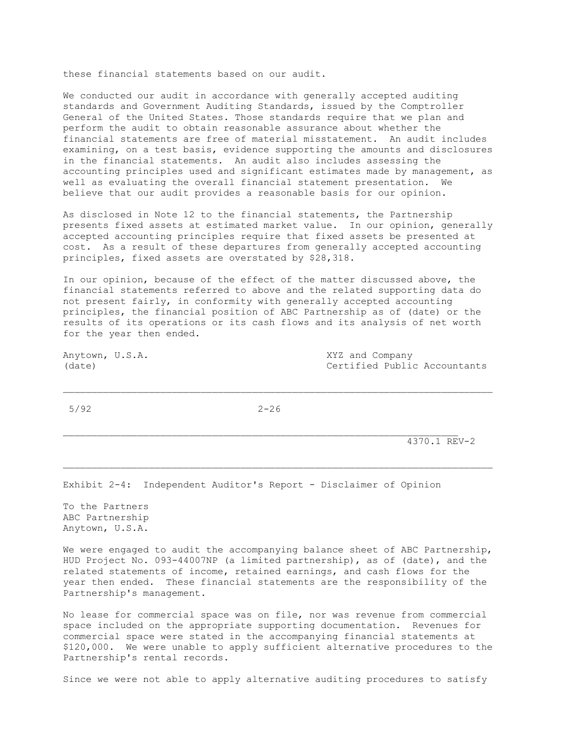these financial statements based on our audit.

We conducted our audit in accordance with generally accepted auditing standards and Government Auditing Standards, issued by the Comptroller General of the United States. Those standards require that we plan and perform the audit to obtain reasonable assurance about whether the financial statements are free of material misstatement. An audit includes examining, on a test basis, evidence supporting the amounts and disclosures in the financial statements. An audit also includes assessing the accounting principles used and significant estimates made by management, as well as evaluating the overall financial statement presentation. We believe that our audit provides a reasonable basis for our opinion.

As disclosed in Note 12 to the financial statements, the Partnership presents fixed assets at estimated market value. In our opinion, generally accepted accounting principles require that fixed assets be presented at cost. As a result of these departures from generally accepted accounting principles, fixed assets are overstated by $28,318.

In our opinion, because of the effect of the matter discussed above, the financial statements referred to above and the related supporting data do not present fairly, in conformity with generally accepted accounting principles, the financial position of ABC Partnership as of (date) or the results of its operations or its cash flows and its analysis of net worth for the year then ended.

Anytown, U.S.A. XYZ and Company
(date) Certified Public Accountants

## Exhibit 2-4: Independent Auditor's Report - Disclaimer of Opinion

To the Partners
ABC Partnership
Anytown, U.S.A.

We were engaged to audit the accompanying balance sheet of ABC Partnership, HUD Project No. 093-44007NP (a limited partnership), as of (date), and the related statements of income, retained earnings, and cash flows for the year then ended. These financial statements are the responsibility of the Partnership's management.

No lease for commercial space was on file, nor was revenue from commercial space included on the appropriate supporting documentation. Revenues for commercial space were stated in the accompanying financial statements at $120,000. We were unable to apply sufficient alternative procedures to the Partnership's rental records.

Since we were not able to apply alternative auditing procedures to satisfy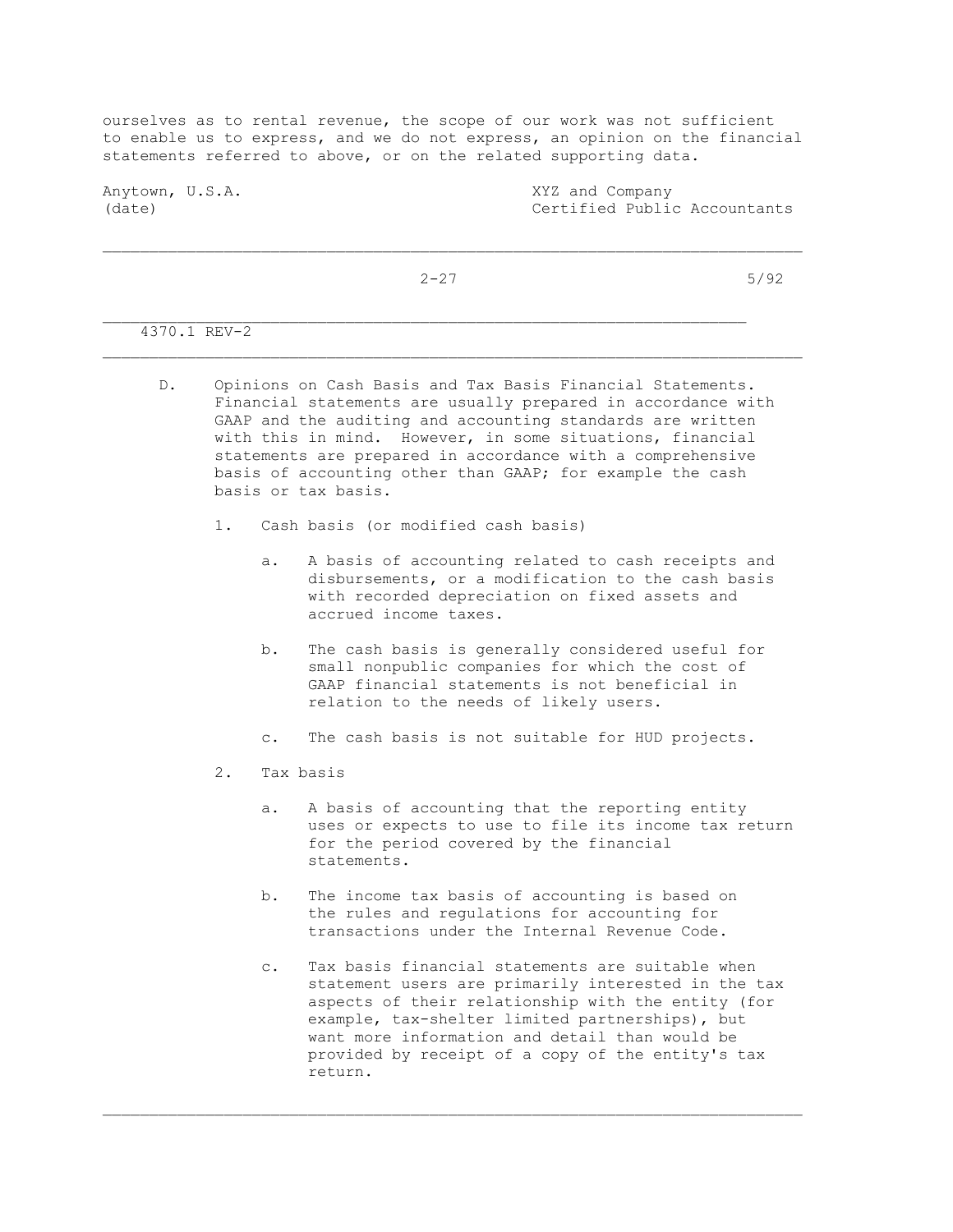ourselves as to rental revenue, the scope of our work was not sufficient to enable us to express, and we do not express, an opinion on the financial statements referred to above, or on the related supporting data.

Anytown, U.S.A.
(date)

XYZ and Company
Certified Public Accountants

---

D. Opinions on Cash Basis and Tax Basis Financial Statements. Financial statements are usually prepared in accordance with GAAP and the auditing and accounting standards are written with this in mind. However, in some situations, financial statements are prepared in accordance with a comprehensive basis of accounting other than GAAP; for example the cash basis or tax basis.

1. Cash basis (or modified cash basis)

   a. A basis of accounting related to cash receipts and disbursements, or a modification to the cash basis with recorded depreciation on fixed assets and accrued income taxes.

   b. The cash basis is generally considered useful for small nonpublic companies for which the cost of GAAP financial statements is not beneficial in relation to the needs of likely users.

   c. The cash basis is not suitable for HUD projects.

2. Tax basis

   a. A basis of accounting that the reporting entity uses or expects to use to file its income tax return for the period covered by the financial statements.

   b. The income tax basis of accounting is based on the rules and regulations for accounting for transactions under the Internal Revenue Code.

   c. Tax basis financial statements are suitable when statement users are primarily interested in the tax aspects of their relationship with the entity (for example, tax-shelter limited partnerships), but want more information and detail than would be provided by receipt of a copy of the entity's tax return.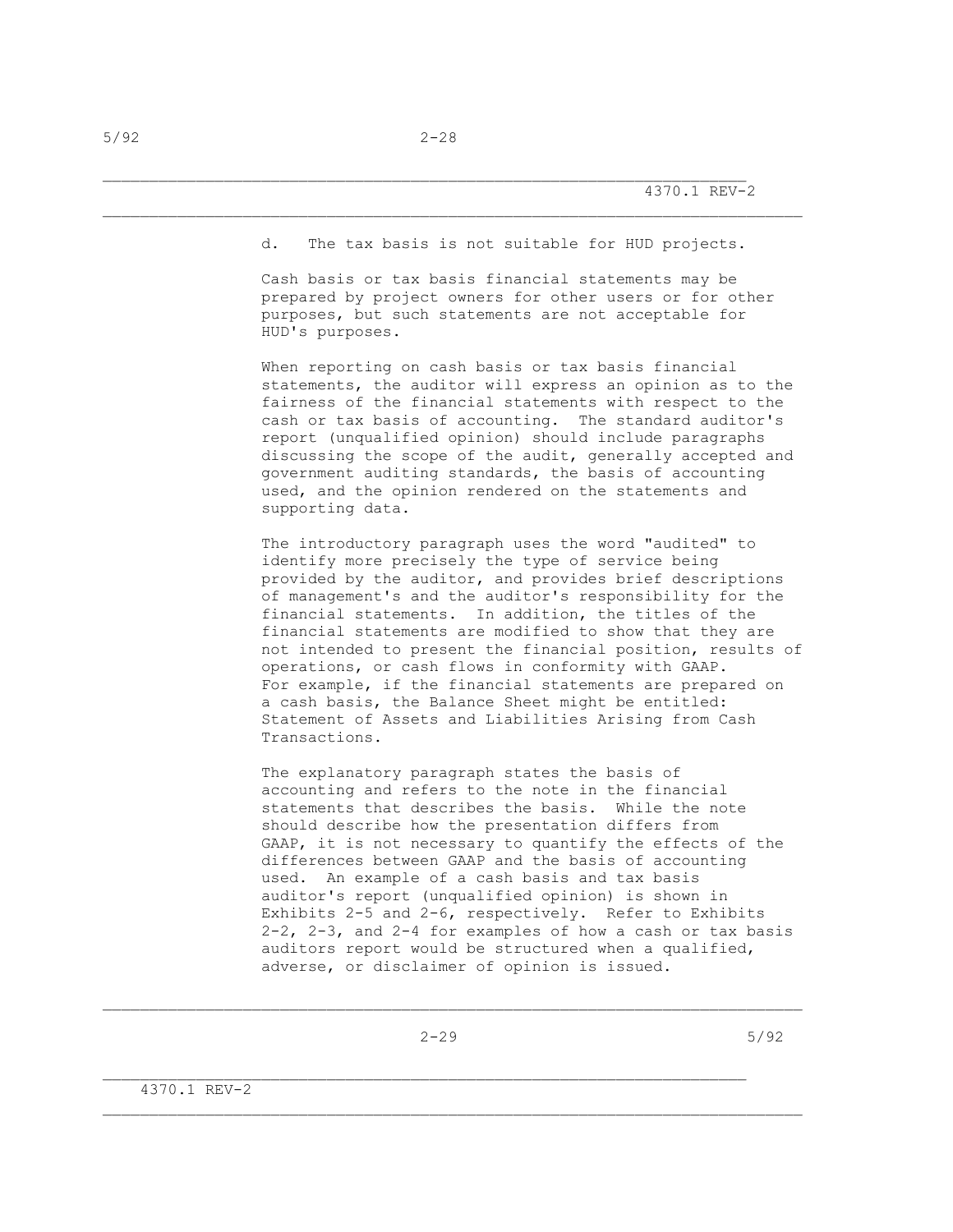d. The tax basis is not suitable for HUD projects.

Cash basis or tax basis financial statements may be prepared by project owners for other users or for other purposes, but such statements are not acceptable for HUD's purposes.

When reporting on cash basis or tax basis financial statements, the auditor will express an opinion as to the fairness of the financial statements with respect to the cash or tax basis of accounting. The standard auditor's report (unqualified opinion) should include paragraphs discussing the scope of the audit, generally accepted and government auditing standards, the basis of accounting used, and the opinion rendered on the statements and supporting data.

The introductory paragraph uses the word "audited" to identify more precisely the type of service being provided by the auditor, and provides brief descriptions of management's and the auditor's responsibility for the financial statements. In addition, the titles of the financial statements are modified to show that they are not intended to present the financial position, results of operations, or cash flows in conformity with GAAP. For example, if the financial statements are prepared on a cash basis, the Balance Sheet might be entitled: Statement of Assets and Liabilities Arising from Cash Transactions.

The explanatory paragraph states the basis of accounting and refers to the note in the financial statements that describes the basis. While the note should describe how the presentation differs from GAAP, it is not necessary to quantify the effects of the differences between GAAP and the basis of accounting used. An example of a cash basis and tax basis auditor's report (unqualified opinion) is shown in Exhibits 2-5 and 2-6, respectively. Refer to Exhibits 2-2, 2-3, and 2-4 for examples of how a cash or tax basis auditors report would be structured when a qualified, adverse, or disclaimer of opinion is issued.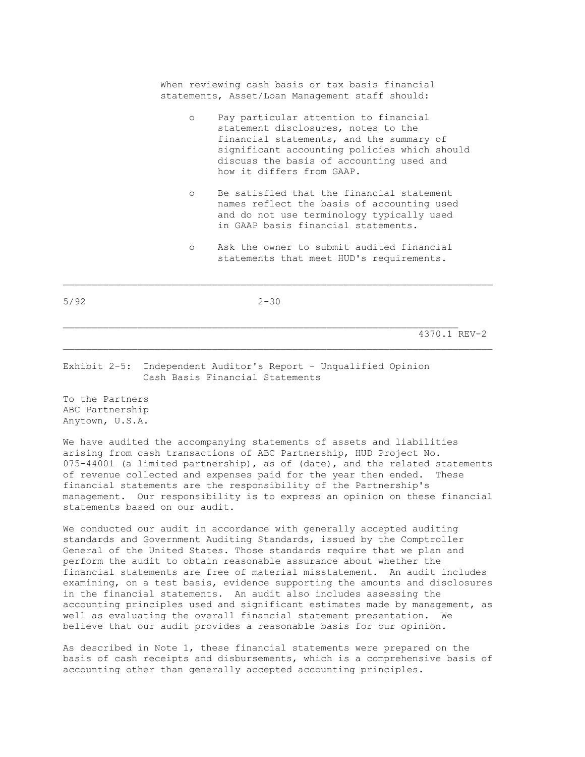When reviewing cash basis or tax basis financial statements, Asset/Loan Management staff should:

- Pay particular attention to financial statement disclosures, notes to the financial statements, and the summary of significant accounting policies which should discuss the basis of accounting used and how it differs from GAAP.

- Be satisfied that the financial statement names reflect the basis of accounting used and do not use terminology typically used in GAAP basis financial statements.

- Ask the owner to submit audited financial statements that meet HUD's requirements.

## Exhibit 2-5: Independent Auditor's Report - Unqualified Opinion Cash Basis Financial Statements

To the Partners
ABC Partnership
Anytown, U.S.A.

We have audited the accompanying statements of assets and liabilities arising from cash transactions of ABC Partnership, HUD Project No. 075-44001 (a limited partnership), as of (date), and the related statements of revenue collected and expenses paid for the year then ended. These financial statements are the responsibility of the Partnership's management. Our responsibility is to express an opinion on these financial statements based on our audit.

We conducted our audit in accordance with generally accepted auditing standards and Government Auditing Standards, issued by the Comptroller General of the United States. Those standards require that we plan and perform the audit to obtain reasonable assurance about whether the financial statements are free of material misstatement. An audit includes examining, on a test basis, evidence supporting the amounts and disclosures in the financial statements. An audit also includes assessing the accounting principles used and significant estimates made by management, as well as evaluating the overall financial statement presentation. We believe that our audit provides a reasonable basis for our opinion.

As described in Note 1, these financial statements were prepared on the basis of cash receipts and disbursements, which is a comprehensive basis of accounting other than generally accepted accounting principles.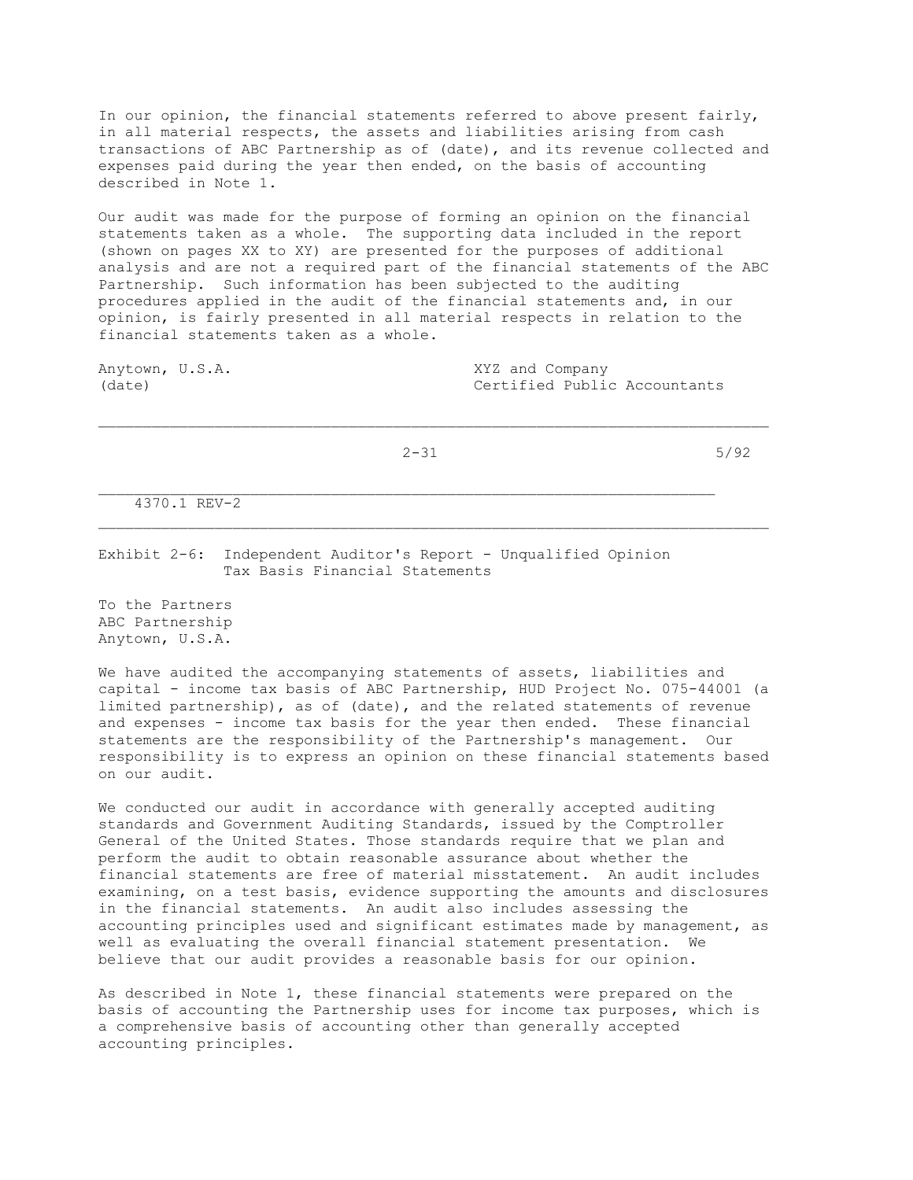In our opinion, the financial statements referred to above present fairly, in all material respects, the assets and liabilities arising from cash transactions of ABC Partnership as of (date), and its revenue collected and expenses paid during the year then ended, on the basis of accounting described in Note 1.

Our audit was made for the purpose of forming an opinion on the financial statements taken as a whole. The supporting data included in the report (shown on pages XX to XY) are presented for the purposes of additional analysis and are not a required part of the financial statements of the ABC Partnership. Such information has been subjected to the auditing procedures applied in the audit of the financial statements and, in our opinion, is fairly presented in all material respects in relation to the financial statements taken as a whole.

Anytown, U.S.A. XYZ and Company
(date) Certified Public Accountants

---

## Exhibit 2-6: Independent Auditor's Report - Unqualified Opinion Tax Basis Financial Statements

To the Partners
ABC Partnership
Anytown, U.S.A.

We have audited the accompanying statements of assets, liabilities and capital - income tax basis of ABC Partnership, HUD Project No. 075-44001 (a limited partnership), as of (date), and the related statements of revenue and expenses - income tax basis for the year then ended. These financial statements are the responsibility of the Partnership's management. Our responsibility is to express an opinion on these financial statements based on our audit.

We conducted our audit in accordance with generally accepted auditing standards and Government Auditing Standards, issued by the Comptroller General of the United States. Those standards require that we plan and perform the audit to obtain reasonable assurance about whether the financial statements are free of material misstatement. An audit includes examining, on a test basis, evidence supporting the amounts and disclosures in the financial statements. An audit also includes assessing the accounting principles used and significant estimates made by management, as well as evaluating the overall financial statement presentation. We believe that our audit provides a reasonable basis for our opinion.

As described in Note 1, these financial statements were prepared on the basis of accounting the Partnership uses for income tax purposes, which is a comprehensive basis of accounting other than generally accepted accounting principles.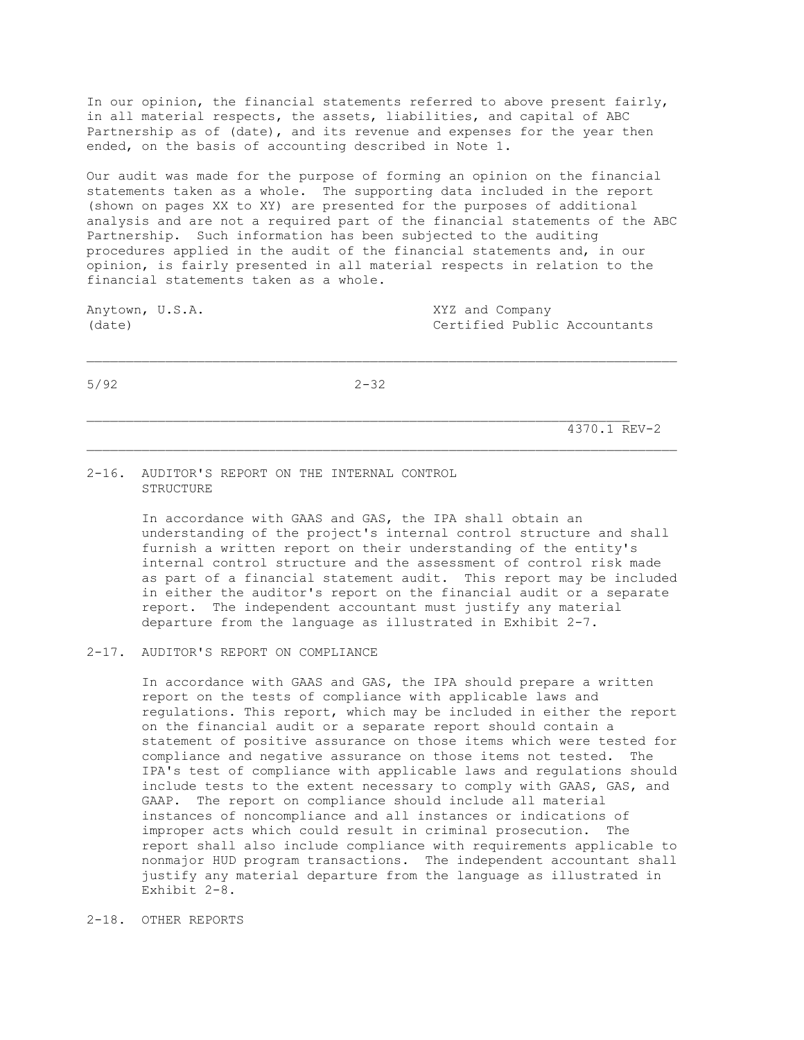In our opinion, the financial statements referred to above present fairly, in all material respects, the assets, liabilities, and capital of ABC Partnership as of (date), and its revenue and expenses for the year then ended, on the basis of accounting described in Note 1.

Our audit was made for the purpose of forming an opinion on the financial statements taken as a whole. The supporting data included in the report (shown on pages XX to XY) are presented for the purposes of additional analysis and are not a required part of the financial statements of the ABC Partnership. Such information has been subjected to the auditing procedures applied in the audit of the financial statements and, in our opinion, is fairly presented in all material respects in relation to the financial statements taken as a whole.

Anytown, U.S.A. XYZ and Company
(date) Certified Public Accountants

## 2-16. AUDITOR'S REPORT ON THE INTERNAL CONTROL STRUCTURE

In accordance with GAAS and GAS, the IPA shall obtain an understanding of the project's internal control structure and shall furnish a written report on their understanding of the entity's internal control structure and the assessment of control risk made as part of a financial statement audit. This report may be included in either the auditor's report on the financial audit or a separate report. The independent accountant must justify any material departure from the language as illustrated in Exhibit 2-7.

## 2-17. AUDITOR'S REPORT ON COMPLIANCE

In accordance with GAAS and GAS, the IPA should prepare a written report on the tests of compliance with applicable laws and regulations. This report, which may be included in either the report on the financial audit or a separate report should contain a statement of positive assurance on those items which were tested for compliance and negative assurance on those items not tested. The IPA's test of compliance with applicable laws and regulations should include tests to the extent necessary to comply with GAAS, GAS, and GAAP. The report on compliance should include all material instances of noncompliance and all instances or indications of improper acts which could result in criminal prosecution. The report shall also include compliance with requirements applicable to nonmajor HUD program transactions. The independent accountant shall justify any material departure from the language as illustrated in Exhibit 2-8.

## 2-18. OTHER REPORTS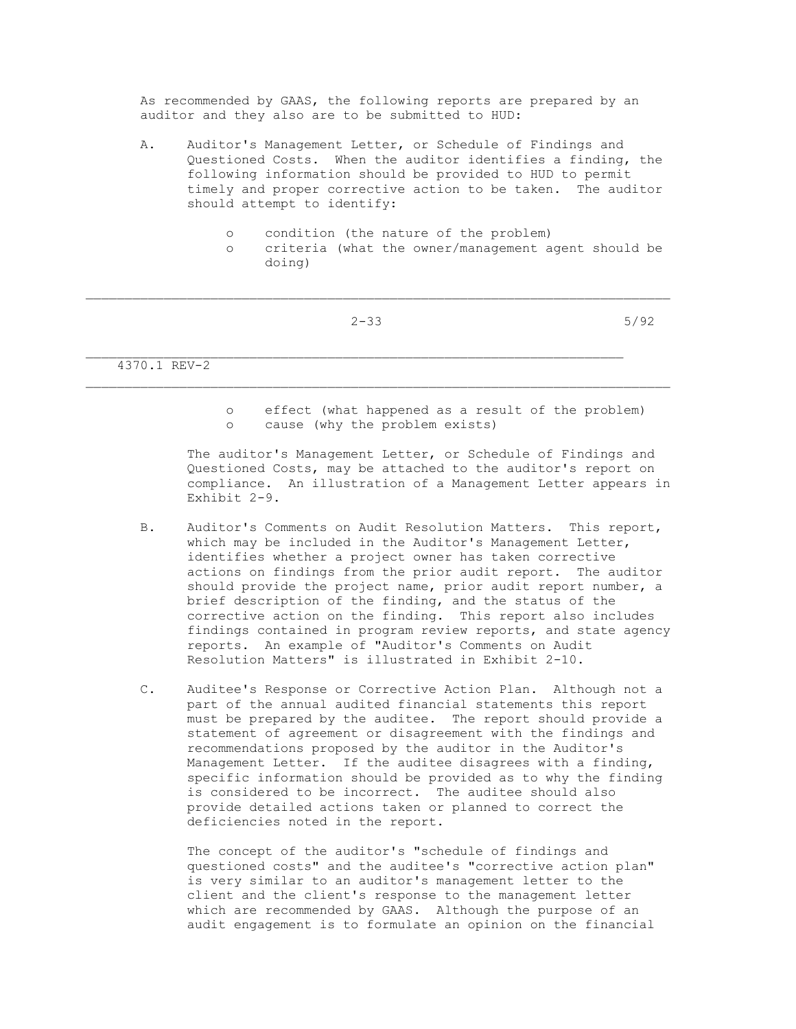As recommended by GAAS, the following reports are prepared by an auditor and they also are to be submitted to HUD:

A. Auditor's Management Letter, or Schedule of Findings and Questioned Costs. When the auditor identifies a finding, the following information should be provided to HUD to permit timely and proper corrective action to be taken. The auditor should attempt to identify:

   - condition (the nature of the problem)
   - criteria (what the owner/management agent should be doing)
   - effect (what happened as a result of the problem)
   - cause (why the problem exists)

   The auditor's Management Letter, or Schedule of Findings and Questioned Costs, may be attached to the auditor's report on compliance. An illustration of a Management Letter appears in Exhibit 2-9.

B. Auditor's Comments on Audit Resolution Matters. This report, which may be included in the Auditor's Management Letter, identifies whether a project owner has taken corrective actions on findings from the prior audit report. The auditor should provide the project name, prior audit report number, a brief description of the finding, and the status of the corrective action on the finding. This report also includes findings contained in program review reports, and state agency reports. An example of "Auditor's Comments on Audit Resolution Matters" is illustrated in Exhibit 2-10.

C. Auditee's Response or Corrective Action Plan. Although not a part of the annual audited financial statements this report must be prepared by the auditee. The report should provide a statement of agreement or disagreement with the findings and recommendations proposed by the auditor in the Auditor's Management Letter. If the auditee disagrees with a finding, specific information should be provided as to why the finding is considered to be incorrect. The auditee should also provide detailed actions taken or planned to correct the deficiencies noted in the report.

   The concept of the auditor's "schedule of findings and questioned costs" and the auditee's "corrective action plan" is very similar to an auditor's management letter to the client and the client's response to the management letter which are recommended by GAAS. Although the purpose of an audit engagement is to formulate an opinion on the financial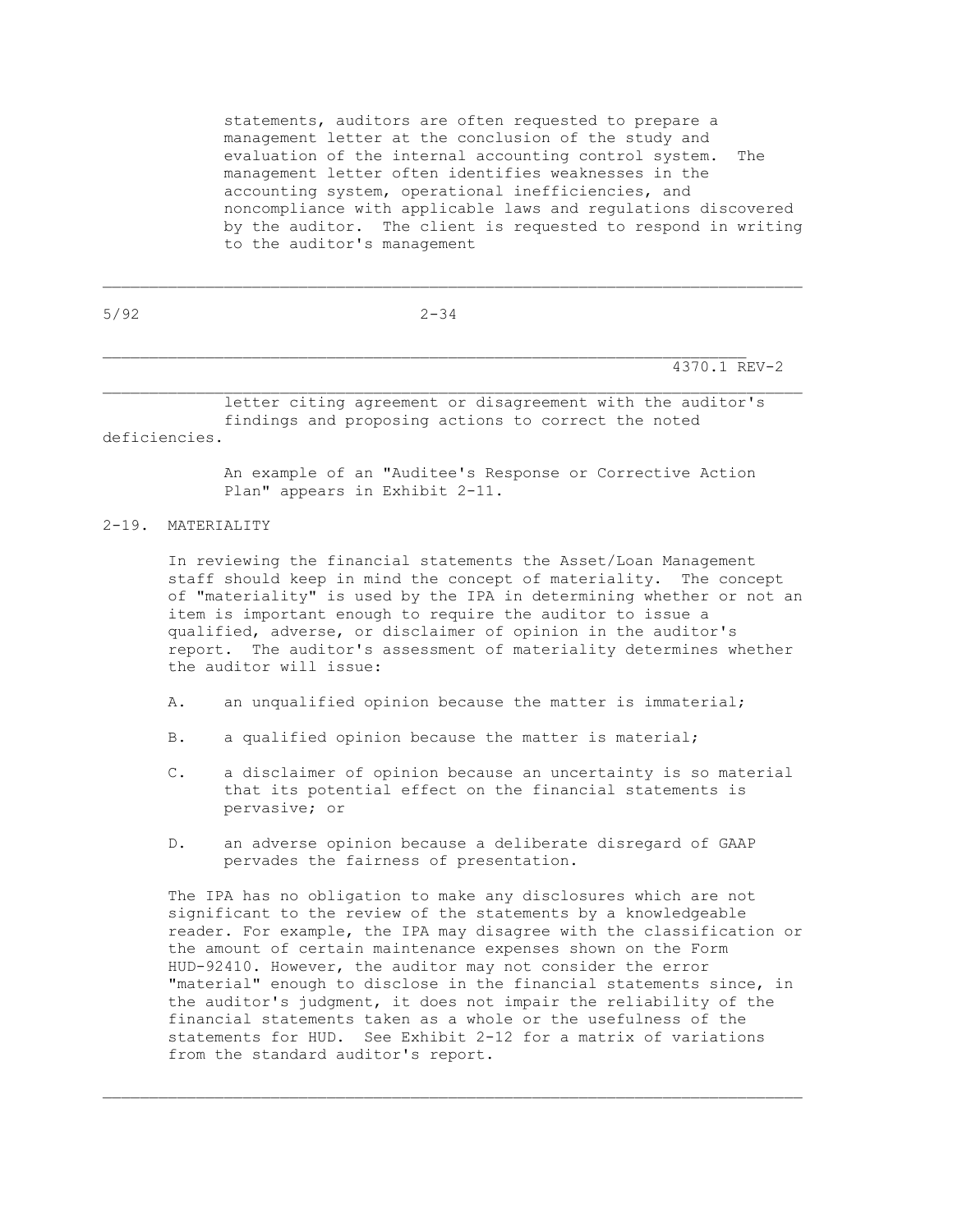statements, auditors are often requested to prepare a management letter at the conclusion of the study and evaluation of the internal accounting control system. The management letter often identifies weaknesses in the accounting system, operational inefficiencies, and noncompliance with applicable laws and regulations discovered by the auditor. The client is requested to respond in writing to the auditor's management letter citing agreement or disagreement with the auditor's findings and proposing actions to correct the noted deficiencies.

An example of an "Auditee's Response or Corrective Action Plan" appears in Exhibit 2-11.

## 2-19. MATERIALITY

In reviewing the financial statements the Asset/Loan Management staff should keep in mind the concept of materiality. The concept of "materiality" is used by the IPA in determining whether or not an item is important enough to require the auditor to issue a qualified, adverse, or disclaimer of opinion in the auditor's report. The auditor's assessment of materiality determines whether the auditor will issue:

A. an unqualified opinion because the matter is immaterial;

B. a qualified opinion because the matter is material;

C. a disclaimer of opinion because an uncertainty is so material that its potential effect on the financial statements is pervasive; or

D. an adverse opinion because a deliberate disregard of GAAP pervades the fairness of presentation.

The IPA has no obligation to make any disclosures which are not significant to the review of the statements by a knowledgeable reader. For example, the IPA may disagree with the classification or the amount of certain maintenance expenses shown on the Form HUD-92410. However, the auditor may not consider the error "material" enough to disclose in the financial statements since, in the auditor's judgment, it does not impair the reliability of the financial statements taken as a whole or the usefulness of the statements for HUD. See Exhibit 2-12 for a matrix of variations from the standard auditor's report.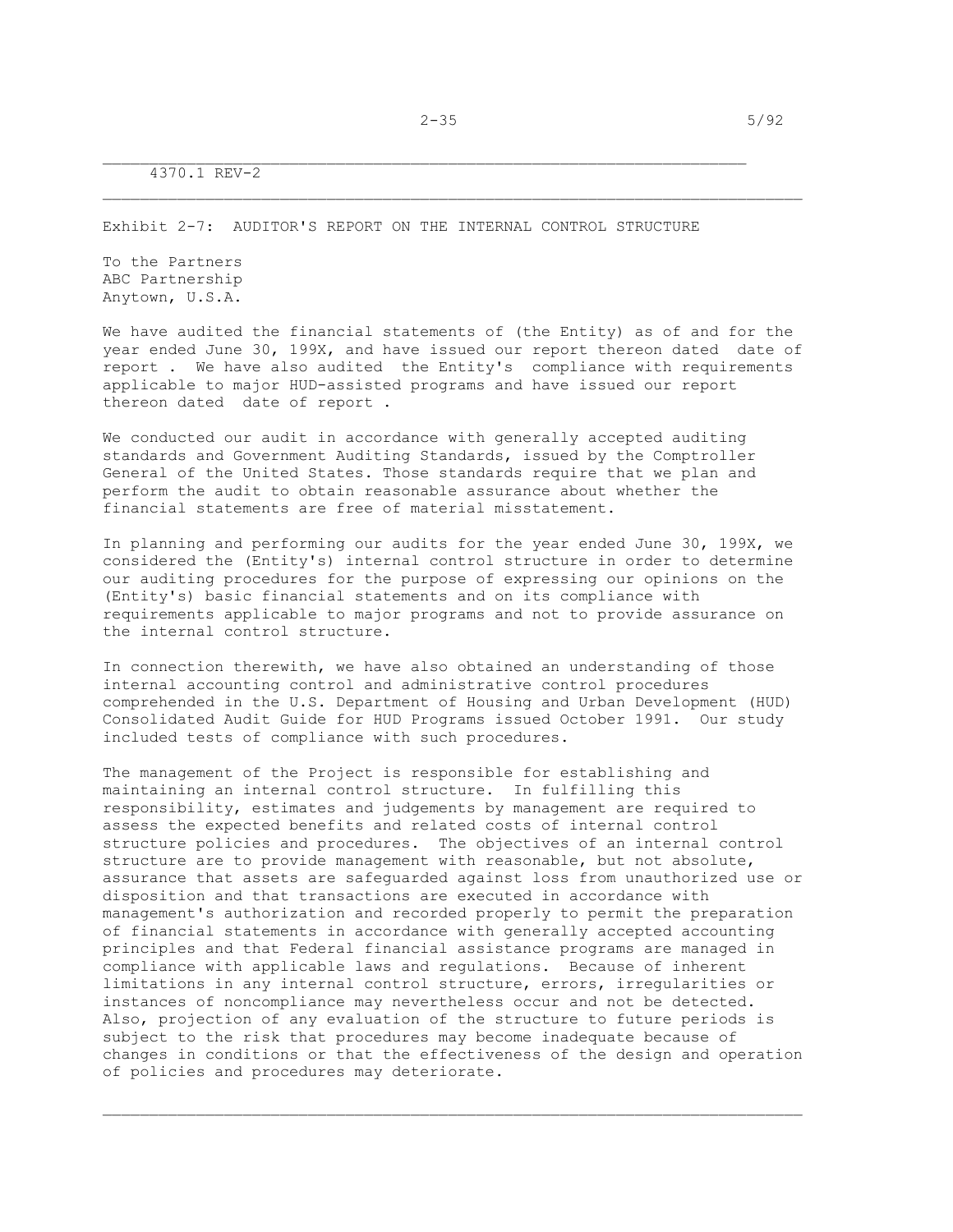Exhibit 2-7: AUDITOR'S REPORT ON THE INTERNAL CONTROL STRUCTURE

To the Partners
ABC Partnership
Anytown, U.S.A.

We have audited the financial statements of (the Entity) as of and for the year ended June 30, 199X, and have issued our report thereon dated date of report . We have also audited the Entity's compliance with requirements applicable to major HUD-assisted programs and have issued our report thereon dated date of report .

We conducted our audit in accordance with generally accepted auditing standards and Government Auditing Standards, issued by the Comptroller General of the United States. Those standards require that we plan and perform the audit to obtain reasonable assurance about whether the financial statements are free of material misstatement.

In planning and performing our audits for the year ended June 30, 199X, we considered the (Entity's) internal control structure in order to determine our auditing procedures for the purpose of expressing our opinions on the (Entity's) basic financial statements and on its compliance with requirements applicable to major programs and not to provide assurance on the internal control structure.

In connection therewith, we have also obtained an understanding of those internal accounting control and administrative control procedures comprehended in the U.S. Department of Housing and Urban Development (HUD) Consolidated Audit Guide for HUD Programs issued October 1991. Our study included tests of compliance with such procedures.

The management of the Project is responsible for establishing and maintaining an internal control structure. In fulfilling this responsibility, estimates and judgements by management are required to assess the expected benefits and related costs of internal control structure policies and procedures. The objectives of an internal control structure are to provide management with reasonable, but not absolute, assurance that assets are safeguarded against loss from unauthorized use or disposition and that transactions are executed in accordance with management's authorization and recorded properly to permit the preparation of financial statements in accordance with generally accepted accounting principles and that Federal financial assistance programs are managed in compliance with applicable laws and regulations. Because of inherent limitations in any internal control structure, errors, irregularities or instances of noncompliance may nevertheless occur and not be detected. Also, projection of any evaluation of the structure to future periods is subject to the risk that procedures may become inadequate because of changes in conditions or that the effectiveness of the design and operation of policies and procedures may deteriorate.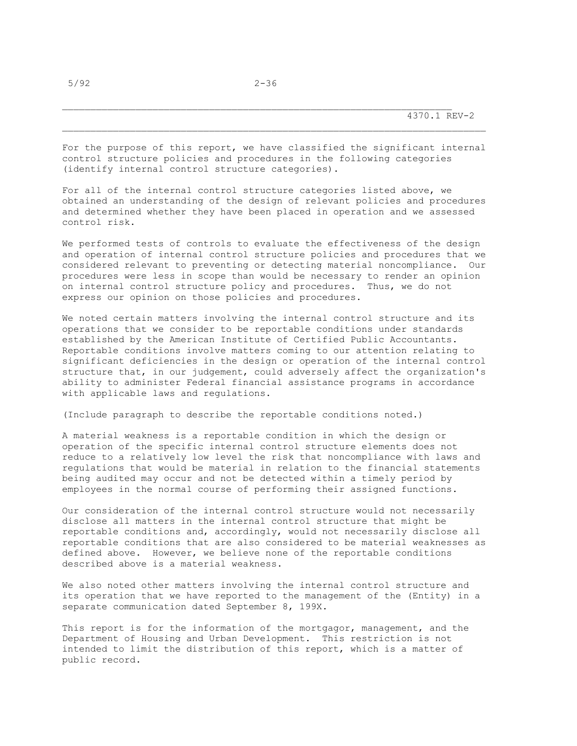For the purpose of this report, we have classified the significant internal control structure policies and procedures in the following categories (identify internal control structure categories).

For all of the internal control structure categories listed above, we obtained an understanding of the design of relevant policies and procedures and determined whether they have been placed in operation and we assessed control risk.

We performed tests of controls to evaluate the effectiveness of the design and operation of internal control structure policies and procedures that we considered relevant to preventing or detecting material noncompliance. Our procedures were less in scope than would be necessary to render an opinion on internal control structure policy and procedures. Thus, we do not express our opinion on those policies and procedures.

We noted certain matters involving the internal control structure and its operations that we consider to be reportable conditions under standards established by the American Institute of Certified Public Accountants. Reportable conditions involve matters coming to our attention relating to significant deficiencies in the design or operation of the internal control structure that, in our judgement, could adversely affect the organization's ability to administer Federal financial assistance programs in accordance with applicable laws and regulations.

(Include paragraph to describe the reportable conditions noted.)

A material weakness is a reportable condition in which the design or operation of the specific internal control structure elements does not reduce to a relatively low level the risk that noncompliance with laws and regulations that would be material in relation to the financial statements being audited may occur and not be detected within a timely period by employees in the normal course of performing their assigned functions.

Our consideration of the internal control structure would not necessarily disclose all matters in the internal control structure that might be reportable conditions and, accordingly, would not necessarily disclose all reportable conditions that are also considered to be material weaknesses as defined above. However, we believe none of the reportable conditions described above is a material weakness.

We also noted other matters involving the internal control structure and its operation that we have reported to the management of the (Entity) in a separate communication dated September 8, 199X.

This report is for the information of the mortgagor, management, and the Department of Housing and Urban Development. This restriction is not intended to limit the distribution of this report, which is a matter of public record.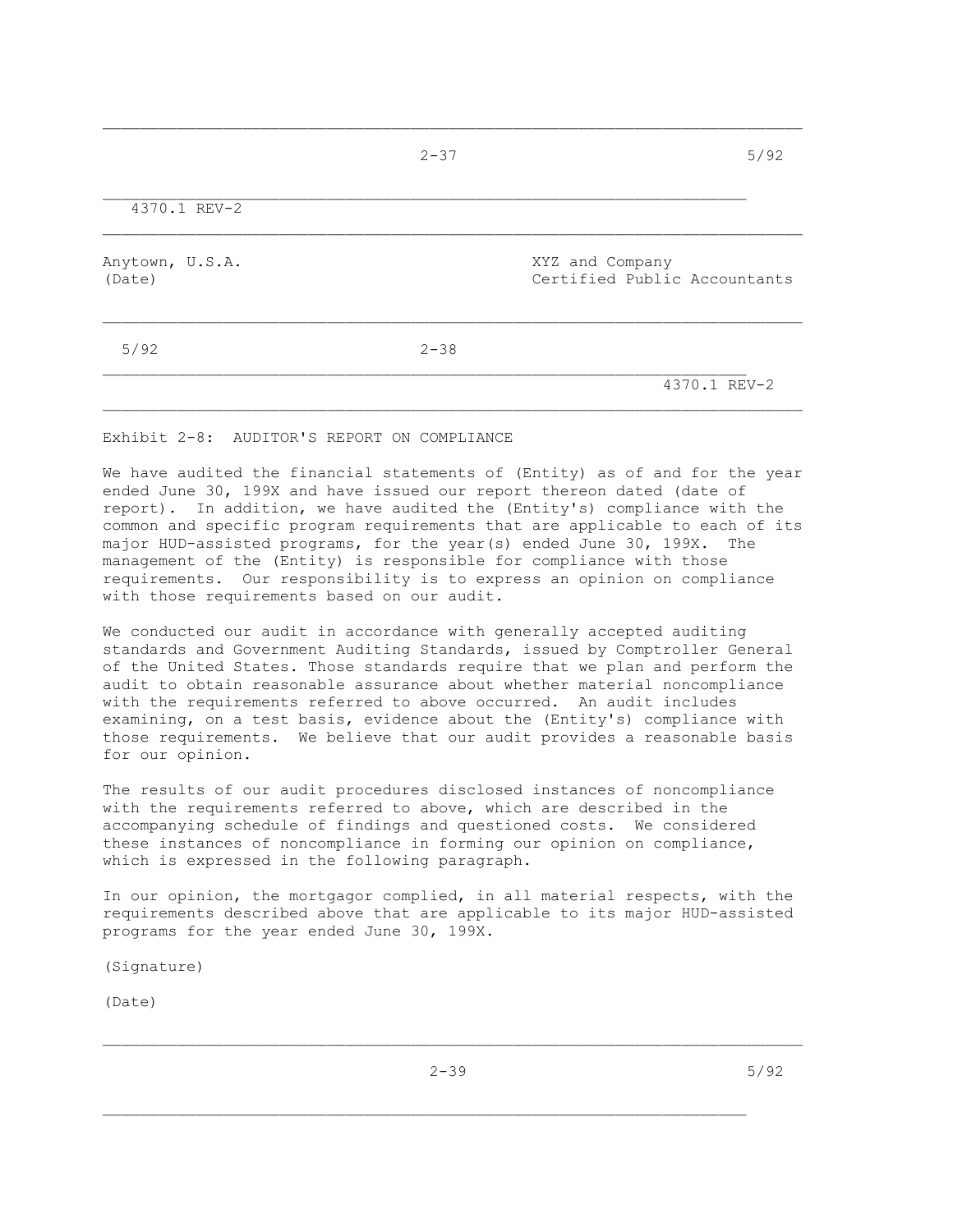Anytown, U.S.A.  
(Date)

XYZ and Company  
Certified Public Accountants

## Exhibit 2-8: AUDITOR'S REPORT ON COMPLIANCE

We have audited the financial statements of (Entity) as of and for the year ended June 30, 199X and have issued our report thereon dated (date of report). In addition, we have audited the (Entity's) compliance with the common and specific program requirements that are applicable to each of its major HUD-assisted programs, for the year(s) ended June 30, 199X. The management of the (Entity) is responsible for compliance with those requirements. Our responsibility is to express an opinion on compliance with those requirements based on our audit.

We conducted our audit in accordance with generally accepted auditing standards and Government Auditing Standards, issued by Comptroller General of the United States. Those standards require that we plan and perform the audit to obtain reasonable assurance about whether material noncompliance with the requirements referred to above occurred. An audit includes examining, on a test basis, evidence about the (Entity's) compliance with those requirements. We believe that our audit provides a reasonable basis for our opinion.

The results of our audit procedures disclosed instances of noncompliance with the requirements referred to above, which are described in the accompanying schedule of findings and questioned costs. We considered these instances of noncompliance in forming our opinion on compliance, which is expressed in the following paragraph.

In our opinion, the mortgagor complied, in all material respects, with the requirements described above that are applicable to its major HUD-assisted programs for the year ended June 30, 199X.

(Signature)

(Date)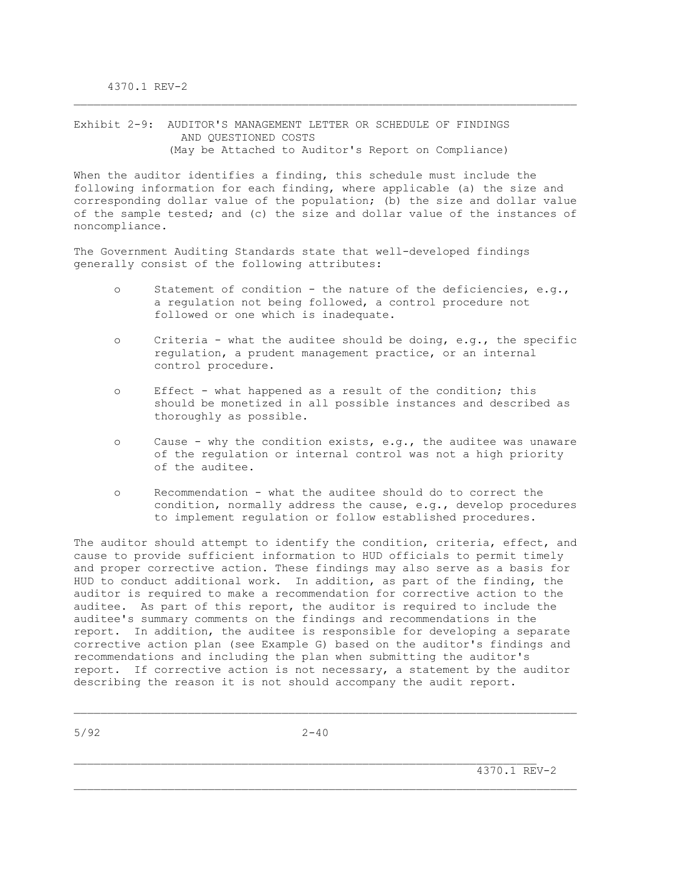## Exhibit 2-9: AUDITOR'S MANAGEMENT LETTER OR SCHEDULE OF FINDINGS AND QUESTIONED COSTS
(May be Attached to Auditor's Report on Compliance)

When the auditor identifies a finding, this schedule must include the following information for each finding, where applicable (a) the size and corresponding dollar value of the population; (b) the size and dollar value of the sample tested; and (c) the size and dollar value of the instances of noncompliance.

The Government Auditing Standards state that well-developed findings generally consist of the following attributes:

- Statement of condition - the nature of the deficiencies, e.g., a regulation not being followed, a control procedure not followed or one which is inadequate.

- Criteria - what the auditee should be doing, e.g., the specific regulation, a prudent management practice, or an internal control procedure.

- Effect - what happened as a result of the condition; this should be monetized in all possible instances and described as thoroughly as possible.

- Cause - why the condition exists, e.g., the auditee was unaware of the regulation or internal control was not a high priority of the auditee.

- Recommendation - what the auditee should do to correct the condition, normally address the cause, e.g., develop procedures to implement regulation or follow established procedures.

The auditor should attempt to identify the condition, criteria, effect, and cause to provide sufficient information to HUD officials to permit timely and proper corrective action. These findings may also serve as a basis for HUD to conduct additional work. In addition, as part of the finding, the auditor is required to make a recommendation for corrective action to the auditee. As part of this report, the auditor is required to include the auditee's summary comments on the findings and recommendations in the report. In addition, the auditee is responsible for developing a separate corrective action plan (see Example G) based on the auditor's findings and recommendations and including the plan when submitting the auditor's report. If corrective action is not necessary, a statement by the auditor describing the reason it is not should accompany the audit report.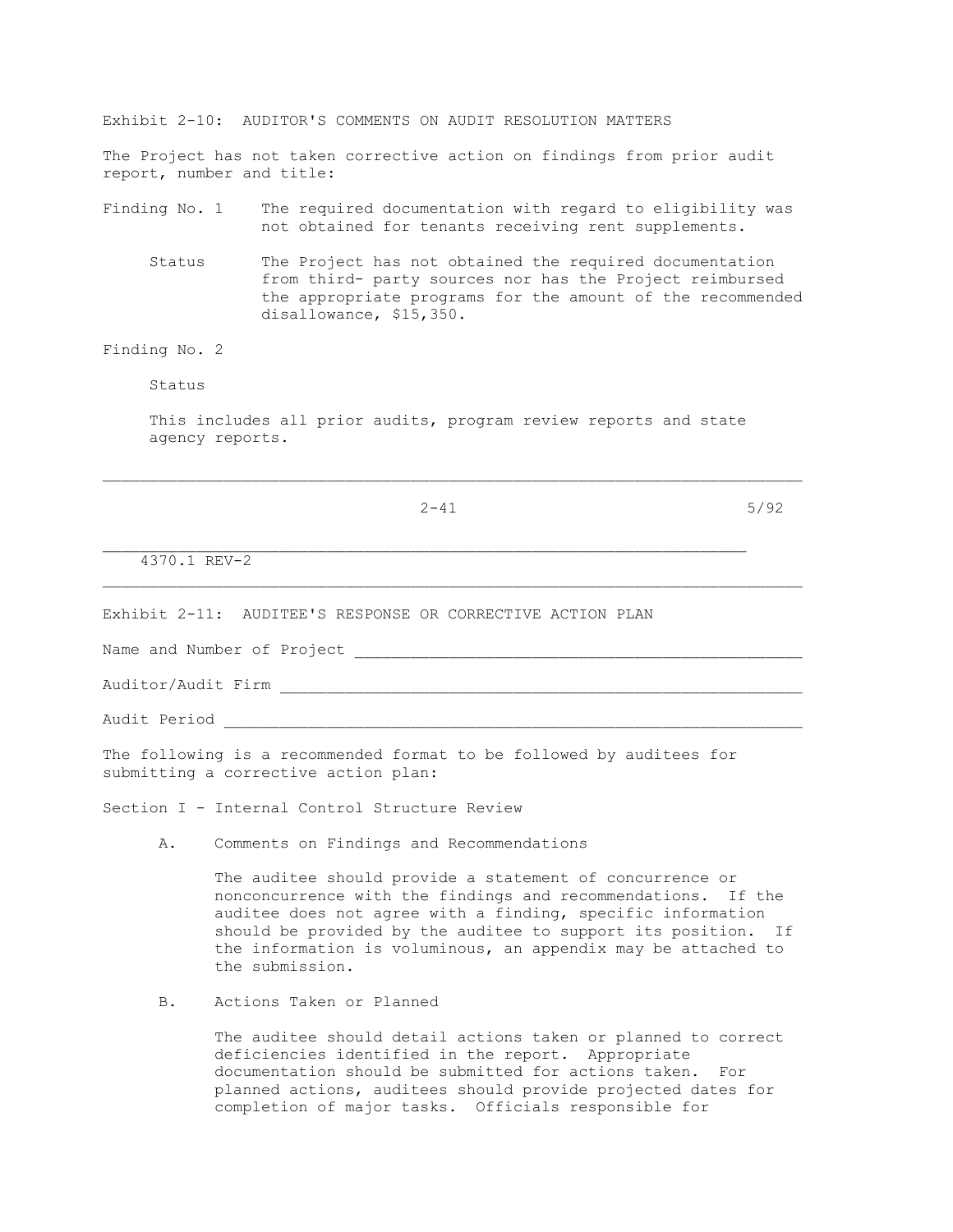Exhibit 2-10: AUDITOR'S COMMENTS ON AUDIT RESOLUTION MATTERS

The Project has not taken corrective action on findings from prior audit report, number and title:

Finding No. 1 — The required documentation with regard to eligibility was not obtained for tenants receiving rent supplements.

Status — The Project has not obtained the required documentation from third- party sources nor has the Project reimbursed the appropriate programs for the amount of the recommended disallowance, $15,350.

Finding No. 2

Status

This includes all prior audits, program review reports and state agency reports.

---

Exhibit 2-11: AUDITEE'S RESPONSE OR CORRECTIVE ACTION PLAN

Name and Number of Project ______________________________

Auditor/Audit Firm ______________________________

Audit Period ______________________________

The following is a recommended format to be followed by auditees for submitting a corrective action plan:

Section I - Internal Control Structure Review

A. Comments on Findings and Recommendations

The auditee should provide a statement of concurrence or nonconcurrence with the findings and recommendations. If the auditee does not agree with a finding, specific information should be provided by the auditee to support its position. If the information is voluminous, an appendix may be attached to the submission.

B. Actions Taken or Planned

The auditee should detail actions taken or planned to correct deficiencies identified in the report. Appropriate documentation should be submitted for actions taken. For planned actions, auditees should provide projected dates for completion of major tasks. Officials responsible for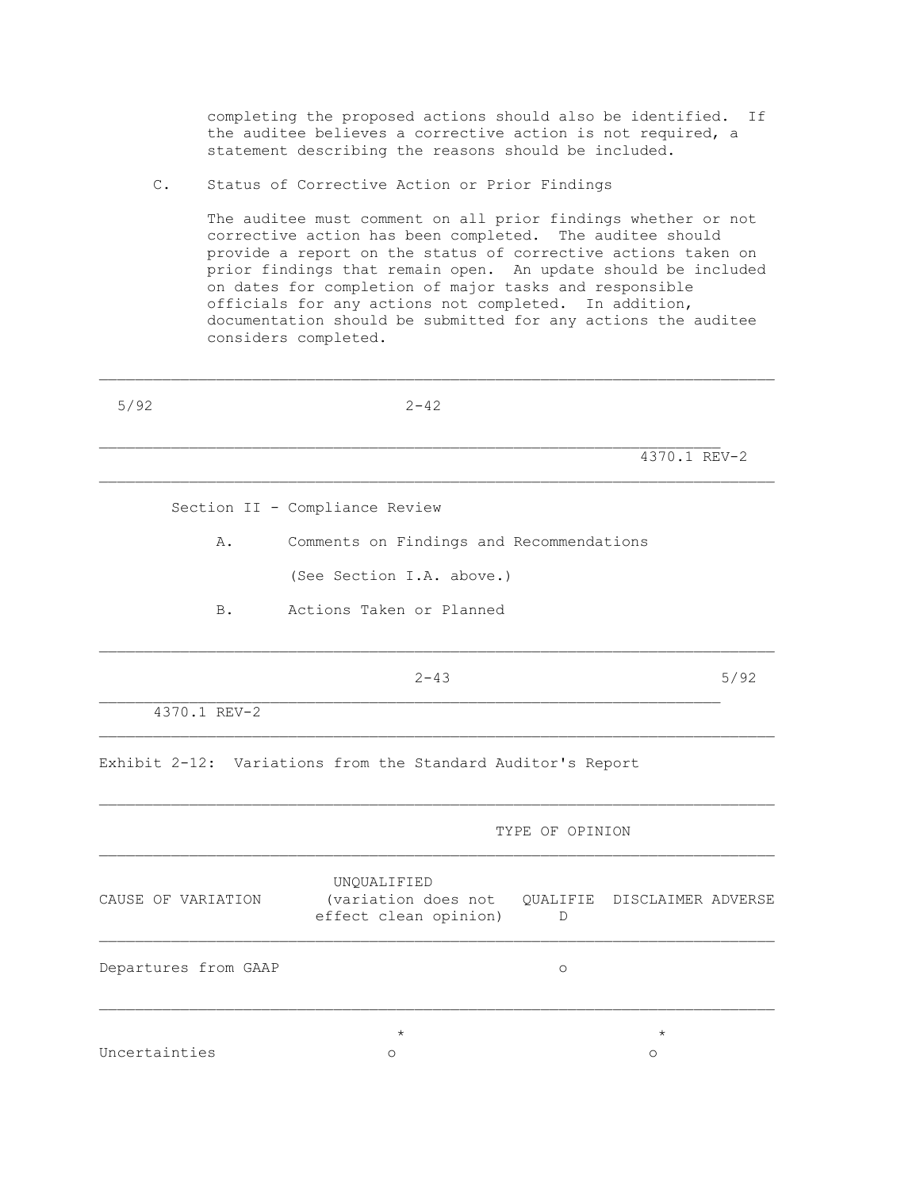completing the proposed actions should also be identified. If the auditee believes a corrective action is not required, a statement describing the reasons should be included.

C. Status of Corrective Action or Prior Findings

The auditee must comment on all prior findings whether or not corrective action has been completed. The auditee should provide a report on the status of corrective actions taken on prior findings that remain open. An update should be included on dates for completion of major tasks and responsible officials for any actions not completed. In addition, documentation should be submitted for any actions the auditee considers completed.

Section II - Compliance Review

A. Comments on Findings and Recommendations

(See Section I.A. above.)

B. Actions Taken or Planned

Exhibit 2-12: Variations from the Standard Auditor's Report

| | TYPE OF OPINION | | | |
|---|---|---|---|---|
| CAUSE OF VARIATION | UNQUALIFIED (variation does not effect clean opinion) | QUALIFIED | DISCLAIMER | ADVERSE |
| Departures from GAAP | | o | | |
| Uncertainties | * o | | * o | |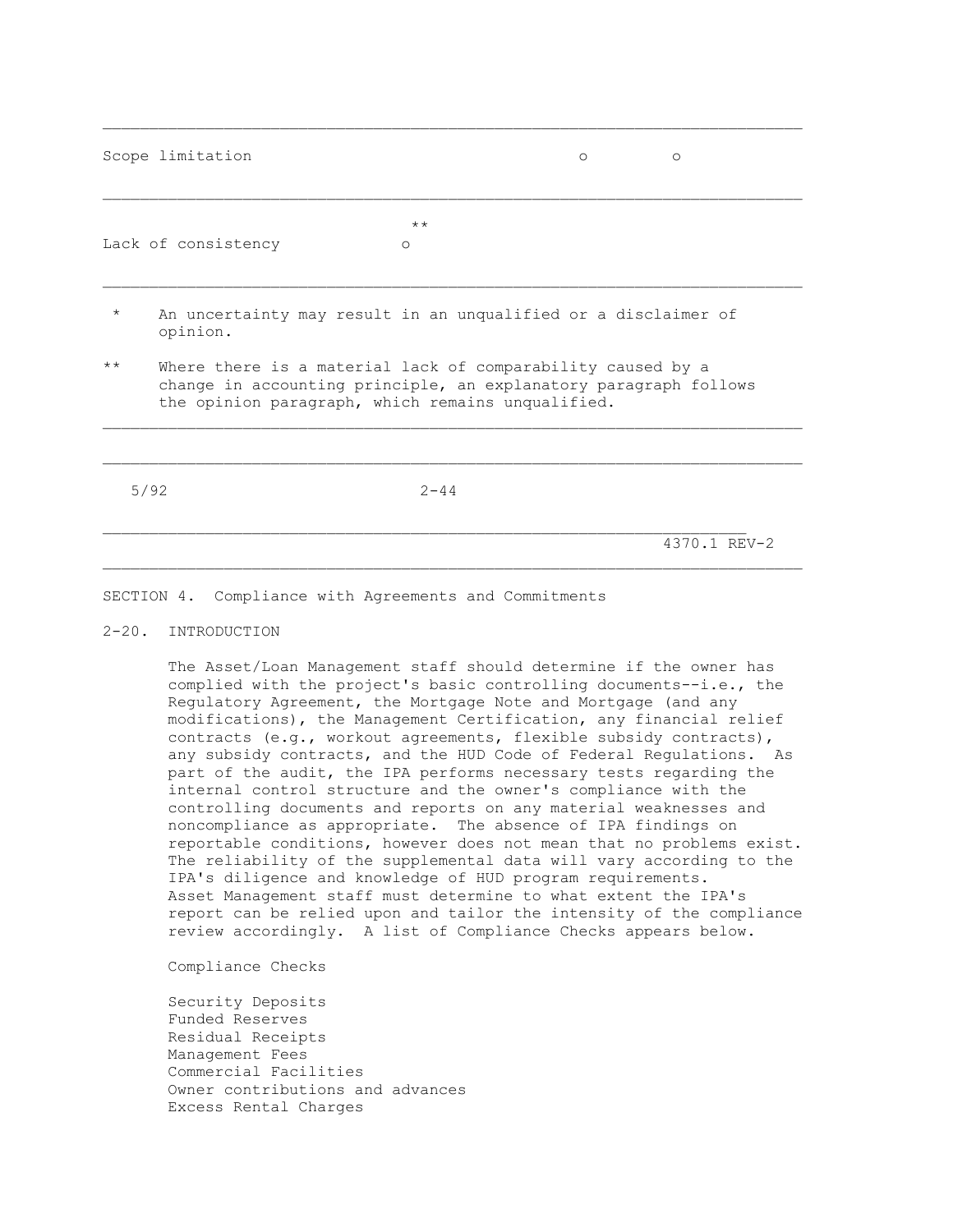| | | | |
|---|---|---|---|
| Scope limitation | | o | o |
| Lack of consistency | ** o | | |

\* An uncertainty may result in an unqualified or a disclaimer of opinion.

** Where there is a material lack of comparability caused by a change in accounting principle, an explanatory paragraph follows the opinion paragraph, which remains unqualified.

## SECTION 4. Compliance with Agreements and Commitments

### 2-20. INTRODUCTION

The Asset/Loan Management staff should determine if the owner has complied with the project's basic controlling documents--i.e., the Regulatory Agreement, the Mortgage Note and Mortgage (and any modifications), the Management Certification, any financial relief contracts (e.g., workout agreements, flexible subsidy contracts), any subsidy contracts, and the HUD Code of Federal Regulations. As part of the audit, the IPA performs necessary tests regarding the internal control structure and the owner's compliance with the controlling documents and reports on any material weaknesses and noncompliance as appropriate. The absence of IPA findings on reportable conditions, however does not mean that no problems exist. The reliability of the supplemental data will vary according to the IPA's diligence and knowledge of HUD program requirements. Asset Management staff must determine to what extent the IPA's report can be relied upon and tailor the intensity of the compliance review accordingly. A list of Compliance Checks appears below.

Compliance Checks

Security Deposits
Funded Reserves
Residual Receipts
Management Fees
Commercial Facilities
Owner contributions and advances
Excess Rental Charges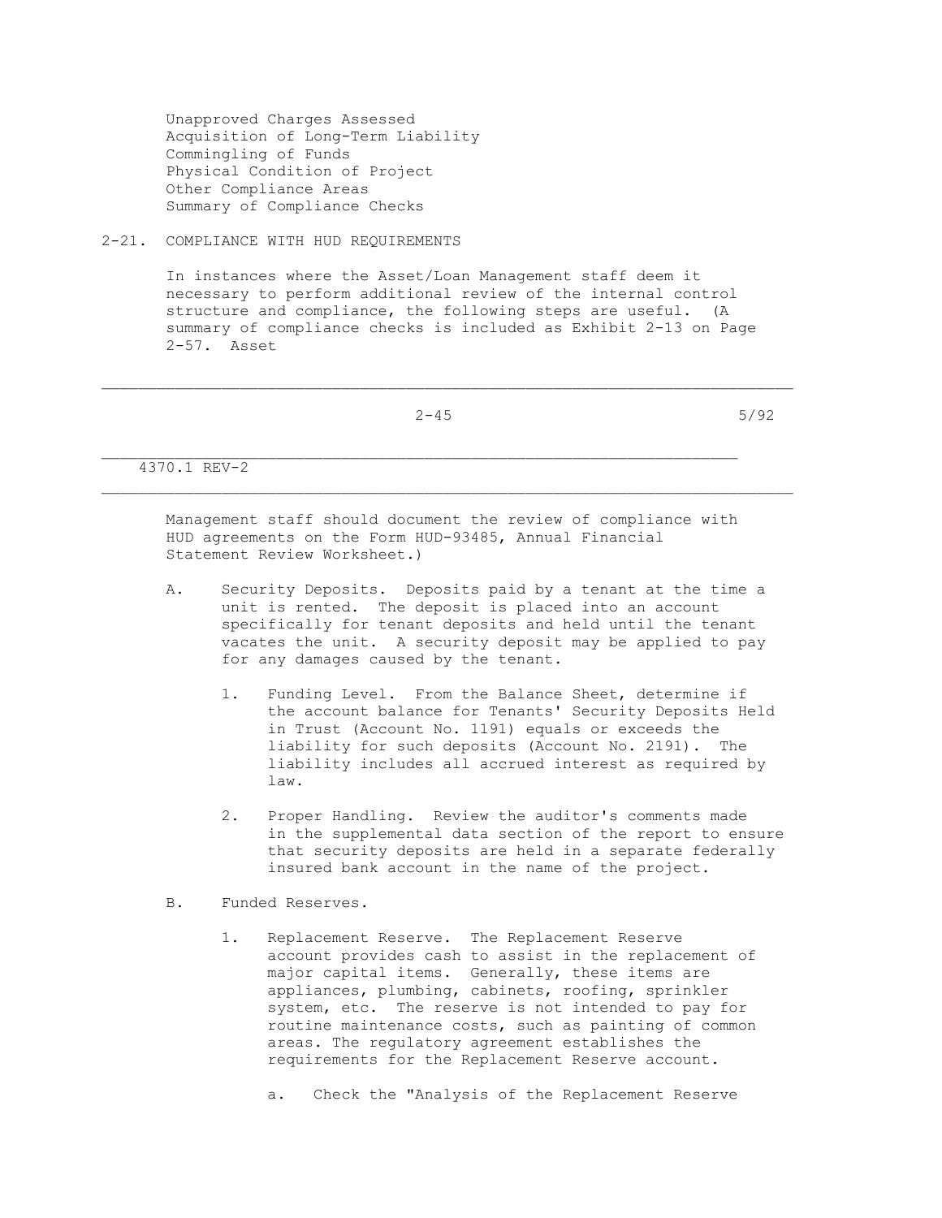Unapproved Charges Assessed
Acquisition of Long-Term Liability
Commingling of Funds
Physical Condition of Project
Other Compliance Areas
Summary of Compliance Checks

## 2-21. COMPLIANCE WITH HUD REQUIREMENTS

In instances where the Asset/Loan Management staff deem it necessary to perform additional review of the internal control structure and compliance, the following steps are useful. (A summary of compliance checks is included as Exhibit 2-13 on Page 2-57. Asset Management staff should document the review of compliance with HUD agreements on the Form HUD-93485, Annual Financial Statement Review Worksheet.)

A. Security Deposits. Deposits paid by a tenant at the time a unit is rented. The deposit is placed into an account specifically for tenant deposits and held until the tenant vacates the unit. A security deposit may be applied to pay for any damages caused by the tenant.

1. Funding Level. From the Balance Sheet, determine if the account balance for Tenants' Security Deposits Held in Trust (Account No. 1191) equals or exceeds the liability for such deposits (Account No. 2191). The liability includes all accrued interest as required by law.

2. Proper Handling. Review the auditor's comments made in the supplemental data section of the report to ensure that security deposits are held in a separate federally insured bank account in the name of the project.

B. Funded Reserves.

1. Replacement Reserve. The Replacement Reserve account provides cash to assist in the replacement of major capital items. Generally, these items are appliances, plumbing, cabinets, roofing, sprinkler system, etc. The reserve is not intended to pay for routine maintenance costs, such as painting of common areas. The regulatory agreement establishes the requirements for the Replacement Reserve account.

a. Check the "Analysis of the Replacement Reserve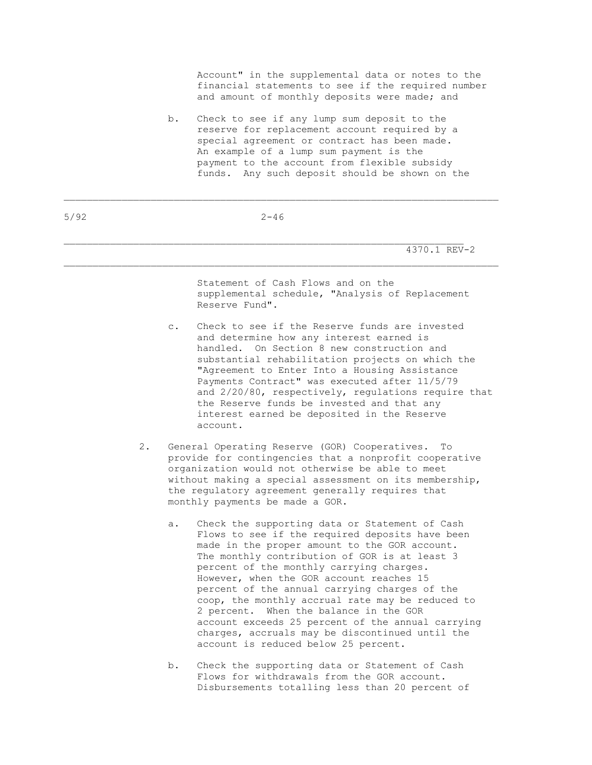Account" in the supplemental data or notes to the financial statements to see if the required number and amount of monthly deposits were made; and

b. Check to see if any lump sum deposit to the reserve for replacement account required by a special agreement or contract has been made. An example of a lump sum payment is the payment to the account from flexible subsidy funds. Any such deposit should be shown on the Statement of Cash Flows and on the supplemental schedule, "Analysis of Replacement Reserve Fund".

c. Check to see if the Reserve funds are invested and determine how any interest earned is handled. On Section 8 new construction and substantial rehabilitation projects on which the "Agreement to Enter Into a Housing Assistance Payments Contract" was executed after 11/5/79 and 2/20/80, respectively, regulations require that the Reserve funds be invested and that any interest earned be deposited in the Reserve account.

2. General Operating Reserve (GOR) Cooperatives. To provide for contingencies that a nonprofit cooperative organization would not otherwise be able to meet without making a special assessment on its membership, the regulatory agreement generally requires that monthly payments be made a GOR.

   a. Check the supporting data or Statement of Cash Flows to see if the required deposits have been made in the proper amount to the GOR account. The monthly contribution of GOR is at least 3 percent of the monthly carrying charges. However, when the GOR account reaches 15 percent of the annual carrying charges of the coop, the monthly accrual rate may be reduced to 2 percent. When the balance in the GOR account exceeds 25 percent of the annual carrying charges, accruals may be discontinued until the account is reduced below 25 percent.

   b. Check the supporting data or Statement of Cash Flows for withdrawals from the GOR account. Disbursements totalling less than 20 percent of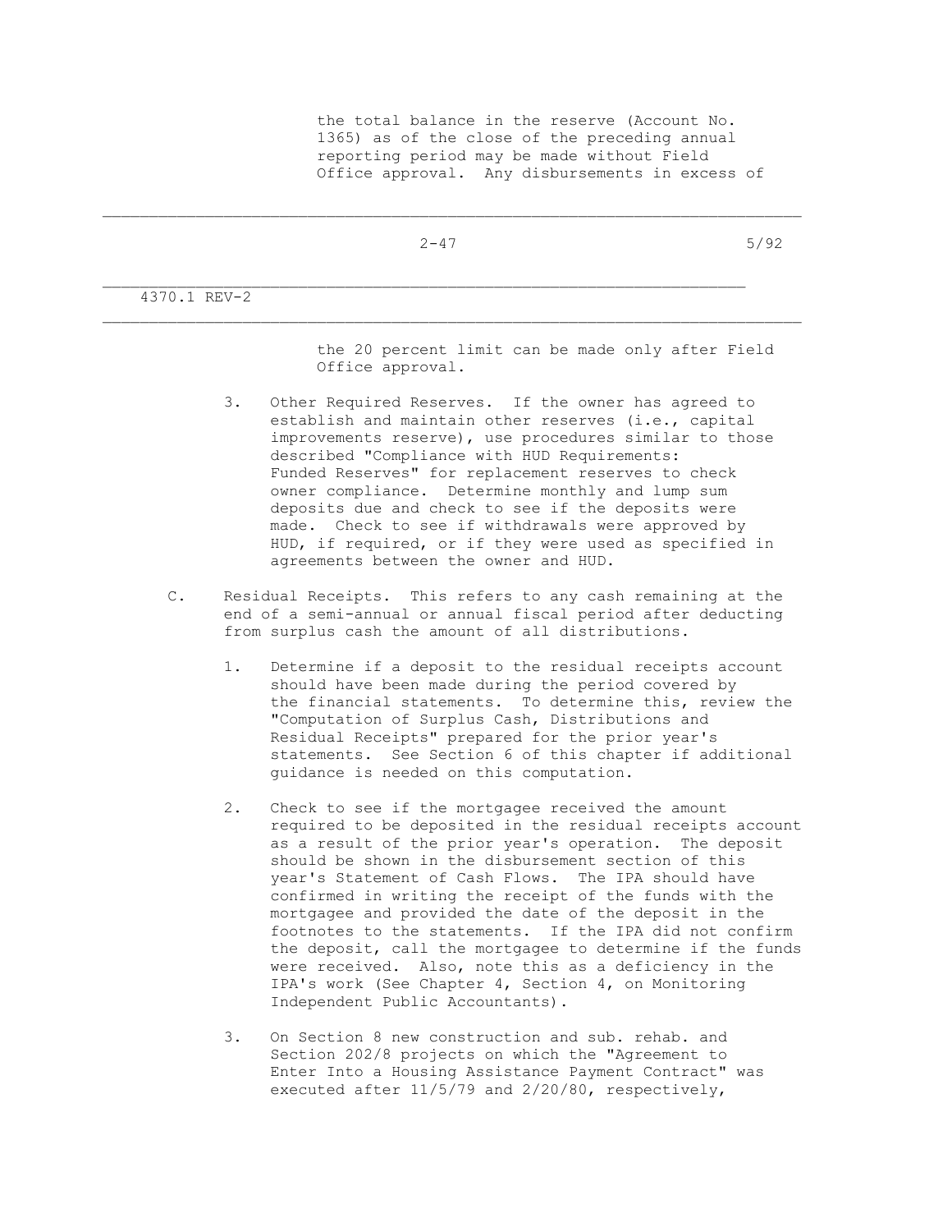the total balance in the reserve (Account No. 1365) as of the close of the preceding annual reporting period may be made without Field Office approval. Any disbursements in excess of the 20 percent limit can be made only after Field Office approval.

3. Other Required Reserves. If the owner has agreed to establish and maintain other reserves (i.e., capital improvements reserve), use procedures similar to those described "Compliance with HUD Requirements: Funded Reserves" for replacement reserves to check owner compliance. Determine monthly and lump sum deposits due and check to see if the deposits were made. Check to see if withdrawals were approved by HUD, if required, or if they were used as specified in agreements between the owner and HUD.

C. Residual Receipts. This refers to any cash remaining at the end of a semi-annual or annual fiscal period after deducting from surplus cash the amount of all distributions.

1. Determine if a deposit to the residual receipts account should have been made during the period covered by the financial statements. To determine this, review the "Computation of Surplus Cash, Distributions and Residual Receipts" prepared for the prior year's statements. See Section 6 of this chapter if additional guidance is needed on this computation.

2. Check to see if the mortgagee received the amount required to be deposited in the residual receipts account as a result of the prior year's operation. The deposit should be shown in the disbursement section of this year's Statement of Cash Flows. The IPA should have confirmed in writing the receipt of the funds with the mortgagee and provided the date of the deposit in the footnotes to the statements. If the IPA did not confirm the deposit, call the mortgagee to determine if the funds were received. Also, note this as a deficiency in the IPA's work (See Chapter 4, Section 4, on Monitoring Independent Public Accountants).

3. On Section 8 new construction and sub. rehab. and Section 202/8 projects on which the "Agreement to Enter Into a Housing Assistance Payment Contract" was executed after 11/5/79 and 2/20/80, respectively,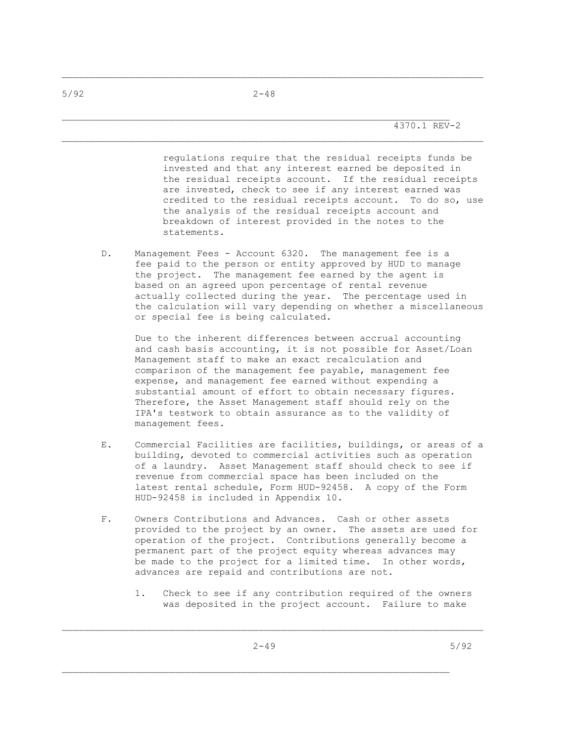regulations require that the residual receipts funds be invested and that any interest earned be deposited in the residual receipts account. If the residual receipts are invested, check to see if any interest earned was credited to the residual receipts account. To do so, use the analysis of the residual receipts account and breakdown of interest provided in the notes to the statements.

D. Management Fees - Account 6320. The management fee is a fee paid to the person or entity approved by HUD to manage the project. The management fee earned by the agent is based on an agreed upon percentage of rental revenue actually collected during the year. The percentage used in the calculation will vary depending on whether a miscellaneous or special fee is being calculated.

   Due to the inherent differences between accrual accounting and cash basis accounting, it is not possible for Asset/Loan Management staff to make an exact recalculation and comparison of the management fee payable, management fee expense, and management fee earned without expending a substantial amount of effort to obtain necessary figures. Therefore, the Asset Management staff should rely on the IPA's testwork to obtain assurance as to the validity of management fees.

E. Commercial Facilities are facilities, buildings, or areas of a building, devoted to commercial activities such as operation of a laundry. Asset Management staff should check to see if revenue from commercial space has been included on the latest rental schedule, Form HUD-92458. A copy of the Form HUD-92458 is included in Appendix 10.

F. Owners Contributions and Advances. Cash or other assets provided to the project by an owner. The assets are used for operation of the project. Contributions generally become a permanent part of the project equity whereas advances may be made to the project for a limited time. In other words, advances are repaid and contributions are not.

   1. Check to see if any contribution required of the owners was deposited in the project account. Failure to make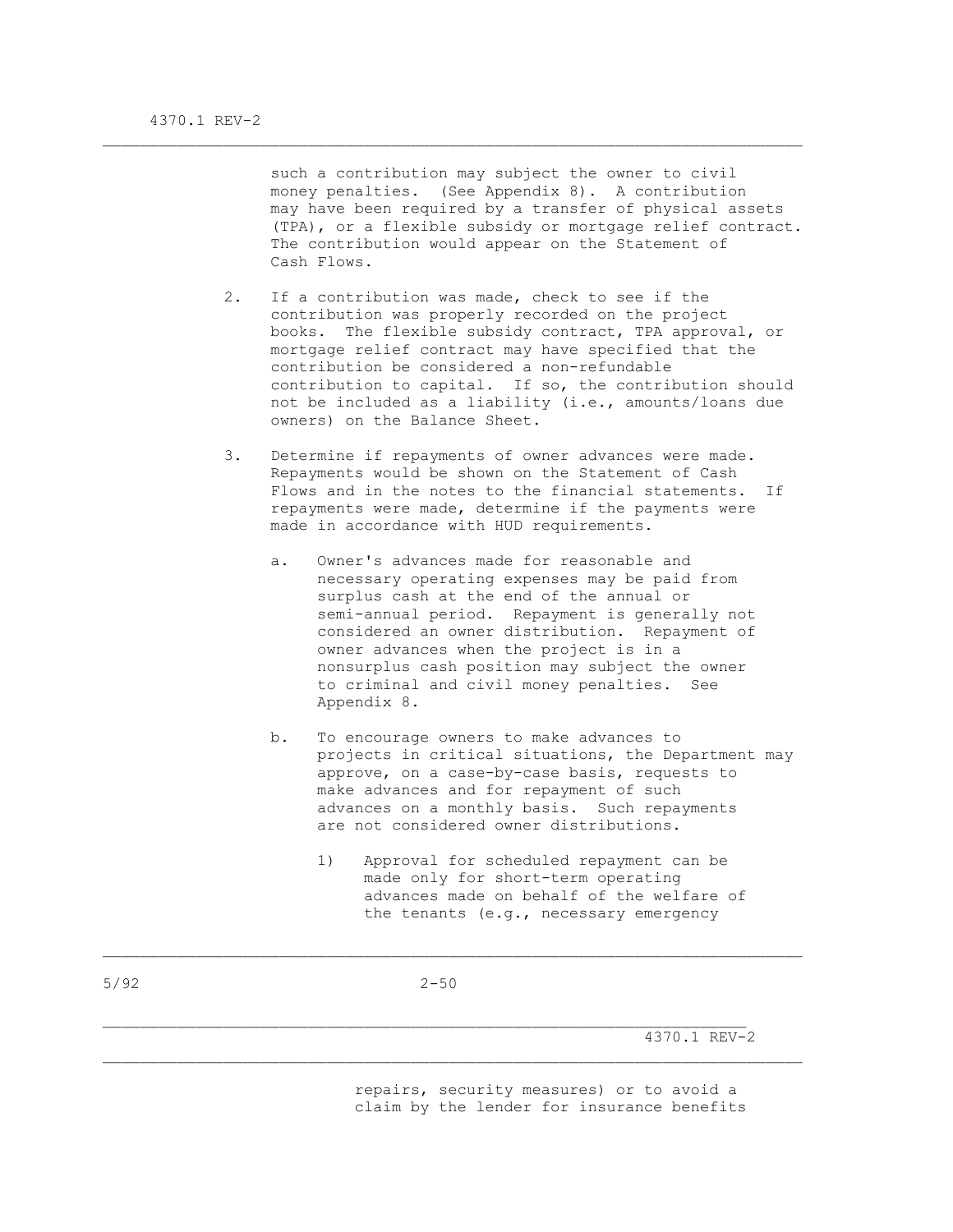such a contribution may subject the owner to civil money penalties. (See Appendix 8). A contribution may have been required by a transfer of physical assets (TPA), or a flexible subsidy or mortgage relief contract. The contribution would appear on the Statement of Cash Flows.

2. If a contribution was made, check to see if the contribution was properly recorded on the project books. The flexible subsidy contract, TPA approval, or mortgage relief contract may have specified that the contribution be considered a non-refundable contribution to capital. If so, the contribution should not be included as a liability (i.e., amounts/loans due owners) on the Balance Sheet.

3. Determine if repayments of owner advances were made. Repayments would be shown on the Statement of Cash Flows and in the notes to the financial statements. If repayments were made, determine if the payments were made in accordance with HUD requirements.

   a. Owner's advances made for reasonable and necessary operating expenses may be paid from surplus cash at the end of the annual or semi-annual period. Repayment is generally not considered an owner distribution. Repayment of owner advances when the project is in a nonsurplus cash position may subject the owner to criminal and civil money penalties. See Appendix 8.

   b. To encourage owners to make advances to projects in critical situations, the Department may approve, on a case-by-case basis, requests to make advances and for repayment of such advances on a monthly basis. Such repayments are not considered owner distributions.

      1) Approval for scheduled repayment can be made only for short-term operating advances made on behalf of the welfare of the tenants (e.g., necessary emergency repairs, security measures) or to avoid a claim by the lender for insurance benefits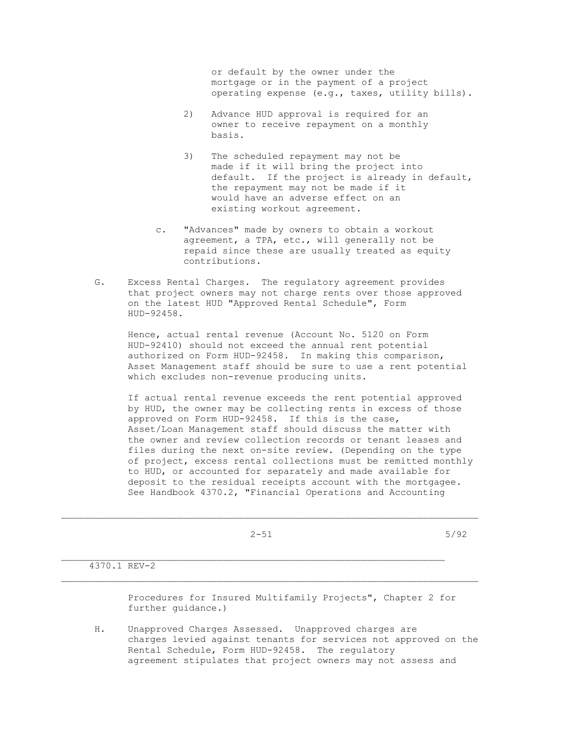or default by the owner under the mortgage or in the payment of a project operating expense (e.g., taxes, utility bills).

2) Advance HUD approval is required for an owner to receive repayment on a monthly basis.

3) The scheduled repayment may not be made if it will bring the project into default. If the project is already in default, the repayment may not be made if it would have an adverse effect on an existing workout agreement.

c. "Advances" made by owners to obtain a workout agreement, a TPA, etc., will generally not be repaid since these are usually treated as equity contributions.

G. Excess Rental Charges. The regulatory agreement provides that project owners may not charge rents over those approved on the latest HUD "Approved Rental Schedule", Form HUD-92458.

Hence, actual rental revenue (Account No. 5120 on Form HUD-92410) should not exceed the annual rent potential authorized on Form HUD-92458. In making this comparison, Asset Management staff should be sure to use a rent potential which excludes non-revenue producing units.

If actual rental revenue exceeds the rent potential approved by HUD, the owner may be collecting rents in excess of those approved on Form HUD-92458. If this is the case, Asset/Loan Management staff should discuss the matter with the owner and review collection records or tenant leases and files during the next on-site review. (Depending on the type of project, excess rental collections must be remitted monthly to HUD, or accounted for separately and made available for deposit to the residual receipts account with the mortgagee. See Handbook 4370.2, "Financial Operations and Accounting Procedures for Insured Multifamily Projects", Chapter 2 for further guidance.)

H. Unapproved Charges Assessed. Unapproved charges are charges levied against tenants for services not approved on the Rental Schedule, Form HUD-92458. The regulatory agreement stipulates that project owners may not assess and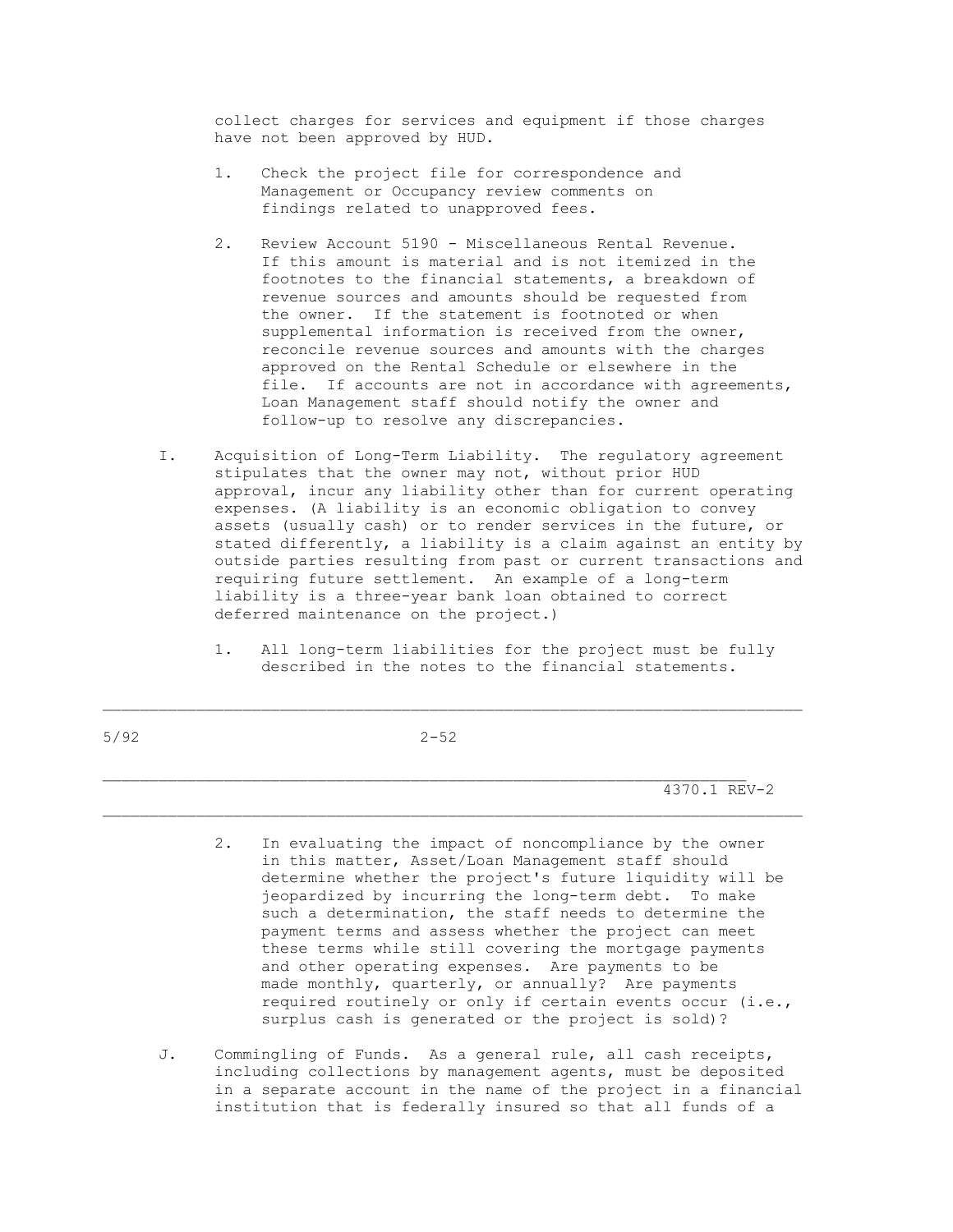collect charges for services and equipment if those charges have not been approved by HUD.

1. Check the project file for correspondence and Management or Occupancy review comments on findings related to unapproved fees.

2. Review Account 5190 - Miscellaneous Rental Revenue. If this amount is material and is not itemized in the footnotes to the financial statements, a breakdown of revenue sources and amounts should be requested from the owner. If the statement is footnoted or when supplemental information is received from the owner, reconcile revenue sources and amounts with the charges approved on the Rental Schedule or elsewhere in the file. If accounts are not in accordance with agreements, Loan Management staff should notify the owner and follow-up to resolve any discrepancies.

I. Acquisition of Long-Term Liability. The regulatory agreement stipulates that the owner may not, without prior HUD approval, incur any liability other than for current operating expenses. (A liability is an economic obligation to convey assets (usually cash) or to render services in the future, or stated differently, a liability is a claim against an entity by outside parties resulting from past or current transactions and requiring future settlement. An example of a long-term liability is a three-year bank loan obtained to correct deferred maintenance on the project.)

1. All long-term liabilities for the project must be fully described in the notes to the financial statements.

2. In evaluating the impact of noncompliance by the owner in this matter, Asset/Loan Management staff should determine whether the project's future liquidity will be jeopardized by incurring the long-term debt. To make such a determination, the staff needs to determine the payment terms and assess whether the project can meet these terms while still covering the mortgage payments and other operating expenses. Are payments to be made monthly, quarterly, or annually? Are payments required routinely or only if certain events occur (i.e., surplus cash is generated or the project is sold)?

J. Commingling of Funds. As a general rule, all cash receipts, including collections by management agents, must be deposited in a separate account in the name of the project in a financial institution that is federally insured so that all funds of a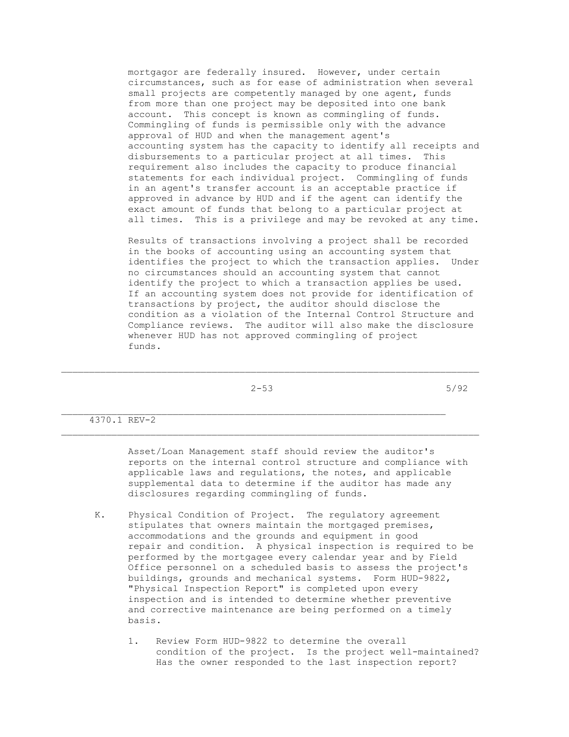mortgagor are federally insured. However, under certain circumstances, such as for ease of administration when several small projects are competently managed by one agent, funds from more than one project may be deposited into one bank account. This concept is known as commingling of funds. Commingling of funds is permissible only with the advance approval of HUD and when the management agent's accounting system has the capacity to identify all receipts and disbursements to a particular project at all times. This requirement also includes the capacity to produce financial statements for each individual project. Commingling of funds in an agent's transfer account is an acceptable practice if approved in advance by HUD and if the agent can identify the exact amount of funds that belong to a particular project at all times. This is a privilege and may be revoked at any time.

Results of transactions involving a project shall be recorded in the books of accounting using an accounting system that identifies the project to which the transaction applies. Under no circumstances should an accounting system that cannot identify the project to which a transaction applies be used. If an accounting system does not provide for identification of transactions by project, the auditor should disclose the condition as a violation of the Internal Control Structure and Compliance reviews. The auditor will also make the disclosure whenever HUD has not approved commingling of project funds.

Asset/Loan Management staff should review the auditor's reports on the internal control structure and compliance with applicable laws and regulations, the notes, and applicable supplemental data to determine if the auditor has made any disclosures regarding commingling of funds.

K. Physical Condition of Project. The regulatory agreement stipulates that owners maintain the mortgaged premises, accommodations and the grounds and equipment in good repair and condition. A physical inspection is required to be performed by the mortgagee every calendar year and by Field Office personnel on a scheduled basis to assess the project's buildings, grounds and mechanical systems. Form HUD-9822, "Physical Inspection Report" is completed upon every inspection and is intended to determine whether preventive and corrective maintenance are being performed on a timely basis.

1. Review Form HUD-9822 to determine the overall condition of the project. Is the project well-maintained? Has the owner responded to the last inspection report?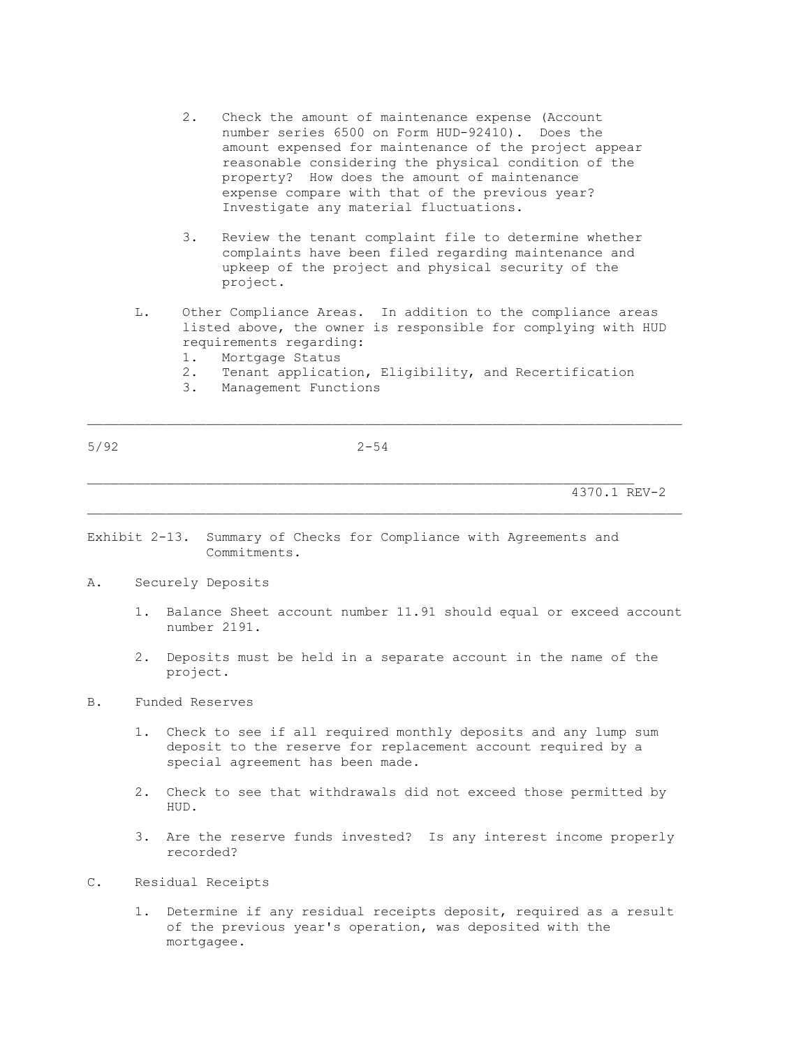2. Check the amount of maintenance expense (Account number series 6500 on Form HUD-92410). Does the amount expensed for maintenance of the project appear reasonable considering the physical condition of the property? How does the amount of maintenance expense compare with that of the previous year? Investigate any material fluctuations.

3. Review the tenant complaint file to determine whether complaints have been filed regarding maintenance and upkeep of the project and physical security of the project.

L. Other Compliance Areas. In addition to the compliance areas listed above, the owner is responsible for complying with HUD requirements regarding:
   1. Mortgage Status
   2. Tenant application, Eligibility, and Recertification
   3. Management Functions

Exhibit 2-13. Summary of Checks for Compliance with Agreements and Commitments.

A. Securely Deposits

   1. Balance Sheet account number 11.91 should equal or exceed account number 2191.

   2. Deposits must be held in a separate account in the name of the project.

B. Funded Reserves

   1. Check to see if all required monthly deposits and any lump sum deposit to the reserve for replacement account required by a special agreement has been made.

   2. Check to see that withdrawals did not exceed those permitted by HUD.

   3. Are the reserve funds invested? Is any interest income properly recorded?

C. Residual Receipts

   1. Determine if any residual receipts deposit, required as a result of the previous year's operation, was deposited with the mortgagee.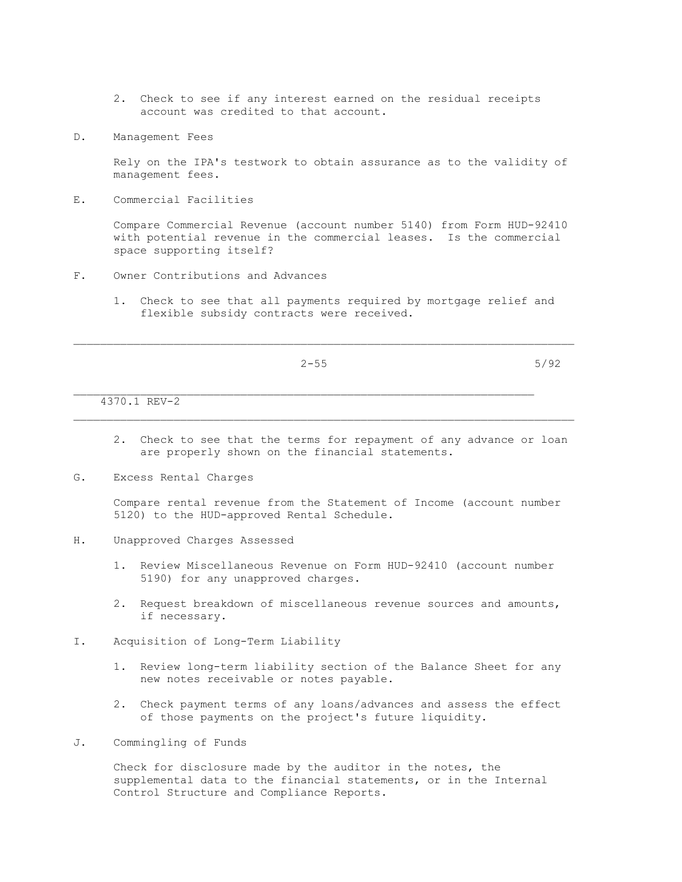2. Check to see if any interest earned on the residual receipts account was credited to that account.

D. Management Fees

Rely on the IPA's testwork to obtain assurance as to the validity of management fees.

E. Commercial Facilities

Compare Commercial Revenue (account number 5140) from Form HUD-92410 with potential revenue in the commercial leases. Is the commercial space supporting itself?

F. Owner Contributions and Advances

1. Check to see that all payments required by mortgage relief and flexible subsidy contracts were received.

2. Check to see that the terms for repayment of any advance or loan are properly shown on the financial statements.

G. Excess Rental Charges

Compare rental revenue from the Statement of Income (account number 5120) to the HUD-approved Rental Schedule.

H. Unapproved Charges Assessed

1. Review Miscellaneous Revenue on Form HUD-92410 (account number 5190) for any unapproved charges.

2. Request breakdown of miscellaneous revenue sources and amounts, if necessary.

I. Acquisition of Long-Term Liability

1. Review long-term liability section of the Balance Sheet for any new notes receivable or notes payable.

2. Check payment terms of any loans/advances and assess the effect of those payments on the project's future liquidity.

J. Commingling of Funds

Check for disclosure made by the auditor in the notes, the supplemental data to the financial statements, or in the Internal Control Structure and Compliance Reports.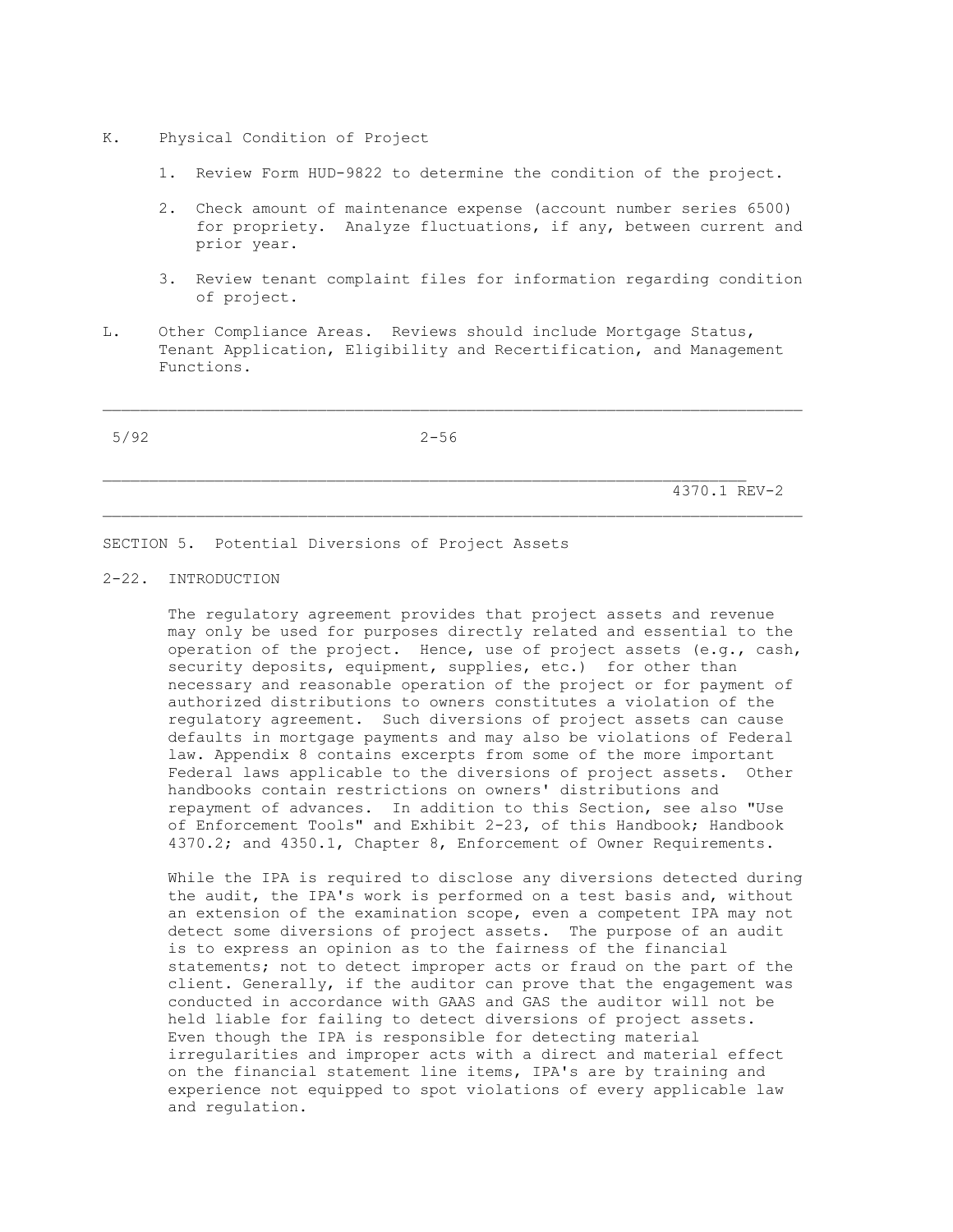K. Physical Condition of Project

1. Review Form HUD-9822 to determine the condition of the project.

2. Check amount of maintenance expense (account number series 6500) for propriety. Analyze fluctuations, if any, between current and prior year.

3. Review tenant complaint files for information regarding condition of project.

L. Other Compliance Areas. Reviews should include Mortgage Status, Tenant Application, Eligibility and Recertification, and Management Functions.

## SECTION 5. Potential Diversions of Project Assets

### 2-22. INTRODUCTION

The regulatory agreement provides that project assets and revenue may only be used for purposes directly related and essential to the operation of the project. Hence, use of project assets (e.g., cash, security deposits, equipment, supplies, etc.) for other than necessary and reasonable operation of the project or for payment of authorized distributions to owners constitutes a violation of the regulatory agreement. Such diversions of project assets can cause defaults in mortgage payments and may also be violations of Federal law. Appendix 8 contains excerpts from some of the more important Federal laws applicable to the diversions of project assets. Other handbooks contain restrictions on owners' distributions and repayment of advances. In addition to this Section, see also "Use of Enforcement Tools" and Exhibit 2-23, of this Handbook; Handbook 4370.2; and 4350.1, Chapter 8, Enforcement of Owner Requirements.

While the IPA is required to disclose any diversions detected during the audit, the IPA's work is performed on a test basis and, without an extension of the examination scope, even a competent IPA may not detect some diversions of project assets. The purpose of an audit is to express an opinion as to the fairness of the financial statements; not to detect improper acts or fraud on the part of the client. Generally, if the auditor can prove that the engagement was conducted in accordance with GAAS and GAS the auditor will not be held liable for failing to detect diversions of project assets. Even though the IPA is responsible for detecting material irregularities and improper acts with a direct and material effect on the financial statement line items, IPA's are by training and experience not equipped to spot violations of every applicable law and regulation.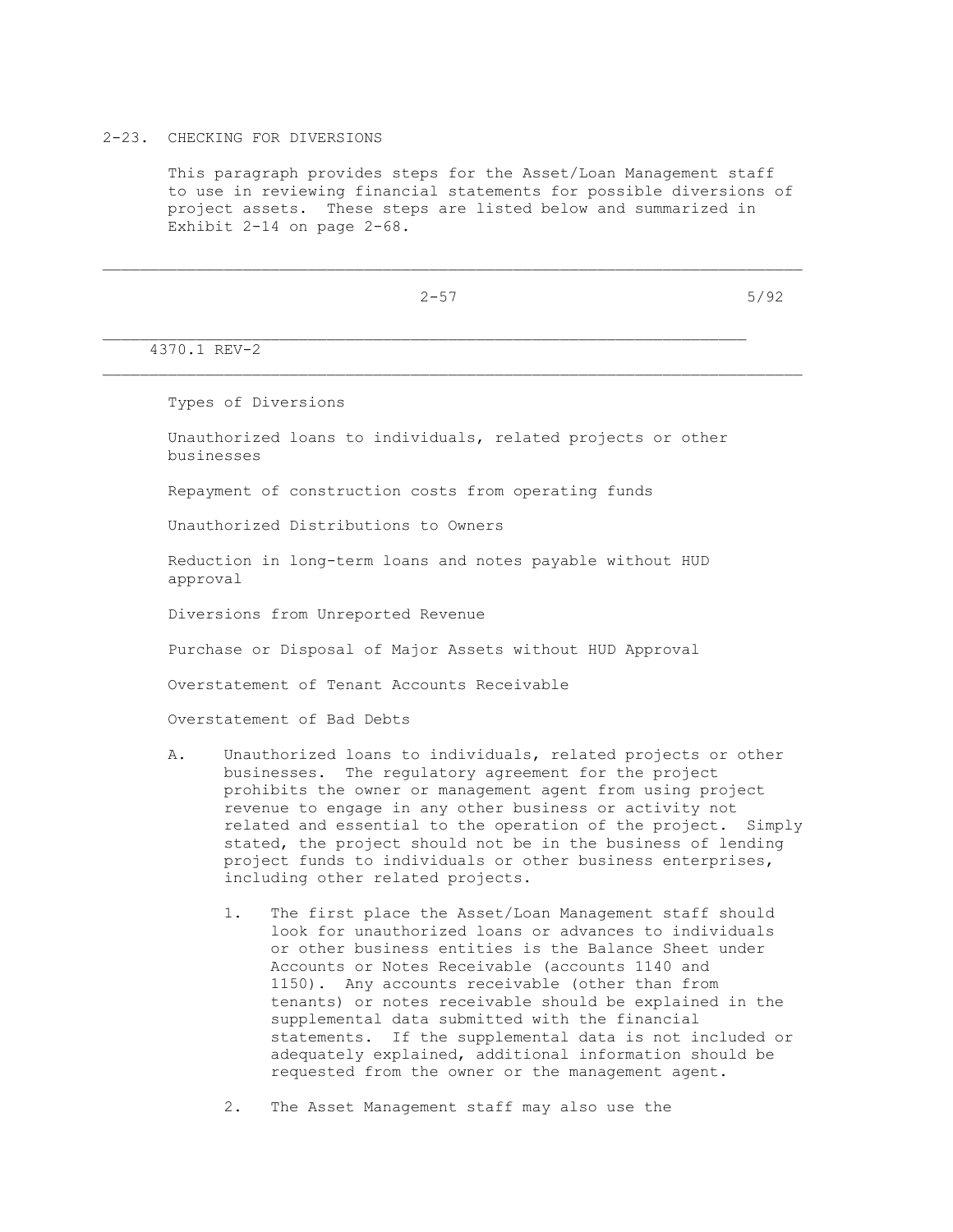## 2-23. CHECKING FOR DIVERSIONS

This paragraph provides steps for the Asset/Loan Management staff to use in reviewing financial statements for possible diversions of project assets. These steps are listed below and summarized in Exhibit 2-14 on page 2-68.

Types of Diversions

Unauthorized loans to individuals, related projects or other businesses

Repayment of construction costs from operating funds

Unauthorized Distributions to Owners

Reduction in long-term loans and notes payable without HUD approval

Diversions from Unreported Revenue

Purchase or Disposal of Major Assets without HUD Approval

Overstatement of Tenant Accounts Receivable

Overstatement of Bad Debts

A. Unauthorized loans to individuals, related projects or other businesses. The regulatory agreement for the project prohibits the owner or management agent from using project revenue to engage in any other business or activity not related and essential to the operation of the project. Simply stated, the project should not be in the business of lending project funds to individuals or other business enterprises, including other related projects.

   1. The first place the Asset/Loan Management staff should look for unauthorized loans or advances to individuals or other business entities is the Balance Sheet under Accounts or Notes Receivable (accounts 1140 and 1150). Any accounts receivable (other than from tenants) or notes receivable should be explained in the supplemental data submitted with the financial statements. If the supplemental data is not included or adequately explained, additional information should be requested from the owner or the management agent.

   2. The Asset Management staff may also use the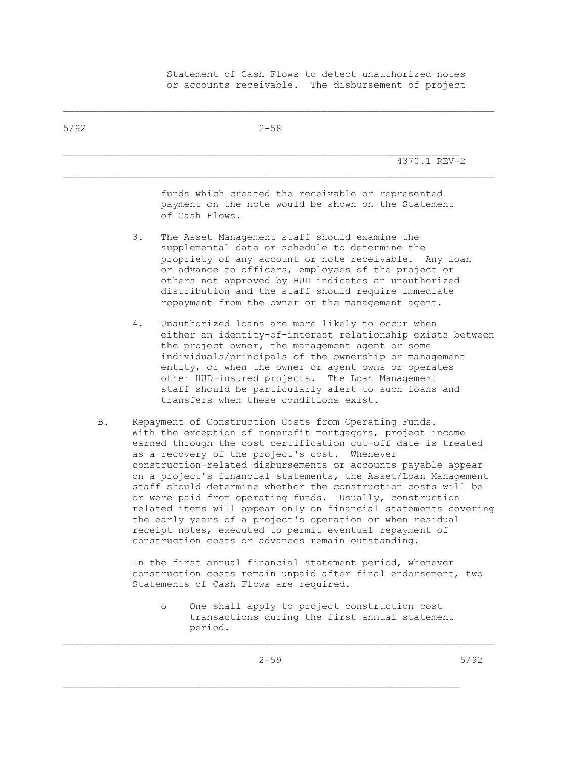Statement of Cash Flows to detect unauthorized notes or accounts receivable. The disbursement of project funds which created the receivable or represented payment on the note would be shown on the Statement of Cash Flows.

3. The Asset Management staff should examine the supplemental data or schedule to determine the propriety of any account or note receivable. Any loan or advance to officers, employees of the project or others not approved by HUD indicates an unauthorized distribution and the staff should require immediate repayment from the owner or the management agent.

4. Unauthorized loans are more likely to occur when either an identity-of-interest relationship exists between the project owner, the management agent or some individuals/principals of the ownership or management entity, or when the owner or agent owns or operates other HUD-insured projects. The Loan Management staff should be particularly alert to such loans and transfers when these conditions exist.

B. Repayment of Construction Costs from Operating Funds. With the exception of nonprofit mortgagors, project income earned through the cost certification cut-off date is treated as a recovery of the project's cost. Whenever construction-related disbursements or accounts payable appear on a project's financial statements, the Asset/Loan Management staff should determine whether the construction costs will be or were paid from operating funds. Usually, construction related items will appear only on financial statements covering the early years of a project's operation or when residual receipt notes, executed to permit eventual repayment of construction costs or advances remain outstanding.

In the first annual financial statement period, whenever construction costs remain unpaid after final endorsement, two Statements of Cash Flows are required.

- One shall apply to project construction cost transactions during the first annual statement period.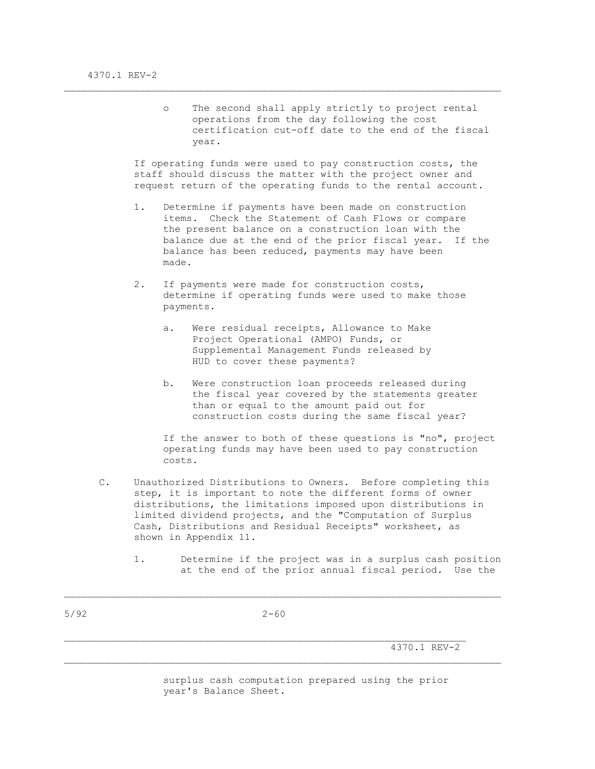- The second shall apply strictly to project rental operations from the day following the cost certification cut-off date to the end of the fiscal year.

If operating funds were used to pay construction costs, the staff should discuss the matter with the project owner and request return of the operating funds to the rental account.

1. Determine if payments have been made on construction items. Check the Statement of Cash Flows or compare the present balance on a construction loan with the balance due at the end of the prior fiscal year. If the balance has been reduced, payments may have been made.

2. If payments were made for construction costs, determine if operating funds were used to make those payments.

   a. Were residual receipts, Allowance to Make Project Operational (AMPO) Funds, or Supplemental Management Funds released by HUD to cover these payments?

   b. Were construction loan proceeds released during the fiscal year covered by the statements greater than or equal to the amount paid out for construction costs during the same fiscal year?

   If the answer to both of these questions is "no", project operating funds may have been used to pay construction costs.

C. Unauthorized Distributions to Owners. Before completing this step, it is important to note the different forms of owner distributions, the limitations imposed upon distributions in limited dividend projects, and the "Computation of Surplus Cash, Distributions and Residual Receipts" worksheet, as shown in Appendix 11.

   1. Determine if the project was in a surplus cash position at the end of the prior annual fiscal period. Use the surplus cash computation prepared using the prior year's Balance Sheet.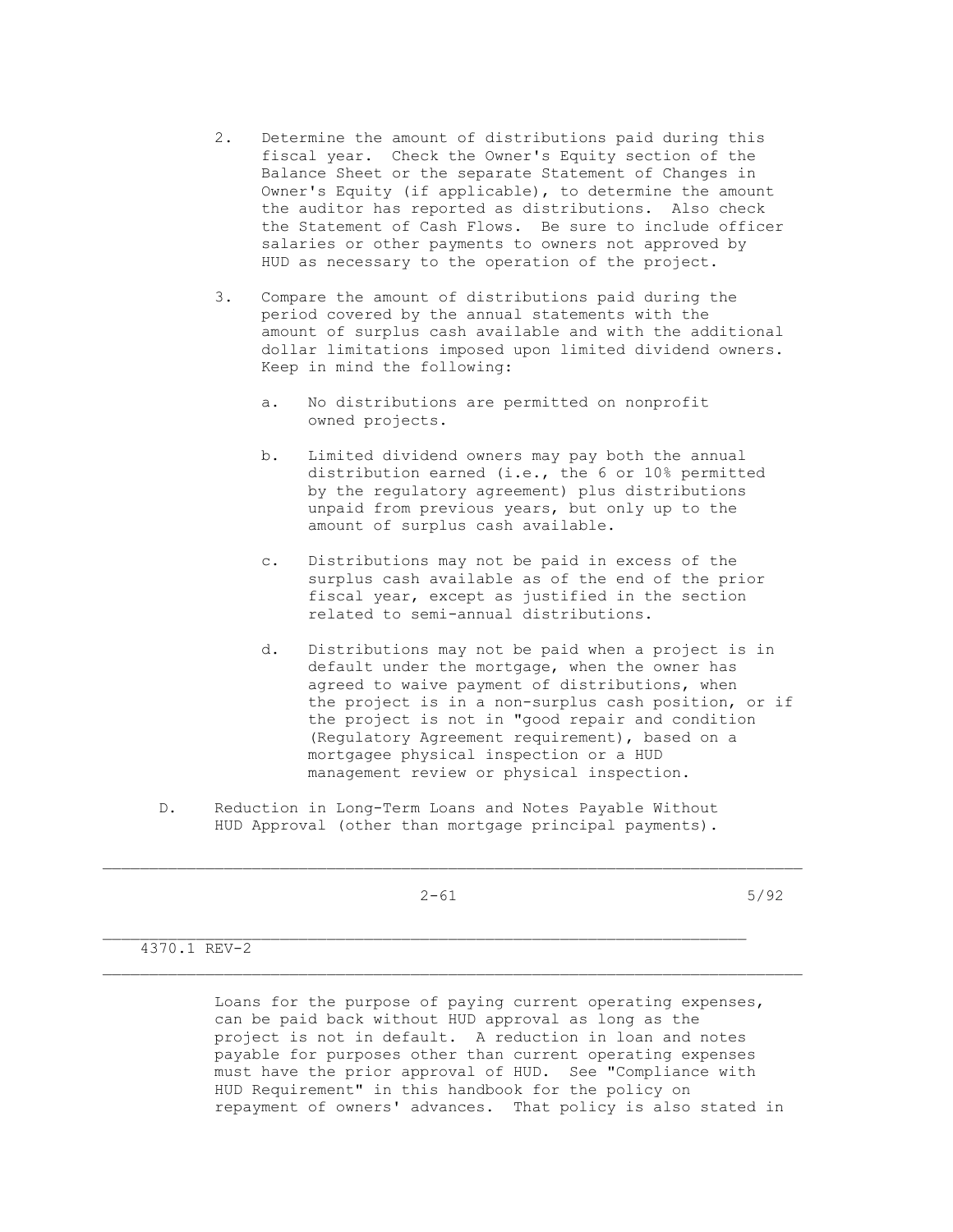2. Determine the amount of distributions paid during this fiscal year. Check the Owner's Equity section of the Balance Sheet or the separate Statement of Changes in Owner's Equity (if applicable), to determine the amount the auditor has reported as distributions. Also check the Statement of Cash Flows. Be sure to include officer salaries or other payments to owners not approved by HUD as necessary to the operation of the project.

3. Compare the amount of distributions paid during the period covered by the annual statements with the amount of surplus cash available and with the additional dollar limitations imposed upon limited dividend owners. Keep in mind the following:

   a. No distributions are permitted on nonprofit owned projects.

   b. Limited dividend owners may pay both the annual distribution earned (i.e., the 6 or 10% permitted by the regulatory agreement) plus distributions unpaid from previous years, but only up to the amount of surplus cash available.

   c. Distributions may not be paid in excess of the surplus cash available as of the end of the prior fiscal year, except as justified in the section related to semi-annual distributions.

   d. Distributions may not be paid when a project is in default under the mortgage, when the owner has agreed to waive payment of distributions, when the project is in a non-surplus cash position, or if the project is not in "good repair and condition (Regulatory Agreement requirement), based on a mortgagee physical inspection or a HUD management review or physical inspection.

D. Reduction in Long-Term Loans and Notes Payable Without HUD Approval (other than mortgage principal payments).

Loans for the purpose of paying current operating expenses, can be paid back without HUD approval as long as the project is not in default. A reduction in loan and notes payable for purposes other than current operating expenses must have the prior approval of HUD. See "Compliance with HUD Requirement" in this handbook for the policy on repayment of owners' advances. That policy is also stated in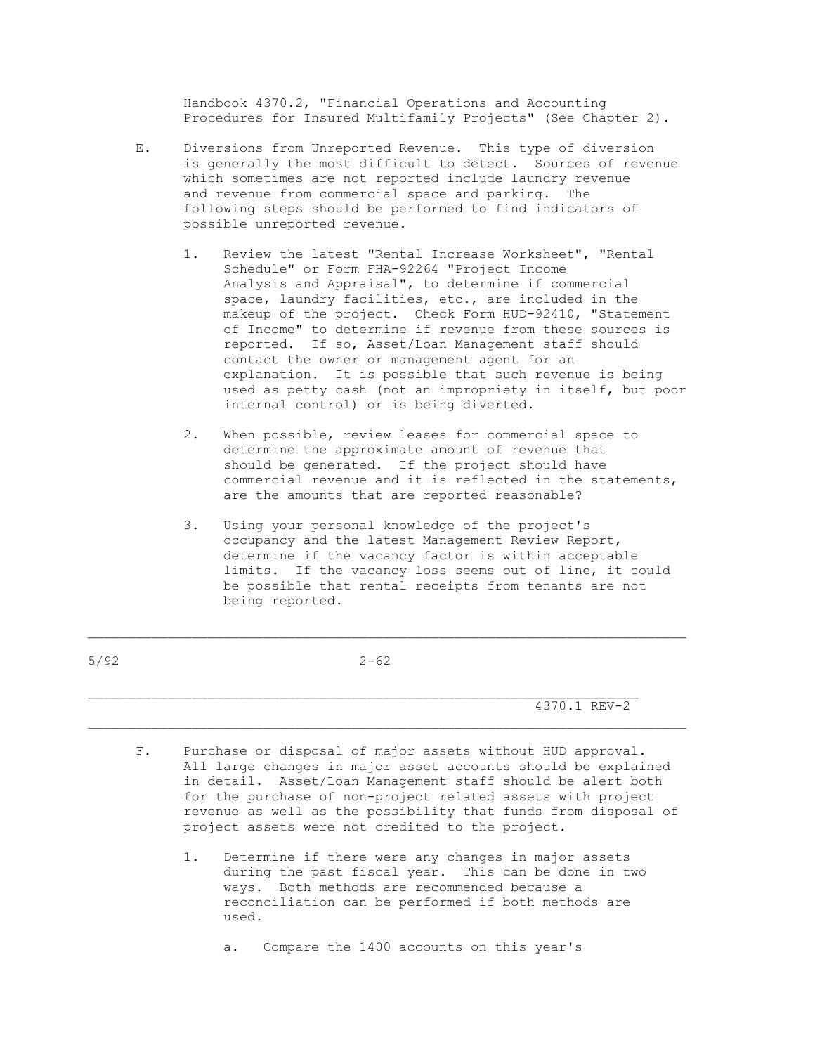Handbook 4370.2, "Financial Operations and Accounting Procedures for Insured Multifamily Projects" (See Chapter 2).

E. Diversions from Unreported Revenue. This type of diversion is generally the most difficult to detect. Sources of revenue which sometimes are not reported include laundry revenue and revenue from commercial space and parking. The following steps should be performed to find indicators of possible unreported revenue.

1. Review the latest "Rental Increase Worksheet", "Rental Schedule" or Form FHA-92264 "Project Income Analysis and Appraisal", to determine if commercial space, laundry facilities, etc., are included in the makeup of the project. Check Form HUD-92410, "Statement of Income" to determine if revenue from these sources is reported. If so, Asset/Loan Management staff should contact the owner or management agent for an explanation. It is possible that such revenue is being used as petty cash (not an impropriety in itself, but poor internal control) or is being diverted.

2. When possible, review leases for commercial space to determine the approximate amount of revenue that should be generated. If the project should have commercial revenue and it is reflected in the statements, are the amounts that are reported reasonable?

3. Using your personal knowledge of the project's occupancy and the latest Management Review Report, determine if the vacancy factor is within acceptable limits. If the vacancy loss seems out of line, it could be possible that rental receipts from tenants are not being reported.

F. Purchase or disposal of major assets without HUD approval. All large changes in major asset accounts should be explained in detail. Asset/Loan Management staff should be alert both for the purchase of non-project related assets with project revenue as well as the possibility that funds from disposal of project assets were not credited to the project.

1. Determine if there were any changes in major assets during the past fiscal year. This can be done in two ways. Both methods are recommended because a reconciliation can be performed if both methods are used.

   a. Compare the 1400 accounts on this year's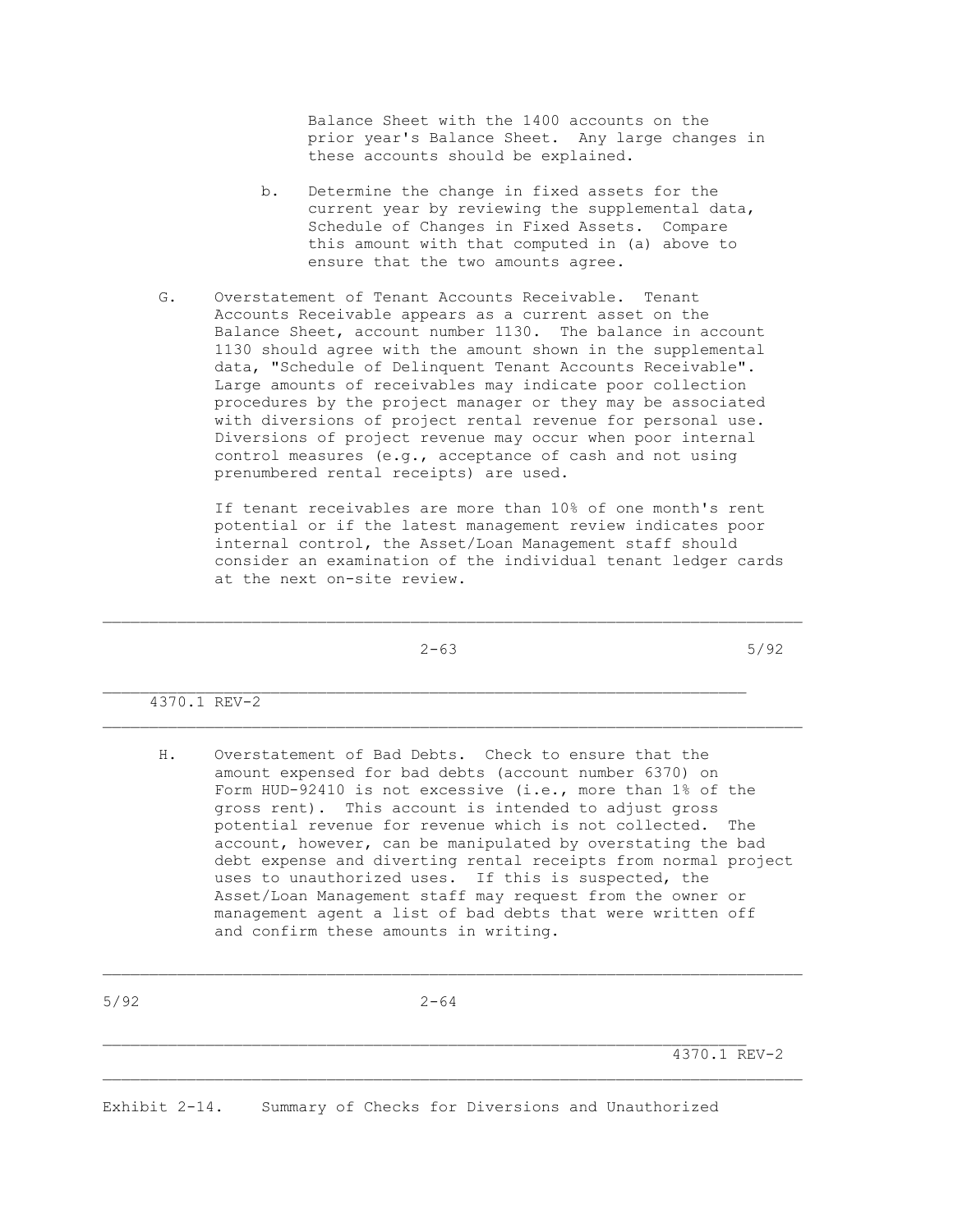Balance Sheet with the 1400 accounts on the prior year's Balance Sheet. Any large changes in these accounts should be explained.

b. Determine the change in fixed assets for the current year by reviewing the supplemental data, Schedule of Changes in Fixed Assets. Compare this amount with that computed in (a) above to ensure that the two amounts agree.

G. Overstatement of Tenant Accounts Receivable. Tenant Accounts Receivable appears as a current asset on the Balance Sheet, account number 1130. The balance in account 1130 should agree with the amount shown in the supplemental data, "Schedule of Delinquent Tenant Accounts Receivable". Large amounts of receivables may indicate poor collection procedures by the project manager or they may be associated with diversions of project rental revenue for personal use. Diversions of project revenue may occur when poor internal control measures (e.g., acceptance of cash and not using prenumbered rental receipts) are used.

If tenant receivables are more than 10% of one month's rent potential or if the latest management review indicates poor internal control, the Asset/Loan Management staff should consider an examination of the individual tenant ledger cards at the next on-site review.

H. Overstatement of Bad Debts. Check to ensure that the amount expensed for bad debts (account number 6370) on Form HUD-92410 is not excessive (i.e., more than 1% of the gross rent). This account is intended to adjust gross potential revenue for revenue which is not collected. The account, however, can be manipulated by overstating the bad debt expense and diverting rental receipts from normal project uses to unauthorized uses. If this is suspected, the Asset/Loan Management staff may request from the owner or management agent a list of bad debts that were written off and confirm these amounts in writing.

Exhibit 2-14. Summary of Checks for Diversions and Unauthorized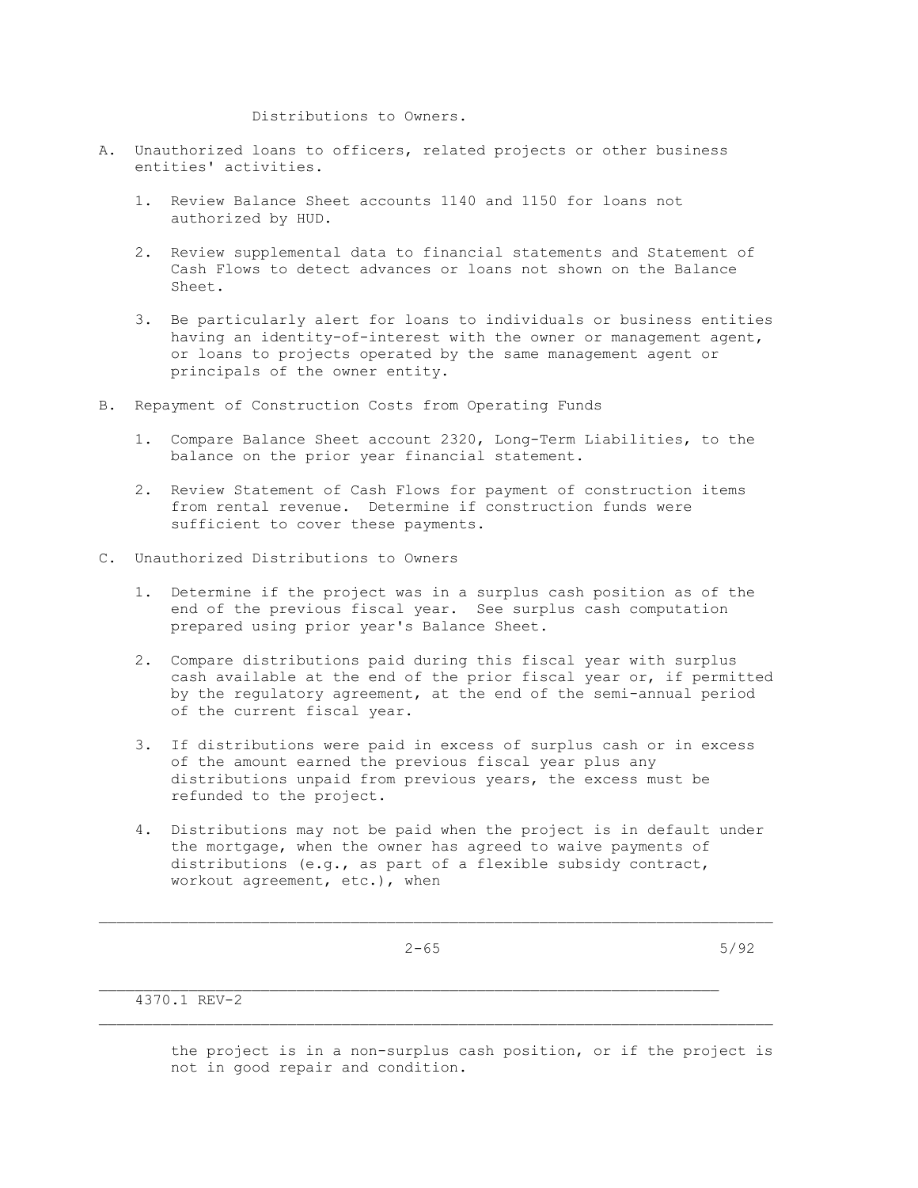Distributions to Owners.

A. Unauthorized loans to officers, related projects or other business entities' activities.

   1. Review Balance Sheet accounts 1140 and 1150 for loans not authorized by HUD.

   2. Review supplemental data to financial statements and Statement of Cash Flows to detect advances or loans not shown on the Balance Sheet.

   3. Be particularly alert for loans to individuals or business entities having an identity-of-interest with the owner or management agent, or loans to projects operated by the same management agent or principals of the owner entity.

B. Repayment of Construction Costs from Operating Funds

   1. Compare Balance Sheet account 2320, Long-Term Liabilities, to the balance on the prior year financial statement.

   2. Review Statement of Cash Flows for payment of construction items from rental revenue. Determine if construction funds were sufficient to cover these payments.

C. Unauthorized Distributions to Owners

   1. Determine if the project was in a surplus cash position as of the end of the previous fiscal year. See surplus cash computation prepared using prior year's Balance Sheet.

   2. Compare distributions paid during this fiscal year with surplus cash available at the end of the prior fiscal year or, if permitted by the regulatory agreement, at the end of the semi-annual period of the current fiscal year.

   3. If distributions were paid in excess of surplus cash or in excess of the amount earned the previous fiscal year plus any distributions unpaid from previous years, the excess must be refunded to the project.

   4. Distributions may not be paid when the project is in default under the mortgage, when the owner has agreed to waive payments of distributions (e.g., as part of a flexible subsidy contract, workout agreement, etc.), when the project is in a non-surplus cash position, or if the project is not in good repair and condition.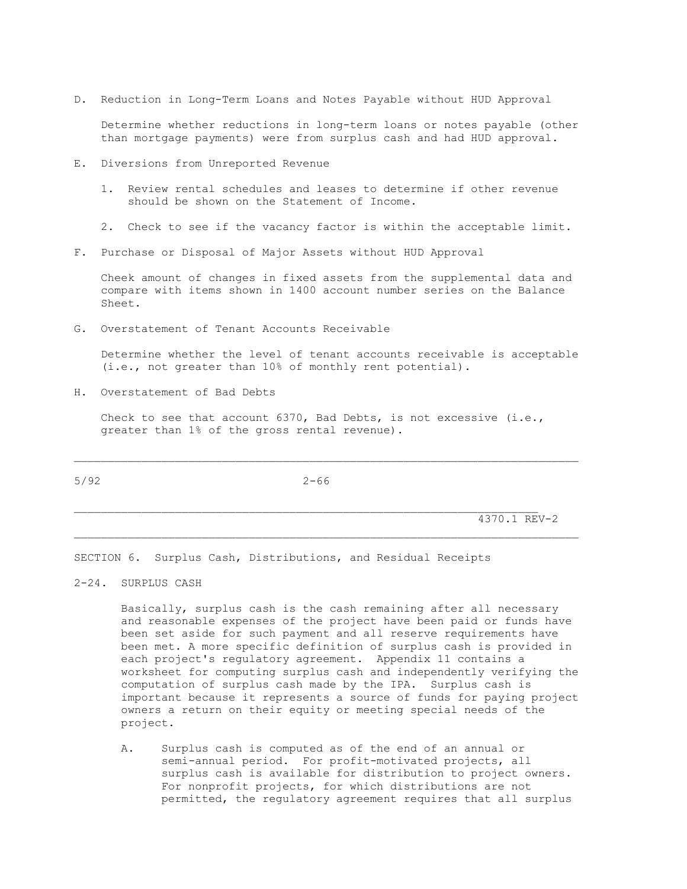D. Reduction in Long-Term Loans and Notes Payable without HUD Approval

Determine whether reductions in long-term loans or notes payable (other than mortgage payments) were from surplus cash and had HUD approval.

E. Diversions from Unreported Revenue

1. Review rental schedules and leases to determine if other revenue should be shown on the Statement of Income.

2. Check to see if the vacancy factor is within the acceptable limit.

F. Purchase or Disposal of Major Assets without HUD Approval

Cheek amount of changes in fixed assets from the supplemental data and compare with items shown in 1400 account number series on the Balance Sheet.

G. Overstatement of Tenant Accounts Receivable

Determine whether the level of tenant accounts receivable is acceptable (i.e., not greater than 10% of monthly rent potential).

H. Overstatement of Bad Debts

Check to see that account 6370, Bad Debts, is not excessive (i.e., greater than 1% of the gross rental revenue).

## SECTION 6. Surplus Cash, Distributions, and Residual Receipts

### 2-24. SURPLUS CASH

Basically, surplus cash is the cash remaining after all necessary and reasonable expenses of the project have been paid or funds have been set aside for such payment and all reserve requirements have been met. A more specific definition of surplus cash is provided in each project's regulatory agreement. Appendix 11 contains a worksheet for computing surplus cash and independently verifying the computation of surplus cash made by the IPA. Surplus cash is important because it represents a source of funds for paying project owners a return on their equity or meeting special needs of the project.

A. Surplus cash is computed as of the end of an annual or semi-annual period. For profit-motivated projects, all surplus cash is available for distribution to project owners. For nonprofit projects, for which distributions are not permitted, the regulatory agreement requires that all surplus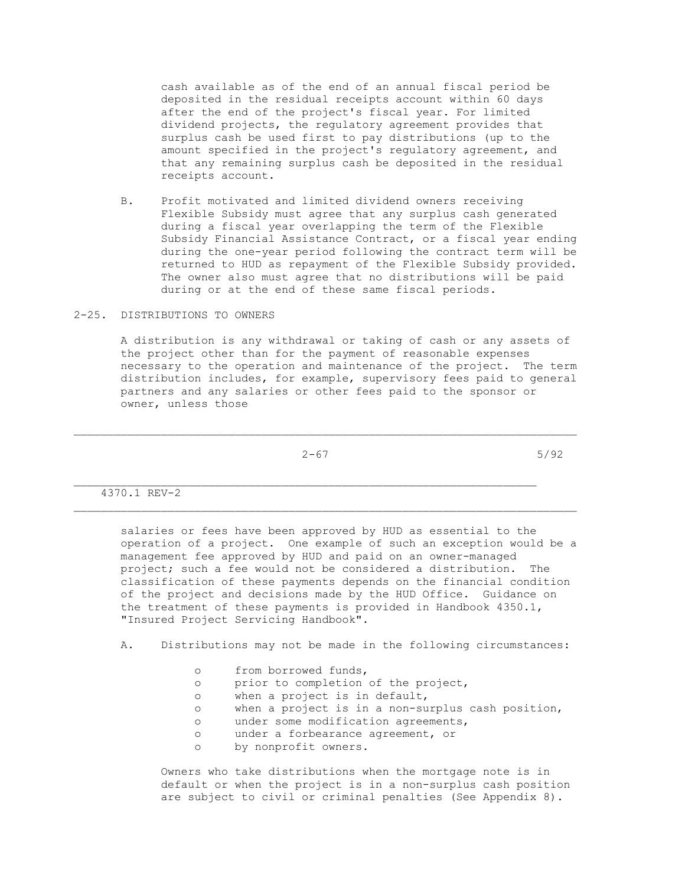cash available as of the end of an annual fiscal period be deposited in the residual receipts account within 60 days after the end of the project's fiscal year. For limited dividend projects, the regulatory agreement provides that surplus cash be used first to pay distributions (up to the amount specified in the project's regulatory agreement, and that any remaining surplus cash be deposited in the residual receipts account.

B. Profit motivated and limited dividend owners receiving Flexible Subsidy must agree that any surplus cash generated during a fiscal year overlapping the term of the Flexible Subsidy Financial Assistance Contract, or a fiscal year ending during the one-year period following the contract term will be returned to HUD as repayment of the Flexible Subsidy provided. The owner also must agree that no distributions will be paid during or at the end of these same fiscal periods.

## 2-25. DISTRIBUTIONS TO OWNERS

A distribution is any withdrawal or taking of cash or any assets of the project other than for the payment of reasonable expenses necessary to the operation and maintenance of the project. The term distribution includes, for example, supervisory fees paid to general partners and any salaries or other fees paid to the sponsor or owner, unless those salaries or fees have been approved by HUD as essential to the operation of a project. One example of such an exception would be a management fee approved by HUD and paid on an owner-managed project; such a fee would not be considered a distribution. The classification of these payments depends on the financial condition of the project and decisions made by the HUD Office. Guidance on the treatment of these payments is provided in Handbook 4350.1, "Insured Project Servicing Handbook".

A. Distributions may not be made in the following circumstances:

- from borrowed funds,
- prior to completion of the project,
- when a project is in default,
- when a project is in a non-surplus cash position,
- under some modification agreements,
- under a forbearance agreement, or
- by nonprofit owners.

Owners who take distributions when the mortgage note is in default or when the project is in a non-surplus cash position are subject to civil or criminal penalties (See Appendix 8).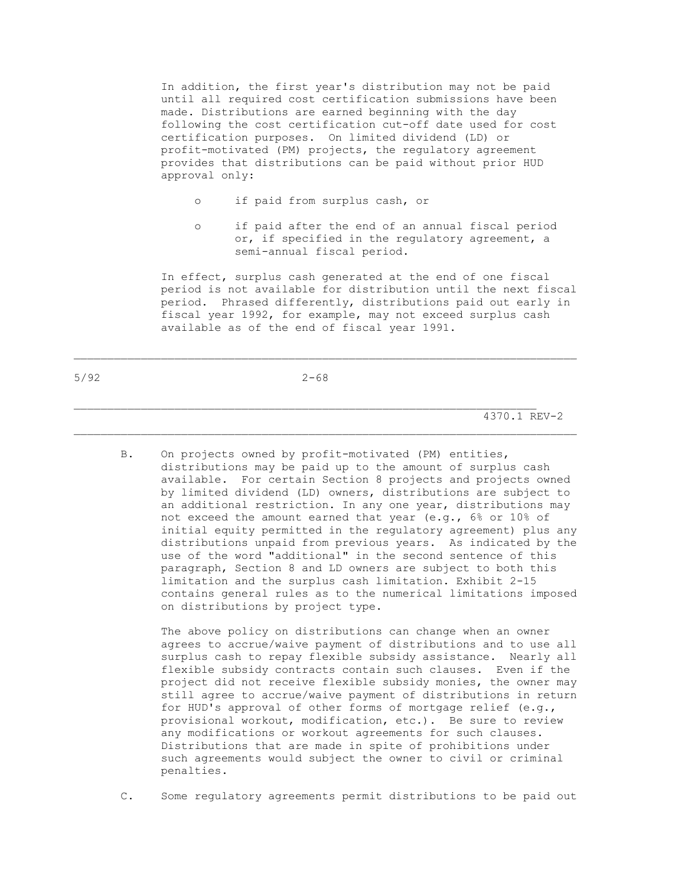In addition, the first year's distribution may not be paid until all required cost certification submissions have been made. Distributions are earned beginning with the day following the cost certification cut-off date used for cost certification purposes. On limited dividend (LD) or profit-motivated (PM) projects, the regulatory agreement provides that distributions can be paid without prior HUD approval only:

- if paid from surplus cash, or
- if paid after the end of an annual fiscal period or, if specified in the regulatory agreement, a semi-annual fiscal period.

In effect, surplus cash generated at the end of one fiscal period is not available for distribution until the next fiscal period. Phrased differently, distributions paid out early in fiscal year 1992, for example, may not exceed surplus cash available as of the end of fiscal year 1991.

B. On projects owned by profit-motivated (PM) entities, distributions may be paid up to the amount of surplus cash available. For certain Section 8 projects and projects owned by limited dividend (LD) owners, distributions are subject to an additional restriction. In any one year, distributions may not exceed the amount earned that year (e.g., 6% or 10% of initial equity permitted in the regulatory agreement) plus any distributions unpaid from previous years. As indicated by the use of the word "additional" in the second sentence of this paragraph, Section 8 and LD owners are subject to both this limitation and the surplus cash limitation. Exhibit 2-15 contains general rules as to the numerical limitations imposed on distributions by project type.

The above policy on distributions can change when an owner agrees to accrue/waive payment of distributions and to use all surplus cash to repay flexible subsidy assistance. Nearly all flexible subsidy contracts contain such clauses. Even if the project did not receive flexible subsidy monies, the owner may still agree to accrue/waive payment of distributions in return for HUD's approval of other forms of mortgage relief (e.g., provisional workout, modification, etc.). Be sure to review any modifications or workout agreements for such clauses. Distributions that are made in spite of prohibitions under such agreements would subject the owner to civil or criminal penalties.

C. Some regulatory agreements permit distributions to be paid out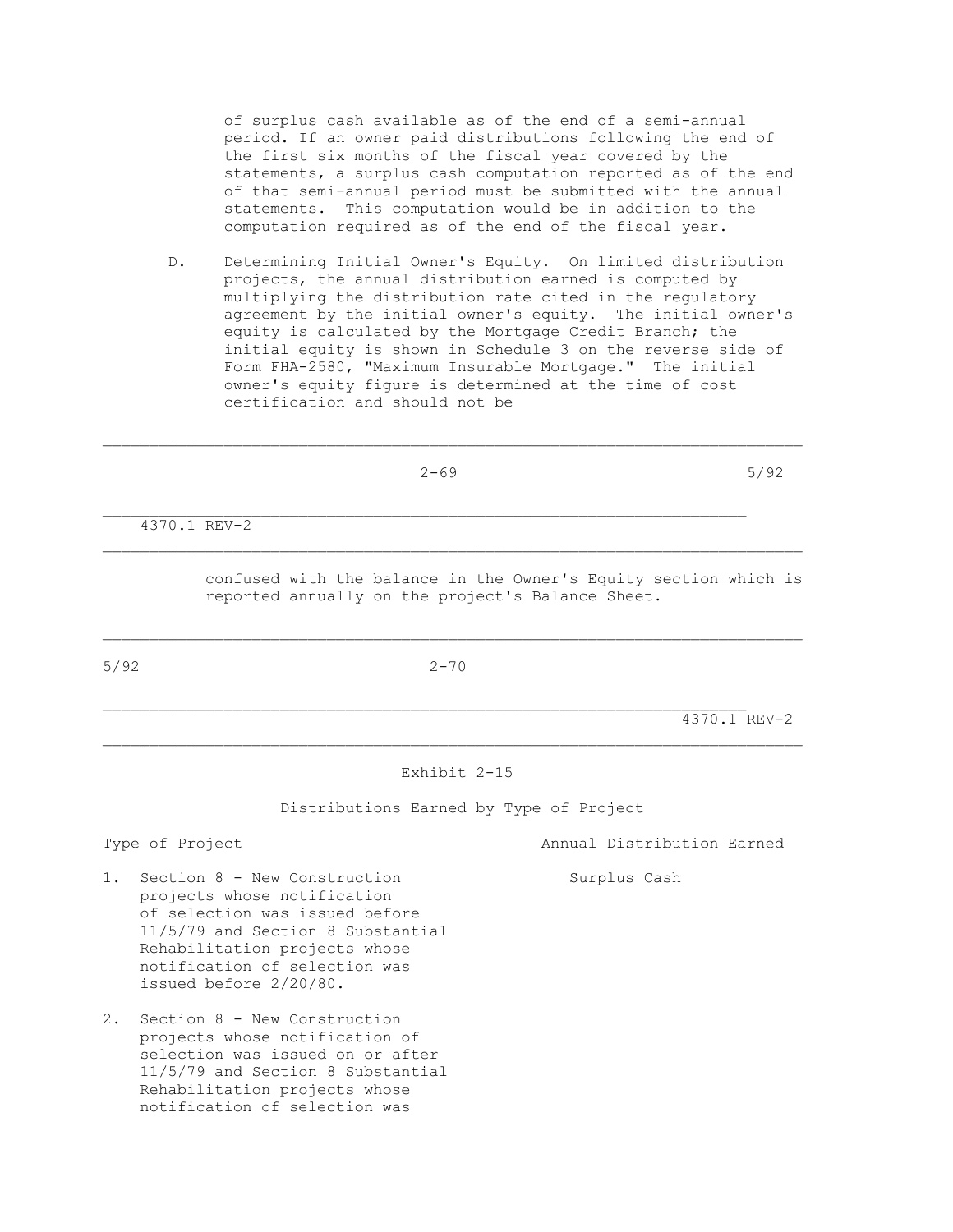of surplus cash available as of the end of a semi-annual period. If an owner paid distributions following the end of the first six months of the fiscal year covered by the statements, a surplus cash computation reported as of the end of that semi-annual period must be submitted with the annual statements. This computation would be in addition to the computation required as of the end of the fiscal year.

D. Determining Initial Owner's Equity. On limited distribution projects, the annual distribution earned is computed by multiplying the distribution rate cited in the regulatory agreement by the initial owner's equity. The initial owner's equity is calculated by the Mortgage Credit Branch; the initial equity is shown in Schedule 3 on the reverse side of Form FHA-2580, "Maximum Insurable Mortgage." The initial owner's equity figure is determined at the time of cost certification and should not be confused with the balance in the Owner's Equity section which is reported annually on the project's Balance Sheet.

## Exhibit 2-15

### Distributions Earned by Type of Project

| Type of Project | Annual Distribution Earned |
|---|---|
| 1. Section 8 - New Construction projects whose notification of selection was issued before 11/5/79 and Section 8 Substantial Rehabilitation projects whose notification of selection was issued before 2/20/80. | Surplus Cash |
| 2. Section 8 - New Construction projects whose notification of selection was issued on or after 11/5/79 and Section 8 Substantial Rehabilitation projects whose notification of selection was | |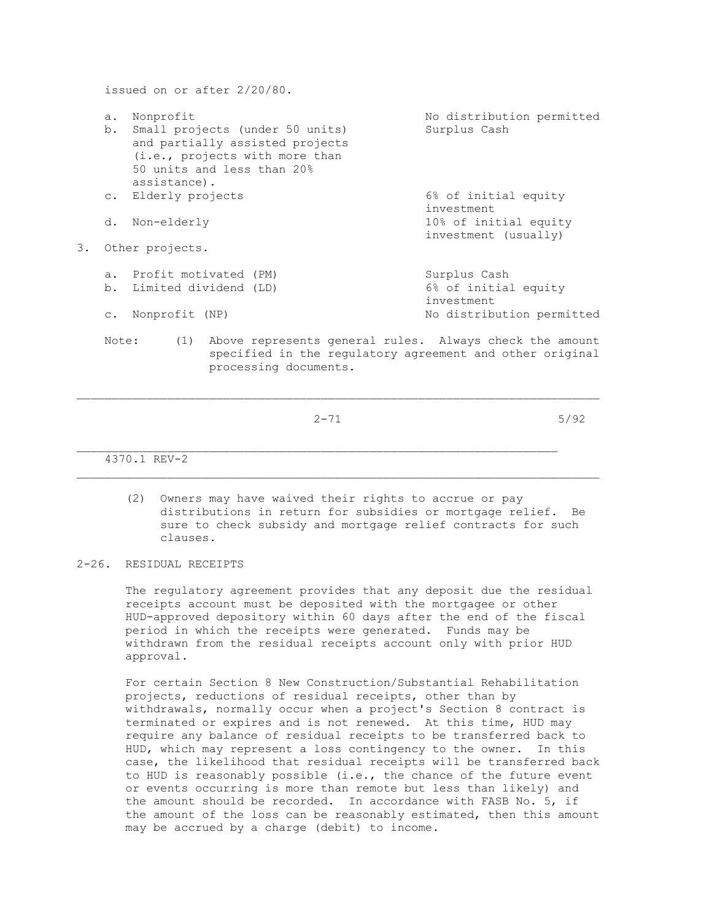issued on or after 2/20/80.

| | |
|---|---|
| a. Nonprofit | No distribution permitted |
| b. Small projects (under 50 units) and partially assisted projects (i.e., projects with more than 50 units and less than 20% assistance). | Surplus Cash |
| c. Elderly projects | 6% of initial equity investment |
| d. Non-elderly | 10% of initial equity investment (usually) |

3. Other projects.

| | |
|---|---|
| a. Profit motivated (PM) | Surplus Cash |
| b. Limited dividend (LD) | 6% of initial equity investment |
| c. Nonprofit (NP) | No distribution permitted |

Note: (1) Above represents general rules. Always check the amount specified in the regulatory agreement and other original processing documents.

(2) Owners may have waived their rights to accrue or pay distributions in return for subsidies or mortgage relief. Be sure to check subsidy and mortgage relief contracts for such clauses.

## 2-26. RESIDUAL RECEIPTS

The regulatory agreement provides that any deposit due the residual receipts account must be deposited with the mortgagee or other HUD-approved depository within 60 days after the end of the fiscal period in which the receipts were generated. Funds may be withdrawn from the residual receipts account only with prior HUD approval.

For certain Section 8 New Construction/Substantial Rehabilitation projects, reductions of residual receipts, other than by withdrawals, normally occur when a project's Section 8 contract is terminated or expires and is not renewed. At this time, HUD may require any balance of residual receipts to be transferred back to HUD, which may represent a loss contingency to the owner. In this case, the likelihood that residual receipts will be transferred back to HUD is reasonably possible (i.e., the chance of the future event or events occurring is more than remote but less than likely) and the amount should be recorded. In accordance with FASB No. 5, if the amount of the loss can be reasonably estimated, then this amount may be accrued by a charge (debit) to income.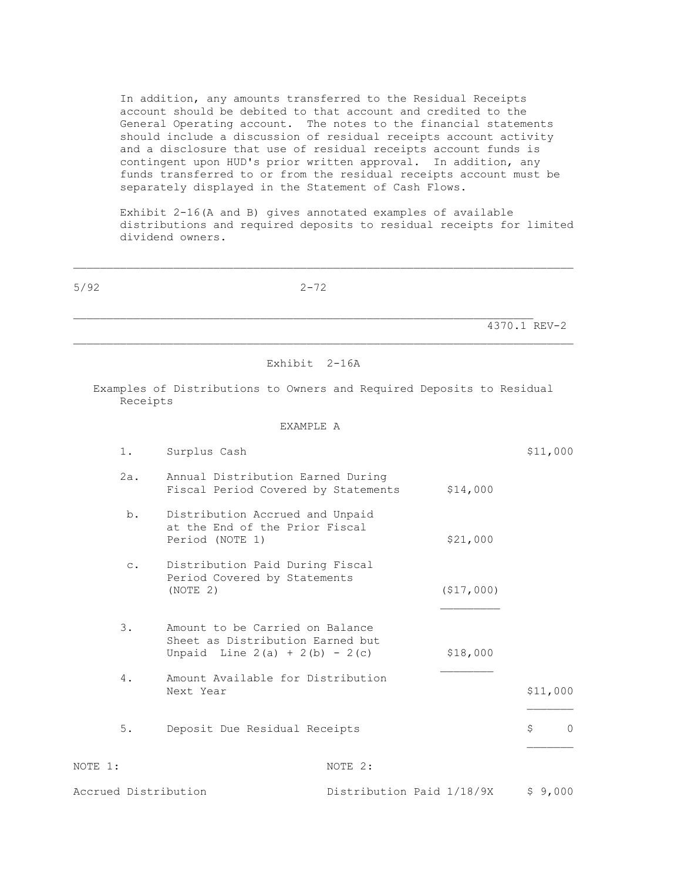In addition, any amounts transferred to the Residual Receipts account should be debited to that account and credited to the General Operating account. The notes to the financial statements should include a discussion of residual receipts account activity and a disclosure that use of residual receipts account funds is contingent upon HUD's prior written approval. In addition, any funds transferred to or from the residual receipts account must be separately displayed in the Statement of Cash Flows.

Exhibit 2-16(A and B) gives annotated examples of available distributions and required deposits to residual receipts for limited dividend owners.

## Exhibit 2-16A

### Examples of Distributions to Owners and Required Deposits to Residual Receipts

#### EXAMPLE A

| | | | |
|---|---|---|---|
| 1. | Surplus Cash | | $11,000 |
| 2a. | Annual Distribution Earned During Fiscal Period Covered by Statements | $14,000 | |
| b. | Distribution Accrued and Unpaid at the End of the Prior Fiscal Period (NOTE 1) | $21,000 | |
| c. | Distribution Paid During Fiscal Period Covered by Statements (NOTE 2) | ($17,000) | |
| 3. | Amount to be Carried on Balance Sheet as Distribution Earned but Unpaid Line 2(a) + 2(b) - 2(c) | $18,000 | |
| 4. | Amount Available for Distribution Next Year | | $11,000 |
| 5. | Deposit Due Residual Receipts | | $ 0 |

NOTE 1:

Accrued Distribution

NOTE 2:

Distribution Paid 1/18/9X $ 9,000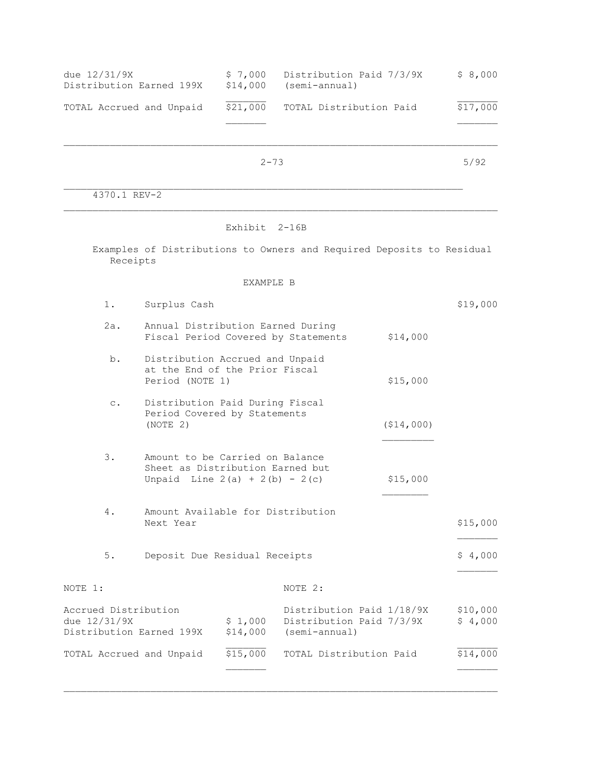| | | | |
|---|---|---|---|
| due 12/31/9X | $ 7,000 | Distribution Paid 7/3/9X | $ 8,000 |
| Distribution Earned 199X | $14,000 | (semi-annual) | |
| TOTAL Accrued and Unpaid | $21,000 | TOTAL Distribution Paid | $17,000 |

4370.1 REV-2

## Exhibit 2-16B

Examples of Distributions to Owners and Required Deposits to Residual Receipts

### EXAMPLE B

| | | | |
|---|---|---|---|
| 1. | Surplus Cash | | $19,000 |
| 2a. | Annual Distribution Earned During Fiscal Period Covered by Statements | $14,000 | |
| b. | Distribution Accrued and Unpaid at the End of the Prior Fiscal Period (NOTE 1) | $15,000 | |
| c. | Distribution Paid During Fiscal Period Covered by Statements (NOTE 2) | ($14,000) | |
| 3. | Amount to be Carried on Balance Sheet as Distribution Earned but Unpaid Line 2(a) + 2(b) - 2(c) | $15,000 | |
| 4. | Amount Available for Distribution Next Year | | $15,000 |
| 5. | Deposit Due Residual Receipts | | $ 4,000 |

| NOTE 1: | | NOTE 2: | |
|---|---|---|---|
| Accrued Distribution | | Distribution Paid 1/18/9X | $10,000 |
| due 12/31/9X | $ 1,000 | Distribution Paid 7/3/9X | $ 4,000 |
| Distribution Earned 199X | $14,000 | (semi-annual) | |
| TOTAL Accrued and Unpaid | $15,000 | TOTAL Distribution Paid | $14,000 |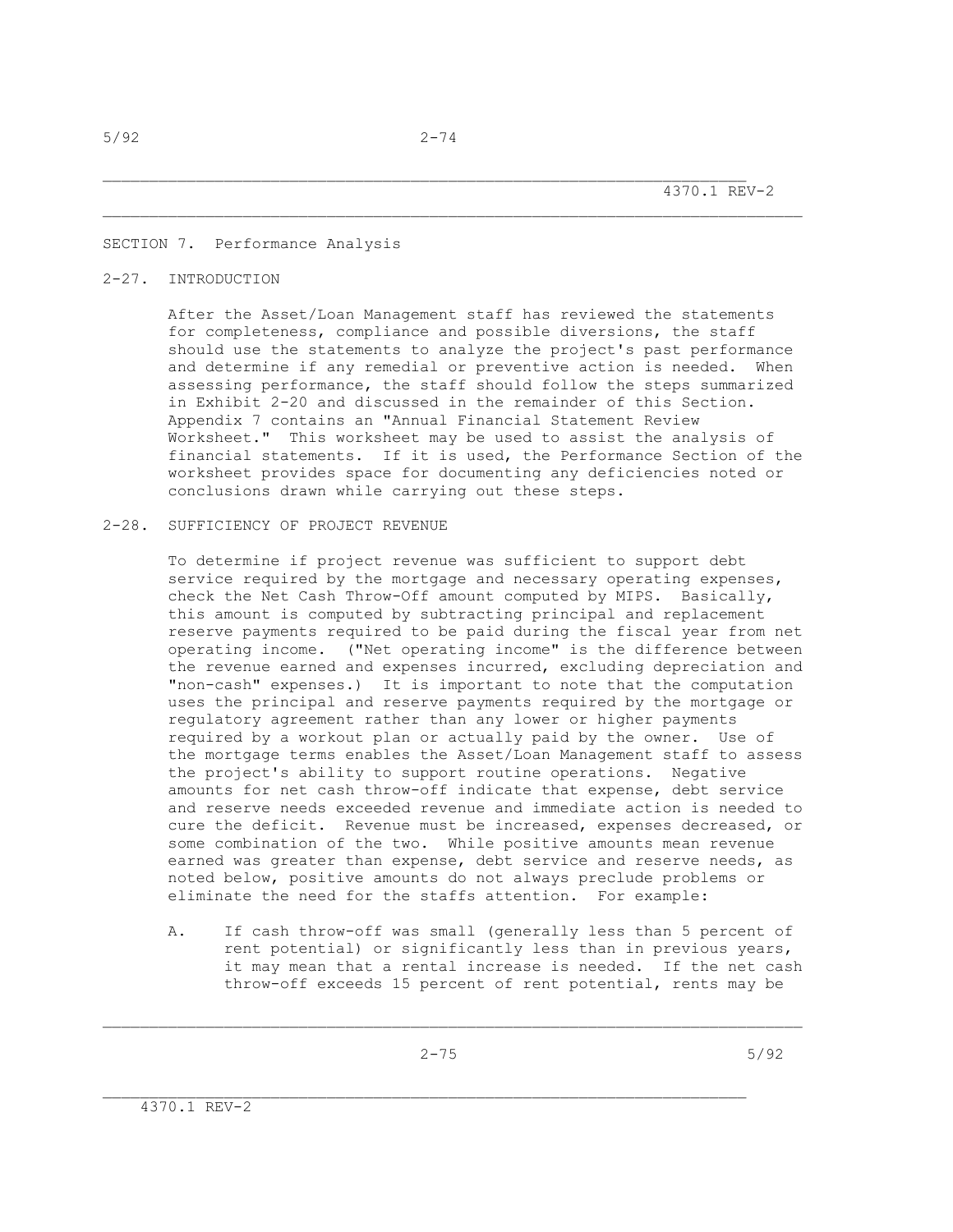## SECTION 7. Performance Analysis

### 2-27. INTRODUCTION

After the Asset/Loan Management staff has reviewed the statements for completeness, compliance and possible diversions, the staff should use the statements to analyze the project's past performance and determine if any remedial or preventive action is needed. When assessing performance, the staff should follow the steps summarized in Exhibit 2-20 and discussed in the remainder of this Section. Appendix 7 contains an "Annual Financial Statement Review Worksheet." This worksheet may be used to assist the analysis of financial statements. If it is used, the Performance Section of the worksheet provides space for documenting any deficiencies noted or conclusions drawn while carrying out these steps.

### 2-28. SUFFICIENCY OF PROJECT REVENUE

To determine if project revenue was sufficient to support debt service required by the mortgage and necessary operating expenses, check the Net Cash Throw-Off amount computed by MIPS. Basically, this amount is computed by subtracting principal and replacement reserve payments required to be paid during the fiscal year from net operating income. ("Net operating income" is the difference between the revenue earned and expenses incurred, excluding depreciation and "non-cash" expenses.) It is important to note that the computation uses the principal and reserve payments required by the mortgage or regulatory agreement rather than any lower or higher payments required by a workout plan or actually paid by the owner. Use of the mortgage terms enables the Asset/Loan Management staff to assess the project's ability to support routine operations. Negative amounts for net cash throw-off indicate that expense, debt service and reserve needs exceeded revenue and immediate action is needed to cure the deficit. Revenue must be increased, expenses decreased, or some combination of the two. While positive amounts mean revenue earned was greater than expense, debt service and reserve needs, as noted below, positive amounts do not always preclude problems or eliminate the need for the staffs attention. For example:

A. If cash throw-off was small (generally less than 5 percent of rent potential) or significantly less than in previous years, it may mean that a rental increase is needed. If the net cash throw-off exceeds 15 percent of rent potential, rents may be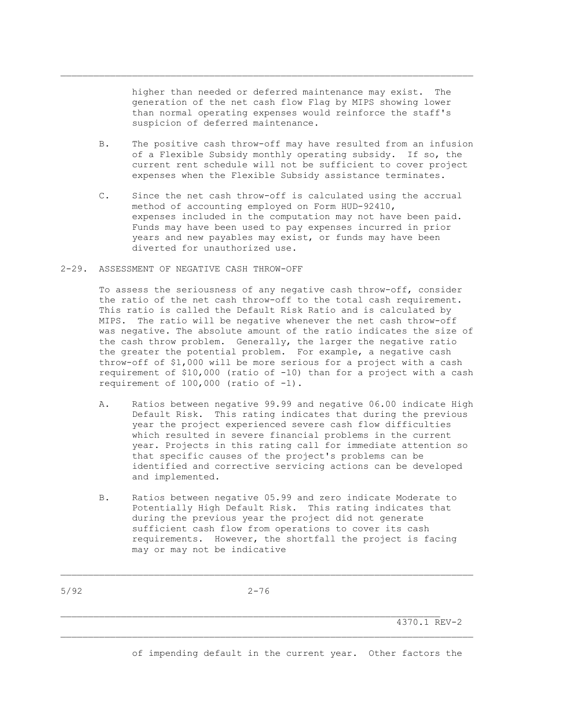higher than needed or deferred maintenance may exist. The generation of the net cash flow Flag by MIPS showing lower than normal operating expenses would reinforce the staff's suspicion of deferred maintenance.

B. The positive cash throw-off may have resulted from an infusion of a Flexible Subsidy monthly operating subsidy. If so, the current rent schedule will not be sufficient to cover project expenses when the Flexible Subsidy assistance terminates.

C. Since the net cash throw-off is calculated using the accrual method of accounting employed on Form HUD-92410, expenses included in the computation may not have been paid. Funds may have been used to pay expenses incurred in prior years and new payables may exist, or funds may have been diverted for unauthorized use.

2-29. ASSESSMENT OF NEGATIVE CASH THROW-OFF

To assess the seriousness of any negative cash throw-off, consider the ratio of the net cash throw-off to the total cash requirement. This ratio is called the Default Risk Ratio and is calculated by MIPS. The ratio will be negative whenever the net cash throw-off was negative. The absolute amount of the ratio indicates the size of the cash throw problem. Generally, the larger the negative ratio the greater the potential problem. For example, a negative cash throw-off of $1,000 will be more serious for a project with a cash requirement of $10,000 (ratio of -10) than for a project with a cash requirement of 100,000 (ratio of -1).

A. Ratios between negative 99.99 and negative 06.00 indicate High Default Risk. This rating indicates that during the previous year the project experienced severe cash flow difficulties which resulted in severe financial problems in the current year. Projects in this rating call for immediate attention so that specific causes of the project's problems can be identified and corrective servicing actions can be developed and implemented.

B. Ratios between negative 05.99 and zero indicate Moderate to Potentially High Default Risk. This rating indicates that during the previous year the project did not generate sufficient cash flow from operations to cover its cash requirements. However, the shortfall the project is facing may or may not be indicative of impending default in the current year. Other factors the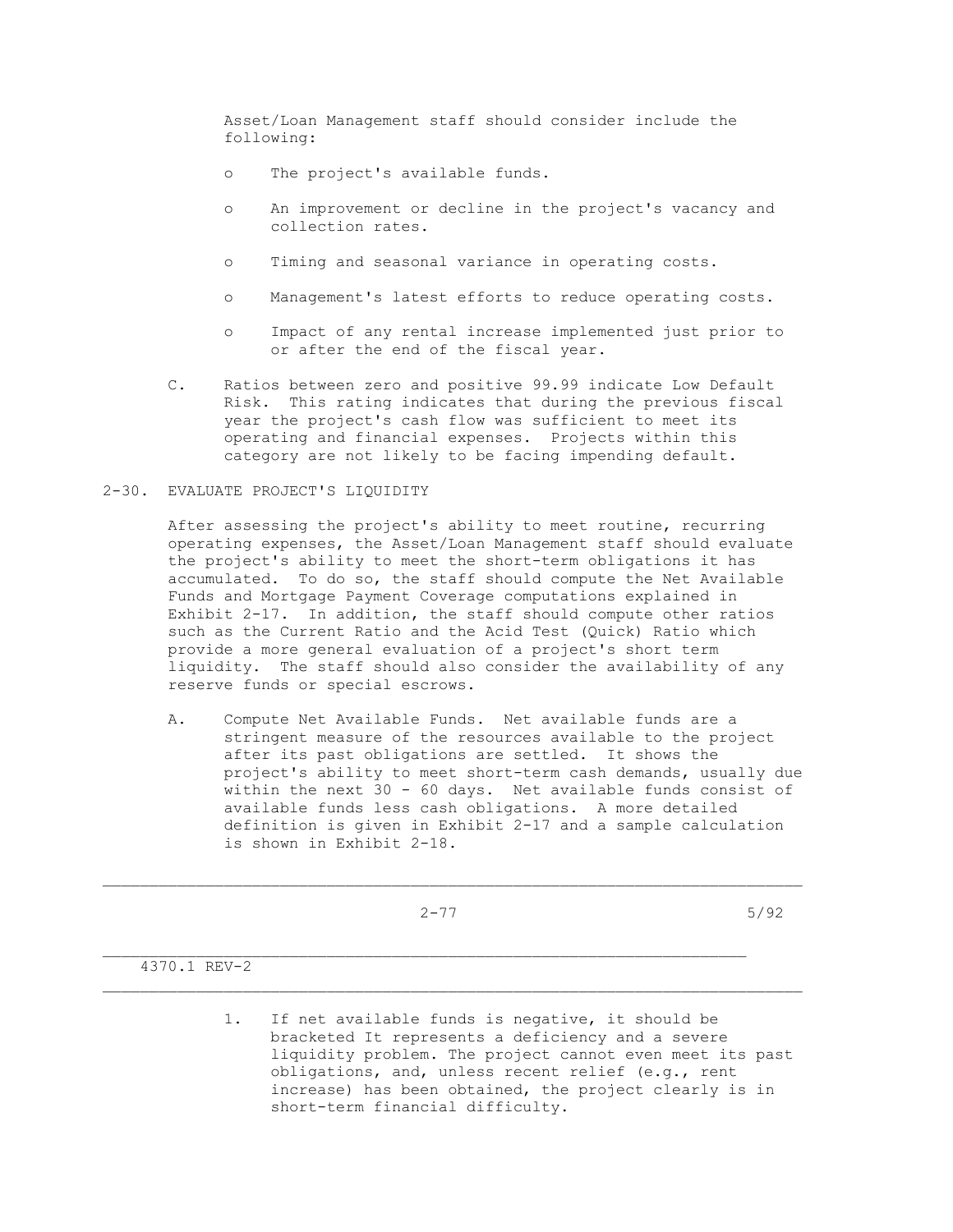Asset/Loan Management staff should consider include the following:

- The project's available funds.
- An improvement or decline in the project's vacancy and collection rates.
- Timing and seasonal variance in operating costs.
- Management's latest efforts to reduce operating costs.
- Impact of any rental increase implemented just prior to or after the end of the fiscal year.

C. Ratios between zero and positive 99.99 indicate Low Default Risk. This rating indicates that during the previous fiscal year the project's cash flow was sufficient to meet its operating and financial expenses. Projects within this category are not likely to be facing impending default.

## 2-30. EVALUATE PROJECT'S LIQUIDITY

After assessing the project's ability to meet routine, recurring operating expenses, the Asset/Loan Management staff should evaluate the project's ability to meet the short-term obligations it has accumulated. To do so, the staff should compute the Net Available Funds and Mortgage Payment Coverage computations explained in Exhibit 2-17. In addition, the staff should compute other ratios such as the Current Ratio and the Acid Test (Quick) Ratio which provide a more general evaluation of a project's short term liquidity. The staff should also consider the availability of any reserve funds or special escrows.

A. Compute Net Available Funds. Net available funds are a stringent measure of the resources available to the project after its past obligations are settled. It shows the project's ability to meet short-term cash demands, usually due within the next 30 - 60 days. Net available funds consist of available funds less cash obligations. A more detailed definition is given in Exhibit 2-17 and a sample calculation is shown in Exhibit 2-18.

1. If net available funds is negative, it should be bracketed It represents a deficiency and a severe liquidity problem. The project cannot even meet its past obligations, and, unless recent relief (e.g., rent increase) has been obtained, the project clearly is in short-term financial difficulty.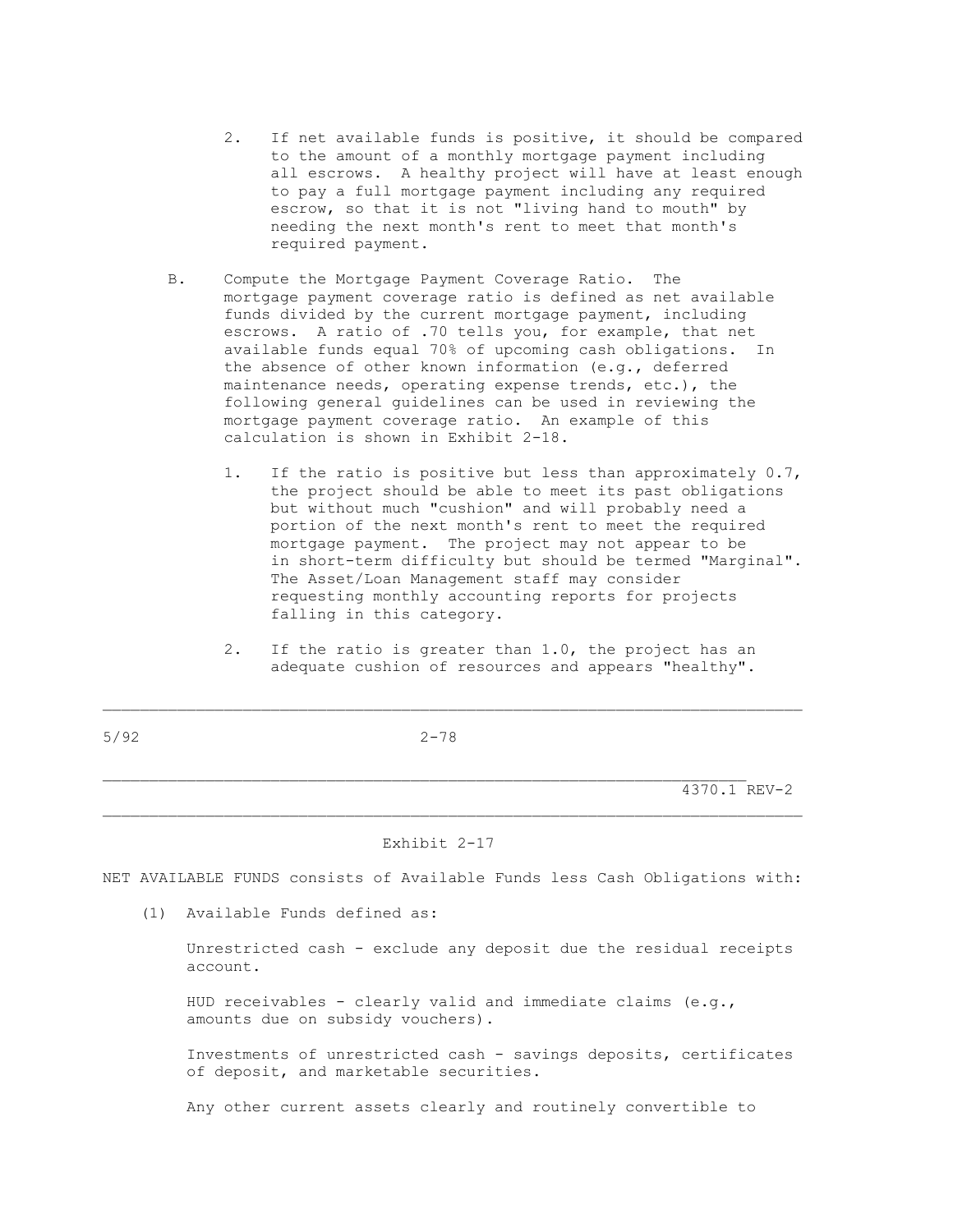2. If net available funds is positive, it should be compared to the amount of a monthly mortgage payment including all escrows. A healthy project will have at least enough to pay a full mortgage payment including any required escrow, so that it is not "living hand to mouth" by needing the next month's rent to meet that month's required payment.

B. Compute the Mortgage Payment Coverage Ratio. The mortgage payment coverage ratio is defined as net available funds divided by the current mortgage payment, including escrows. A ratio of .70 tells you, for example, that net available funds equal 70% of upcoming cash obligations. In the absence of other known information (e.g., deferred maintenance needs, operating expense trends, etc.), the following general guidelines can be used in reviewing the mortgage payment coverage ratio. An example of this calculation is shown in Exhibit 2-18.

   1. If the ratio is positive but less than approximately 0.7, the project should be able to meet its past obligations but without much "cushion" and will probably need a portion of the next month's rent to meet the required mortgage payment. The project may not appear to be in short-term difficulty but should be termed "Marginal". The Asset/Loan Management staff may consider requesting monthly accounting reports for projects falling in this category.

   2. If the ratio is greater than 1.0, the project has an adequate cushion of resources and appears "healthy".

Exhibit 2-17

NET AVAILABLE FUNDS consists of Available Funds less Cash Obligations with:

(1) Available Funds defined as:

Unrestricted cash - exclude any deposit due the residual receipts account.

HUD receivables - clearly valid and immediate claims (e.g., amounts due on subsidy vouchers).

Investments of unrestricted cash - savings deposits, certificates of deposit, and marketable securities.

Any other current assets clearly and routinely convertible to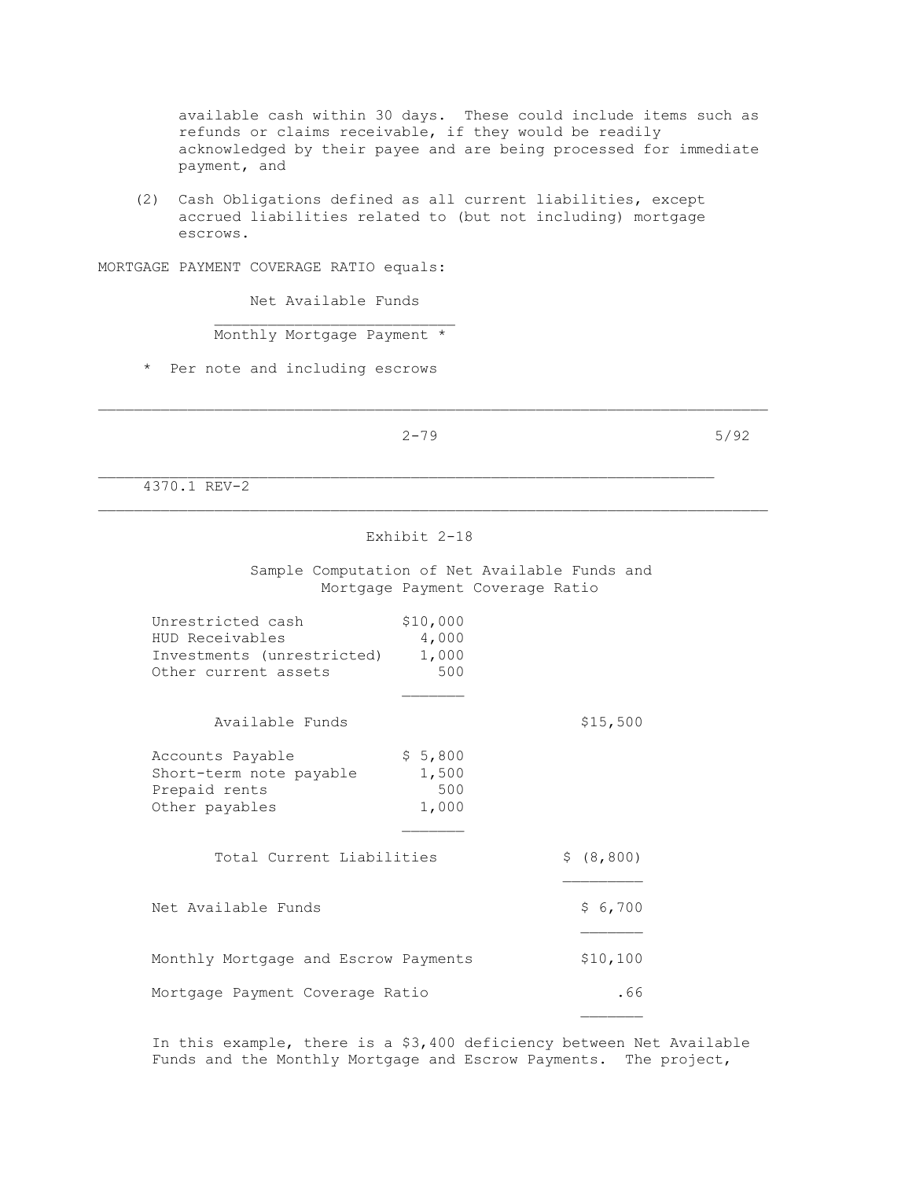available cash within 30 days. These could include items such as refunds or claims receivable, if they would be readily acknowledged by their payee and are being processed for immediate payment, and

(2) Cash Obligations defined as all current liabilities, except accrued liabilities related to (but not including) mortgage escrows.

MORTGAGE PAYMENT COVERAGE RATIO equals:

$$\frac{\text{Net Available Funds}}{\text{Monthly Mortgage Payment *}}$$

\* Per note and including escrows

Exhibit 2-18

Sample Computation of Net Available Funds and Mortgage Payment Coverage Ratio

| | | |
|---|---|---|
| Unrestricted cash | $10,000 | |
| HUD Receivables | 4,000 | |
| Investments (unrestricted) | 1,000 | |
| Other current assets | 500 | |
| Available Funds | | $15,500 |
| Accounts Payable | $ 5,800 | |
| Short-term note payable | 1,500 | |
| Prepaid rents | 500 | |
| Other payables | 1,000 | |
| Total Current Liabilities | | $ (8,800) |
| Net Available Funds | | $ 6,700 |
| Monthly Mortgage and Escrow Payments | | $10,100 |
| Mortgage Payment Coverage Ratio | | .66 |

In this example, there is a $3,400 deficiency between Net Available Funds and the Monthly Mortgage and Escrow Payments. The project,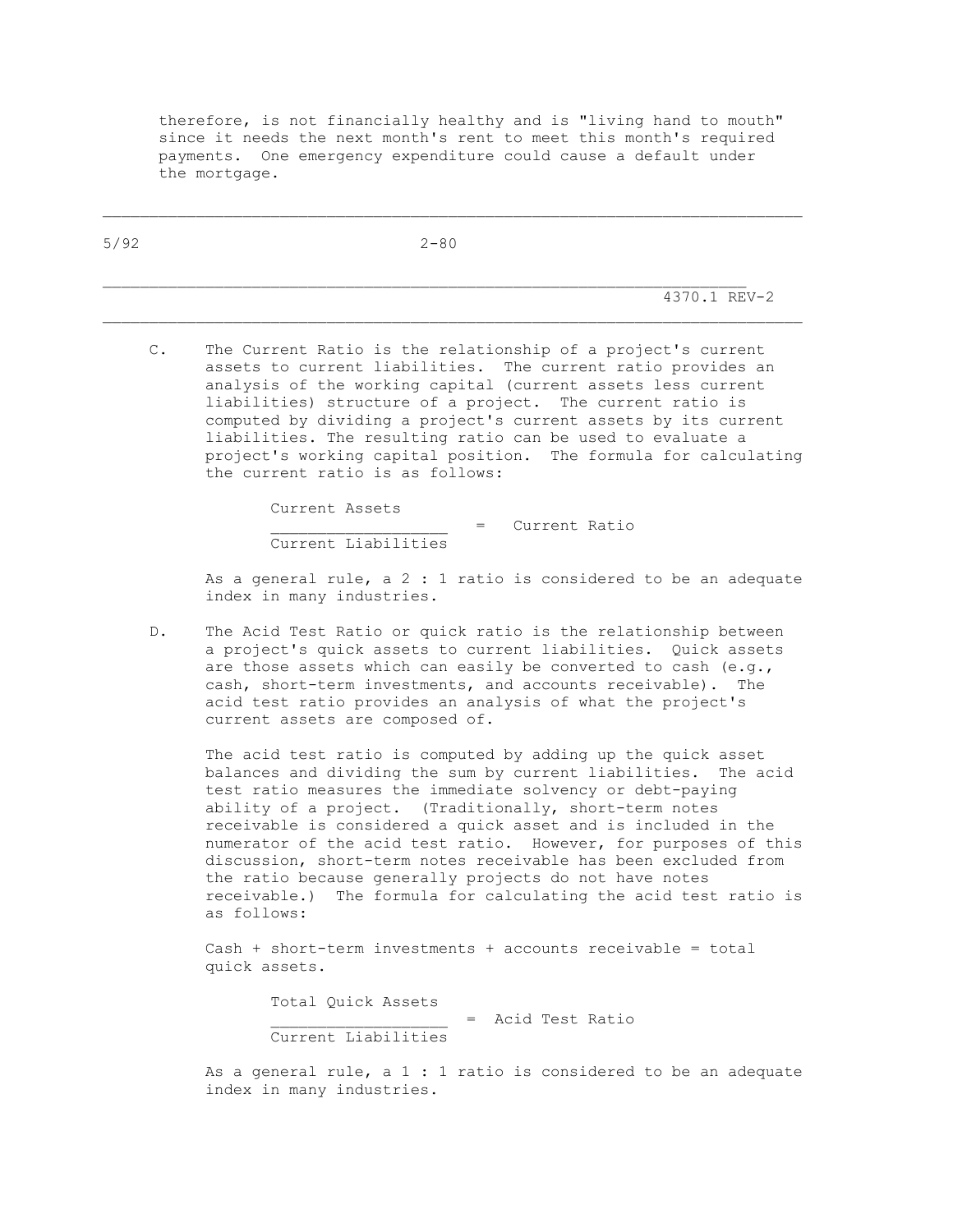therefore, is not financially healthy and is "living hand to mouth" since it needs the next month's rent to meet this month's required payments. One emergency expenditure could cause a default under the mortgage.

C. The Current Ratio is the relationship of a project's current assets to current liabilities. The current ratio provides an analysis of the working capital (current assets less current liabilities) structure of a project. The current ratio is computed by dividing a project's current assets by its current liabilities. The resulting ratio can be used to evaluate a project's working capital position. The formula for calculating the current ratio is as follows:

$$\frac{\text{Current Assets}}{\text{Current Liabilities}} = \text{Current Ratio}$$

As a general rule, a 2 : 1 ratio is considered to be an adequate index in many industries.

D. The Acid Test Ratio or quick ratio is the relationship between a project's quick assets to current liabilities. Quick assets are those assets which can easily be converted to cash (e.g., cash, short-term investments, and accounts receivable). The acid test ratio provides an analysis of what the project's current assets are composed of.

The acid test ratio is computed by adding up the quick asset balances and dividing the sum by current liabilities. The acid test ratio measures the immediate solvency or debt-paying ability of a project. (Traditionally, short-term notes receivable is considered a quick asset and is included in the numerator of the acid test ratio. However, for purposes of this discussion, short-term notes receivable has been excluded from the ratio because generally projects do not have notes receivable.) The formula for calculating the acid test ratio is as follows:

Cash + short-term investments + accounts receivable = total quick assets.

$$\frac{\text{Total Quick Assets}}{\text{Current Liabilities}} = \text{Acid Test Ratio}$$

As a general rule, a 1 : 1 ratio is considered to be an adequate index in many industries.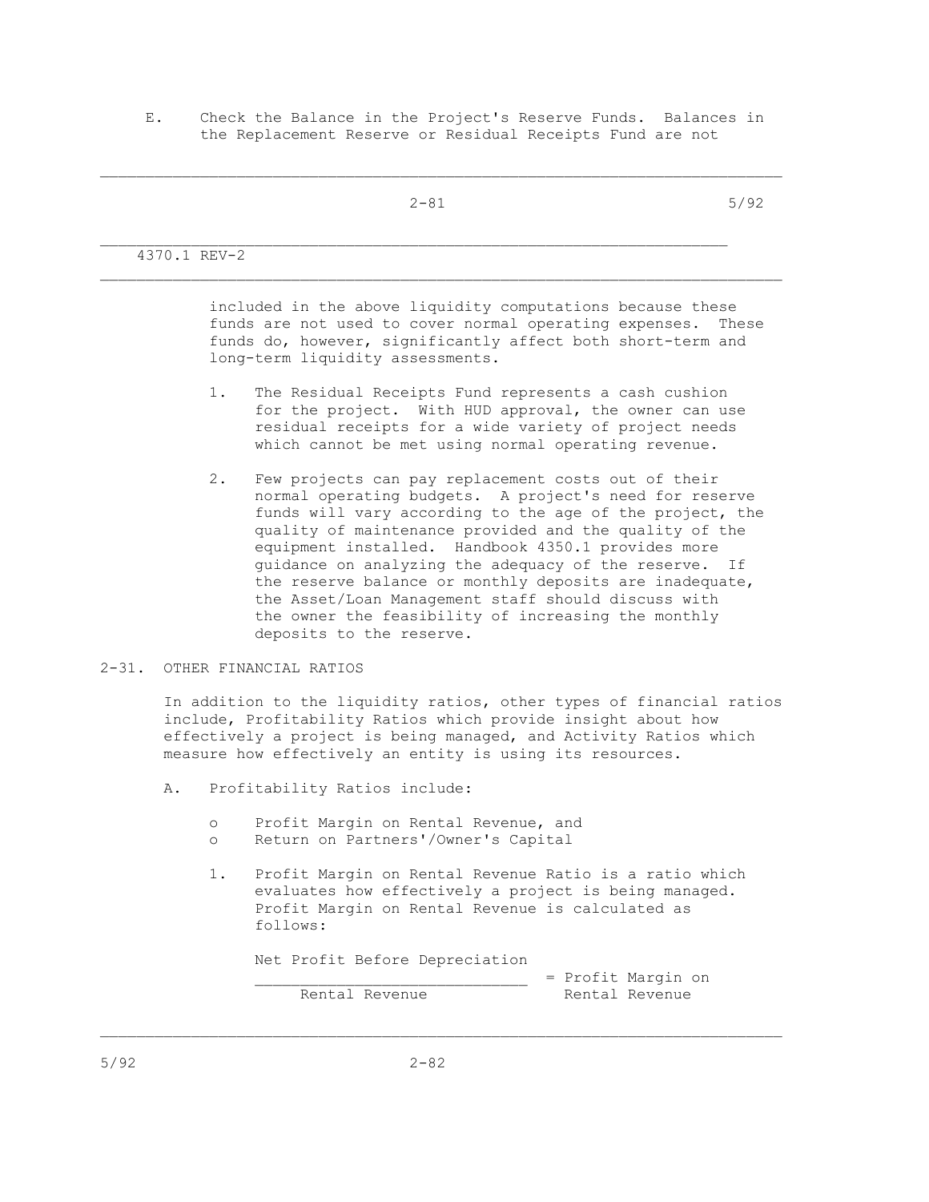E. Check the Balance in the Project's Reserve Funds. Balances in the Replacement Reserve or Residual Receipts Fund are not included in the above liquidity computations because these funds are not used to cover normal operating expenses. These funds do, however, significantly affect both short-term and long-term liquidity assessments.

1. The Residual Receipts Fund represents a cash cushion for the project. With HUD approval, the owner can use residual receipts for a wide variety of project needs which cannot be met using normal operating revenue.

2. Few projects can pay replacement costs out of their normal operating budgets. A project's need for reserve funds will vary according to the age of the project, the quality of maintenance provided and the quality of the equipment installed. Handbook 4350.1 provides more guidance on analyzing the adequacy of the reserve. If the reserve balance or monthly deposits are inadequate, the Asset/Loan Management staff should discuss with the owner the feasibility of increasing the monthly deposits to the reserve.

## 2-31. OTHER FINANCIAL RATIOS

In addition to the liquidity ratios, other types of financial ratios include, Profitability Ratios which provide insight about how effectively a project is being managed, and Activity Ratios which measure how effectively an entity is using its resources.

A. Profitability Ratios include:

- Profit Margin on Rental Revenue, and
- Return on Partners'/Owner's Capital

1. Profit Margin on Rental Revenue Ratio is a ratio which evaluates how effectively a project is being managed. Profit Margin on Rental Revenue is calculated as follows:

$$\frac{\text{Net Profit Before Depreciation}}{\text{Rental Revenue}} = \text{Profit Margin on Rental Revenue}$$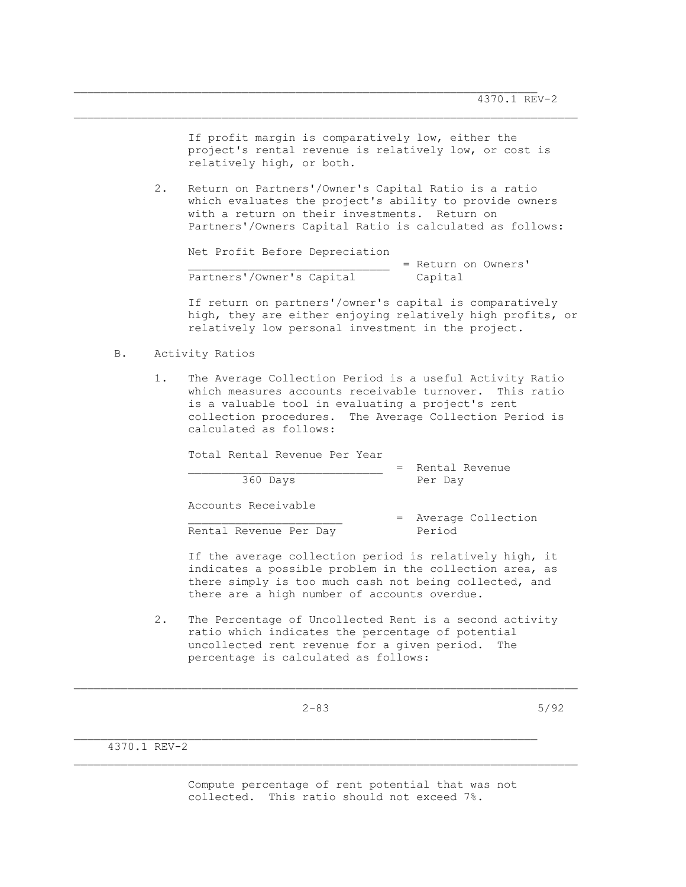If profit margin is comparatively low, either the project's rental revenue is relatively low, or cost is relatively high, or both.

2. Return on Partners'/Owner's Capital Ratio is a ratio which evaluates the project's ability to provide owners with a return on their investments. Return on Partners'/Owners Capital Ratio is calculated as follows:

$$\frac{\text{Net Profit Before Depreciation}}{\text{Partners'/Owner's Capital}} = \text{Return on Owners' Capital}$$

If return on partners'/owner's capital is comparatively high, they are either enjoying relatively high profits, or relatively low personal investment in the project.

B. Activity Ratios

1. The Average Collection Period is a useful Activity Ratio which measures accounts receivable turnover. This ratio is a valuable tool in evaluating a project's rent collection procedures. The Average Collection Period is calculated as follows:

$$\frac{\text{Total Rental Revenue Per Year}}{\text{360 Days}} = \text{Rental Revenue Per Day}$$

$$\frac{\text{Accounts Receivable}}{\text{Rental Revenue Per Day}} = \text{Average Collection Period}$$

If the average collection period is relatively high, it indicates a possible problem in the collection area, as there simply is too much cash not being collected, and there are a high number of accounts overdue.

2. The Percentage of Uncollected Rent is a second activity ratio which indicates the percentage of potential uncollected rent revenue for a given period. The percentage is calculated as follows:

Compute percentage of rent potential that was not collected. This ratio should not exceed 7%.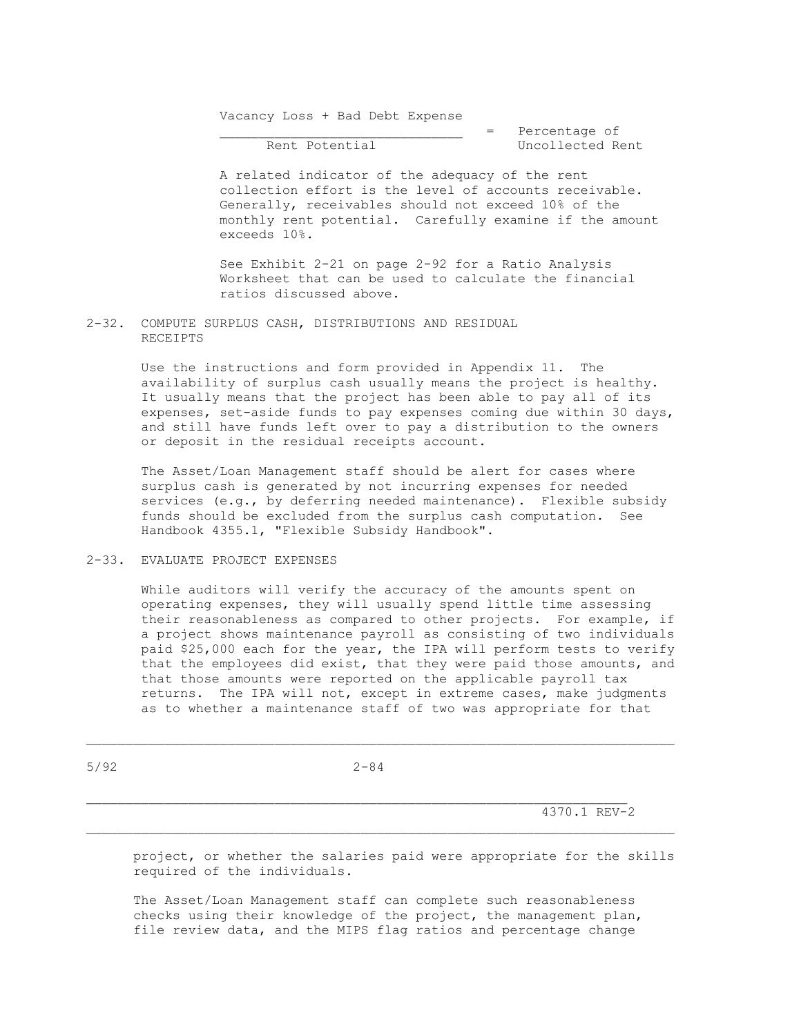$$\frac{\text{Vacancy Loss + Bad Debt Expense}}{\text{Rent Potential}} = \text{Percentage of Uncollected Rent}$$

A related indicator of the adequacy of the rent collection effort is the level of accounts receivable. Generally, receivables should not exceed 10% of the monthly rent potential. Carefully examine if the amount exceeds 10%.

See Exhibit 2-21 on page 2-92 for a Ratio Analysis Worksheet that can be used to calculate the financial ratios discussed above.

## 2-32. COMPUTE SURPLUS CASH, DISTRIBUTIONS AND RESIDUAL RECEIPTS

Use the instructions and form provided in Appendix 11. The availability of surplus cash usually means the project is healthy. It usually means that the project has been able to pay all of its expenses, set-aside funds to pay expenses coming due within 30 days, and still have funds left over to pay a distribution to the owners or deposit in the residual receipts account.

The Asset/Loan Management staff should be alert for cases where surplus cash is generated by not incurring expenses for needed services (e.g., by deferring needed maintenance). Flexible subsidy funds should be excluded from the surplus cash computation. See Handbook 4355.1, "Flexible Subsidy Handbook".

## 2-33. EVALUATE PROJECT EXPENSES

While auditors will verify the accuracy of the amounts spent on operating expenses, they will usually spend little time assessing their reasonableness as compared to other projects. For example, if a project shows maintenance payroll as consisting of two individuals paid $25,000 each for the year, the IPA will perform tests to verify that the employees did exist, that they were paid those amounts, and that those amounts were reported on the applicable payroll tax returns. The IPA will not, except in extreme cases, make judgments as to whether a maintenance staff of two was appropriate for that project, or whether the salaries paid were appropriate for the skills required of the individuals.

The Asset/Loan Management staff can complete such reasonableness checks using their knowledge of the project, the management plan, file review data, and the MIPS flag ratios and percentage change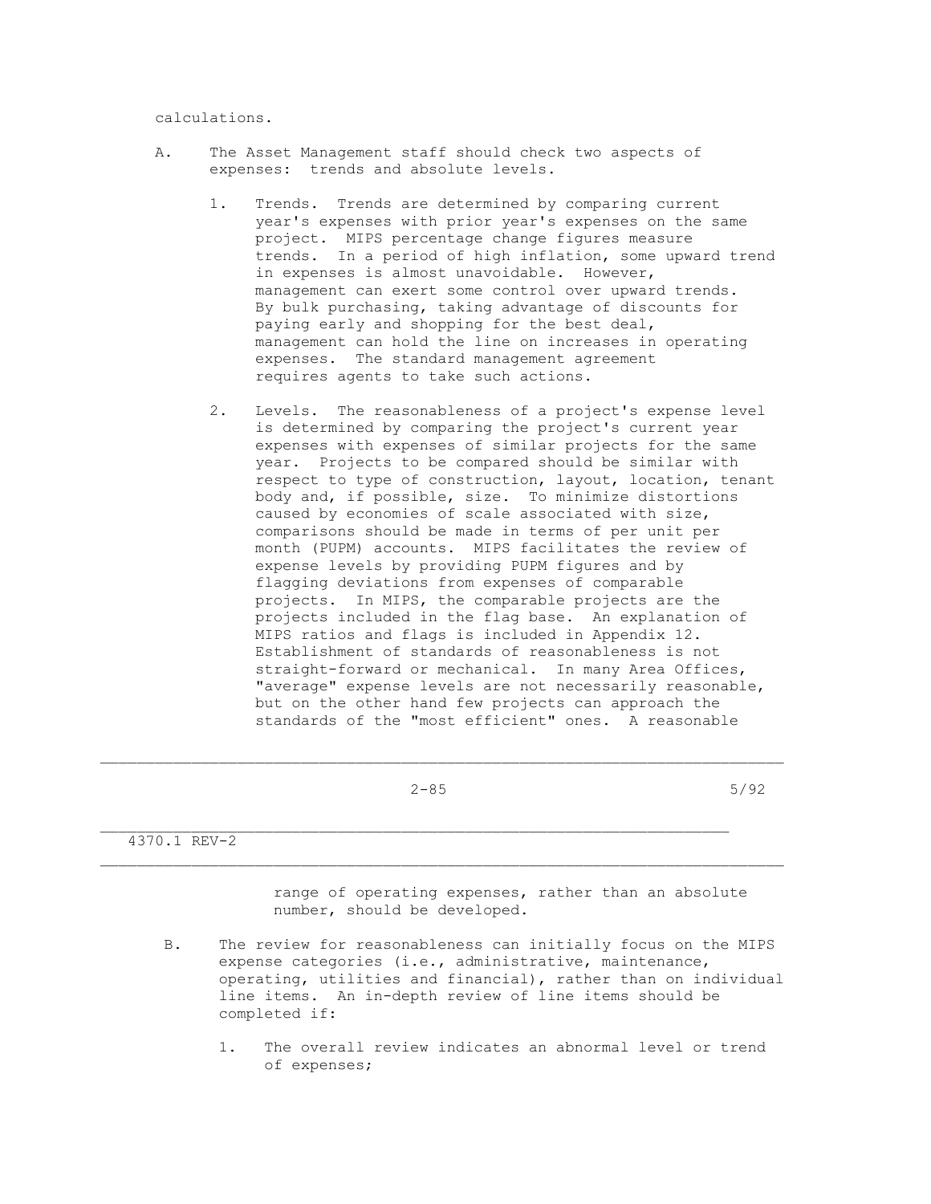calculations.

A. The Asset Management staff should check two aspects of expenses: trends and absolute levels.

   1. Trends. Trends are determined by comparing current year's expenses with prior year's expenses on the same project. MIPS percentage change figures measure trends. In a period of high inflation, some upward trend in expenses is almost unavoidable. However, management can exert some control over upward trends. By bulk purchasing, taking advantage of discounts for paying early and shopping for the best deal, management can hold the line on increases in operating expenses. The standard management agreement requires agents to take such actions.

   2. Levels. The reasonableness of a project's expense level is determined by comparing the project's current year expenses with expenses of similar projects for the same year. Projects to be compared should be similar with respect to type of construction, layout, location, tenant body and, if possible, size. To minimize distortions caused by economies of scale associated with size, comparisons should be made in terms of per unit per month (PUPM) accounts. MIPS facilitates the review of expense levels by providing PUPM figures and by flagging deviations from expenses of comparable projects. In MIPS, the comparable projects are the projects included in the flag base. An explanation of MIPS ratios and flags is included in Appendix 12. Establishment of standards of reasonableness is not straight-forward or mechanical. In many Area Offices, "average" expense levels are not necessarily reasonable, but on the other hand few projects can approach the standards of the "most efficient" ones. A reasonable range of operating expenses, rather than an absolute number, should be developed.

B. The review for reasonableness can initially focus on the MIPS expense categories (i.e., administrative, maintenance, operating, utilities and financial), rather than on individual line items. An in-depth review of line items should be completed if:

   1. The overall review indicates an abnormal level or trend of expenses;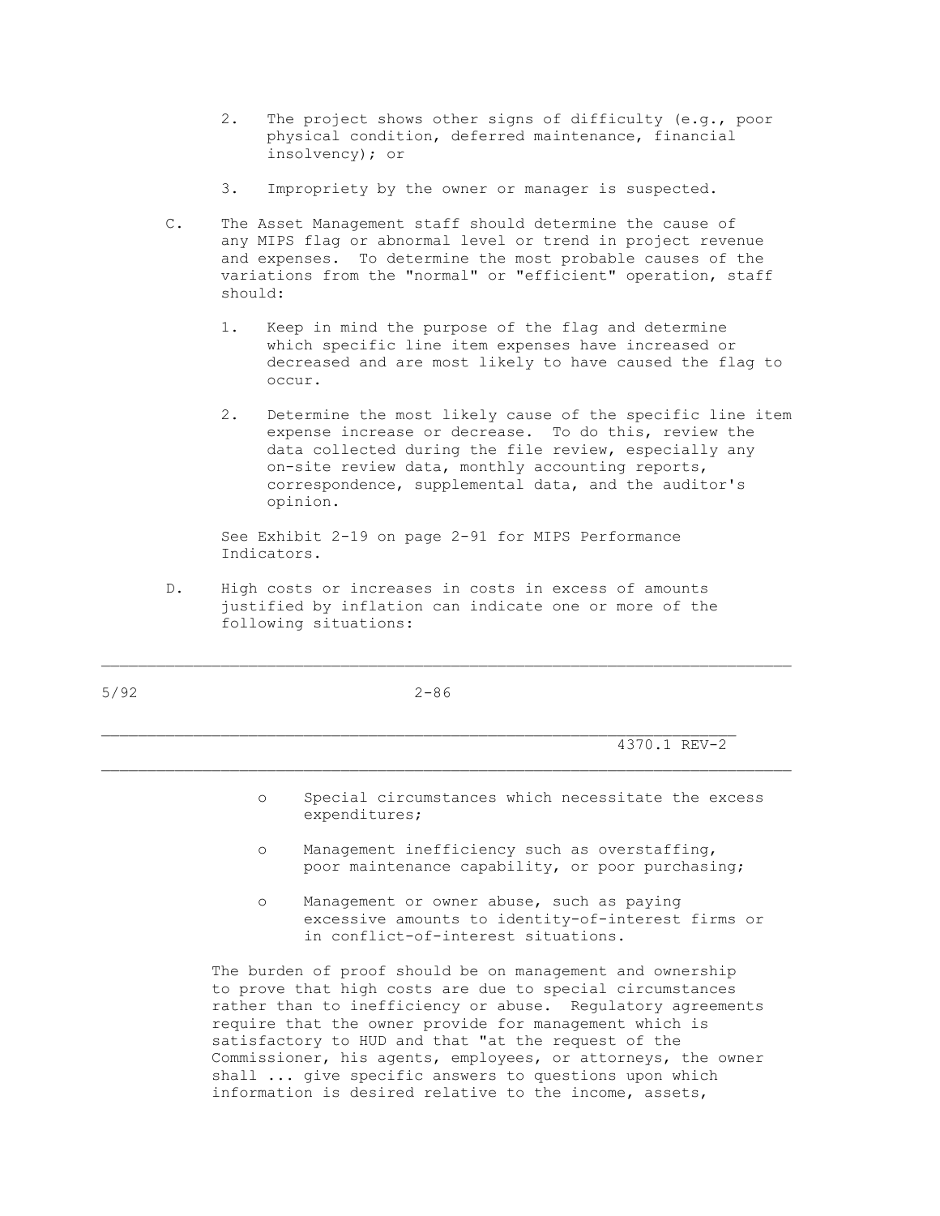2. The project shows other signs of difficulty (e.g., poor physical condition, deferred maintenance, financial insolvency); or

3. Impropriety by the owner or manager is suspected.

C. The Asset Management staff should determine the cause of any MIPS flag or abnormal level or trend in project revenue and expenses. To determine the most probable causes of the variations from the "normal" or "efficient" operation, staff should:

   1. Keep in mind the purpose of the flag and determine which specific line item expenses have increased or decreased and are most likely to have caused the flag to occur.

   2. Determine the most likely cause of the specific line item expense increase or decrease. To do this, review the data collected during the file review, especially any on-site review data, monthly accounting reports, correspondence, supplemental data, and the auditor's opinion.

   See Exhibit 2-19 on page 2-91 for MIPS Performance Indicators.

D. High costs or increases in costs in excess of amounts justified by inflation can indicate one or more of the following situations:

   - Special circumstances which necessitate the excess expenditures;

   - Management inefficiency such as overstaffing, poor maintenance capability, or poor purchasing;

   - Management or owner abuse, such as paying excessive amounts to identity-of-interest firms or in conflict-of-interest situations.

   The burden of proof should be on management and ownership to prove that high costs are due to special circumstances rather than to inefficiency or abuse. Regulatory agreements require that the owner provide for management which is satisfactory to HUD and that "at the request of the Commissioner, his agents, employees, or attorneys, the owner shall ... give specific answers to questions upon which information is desired relative to the income, assets,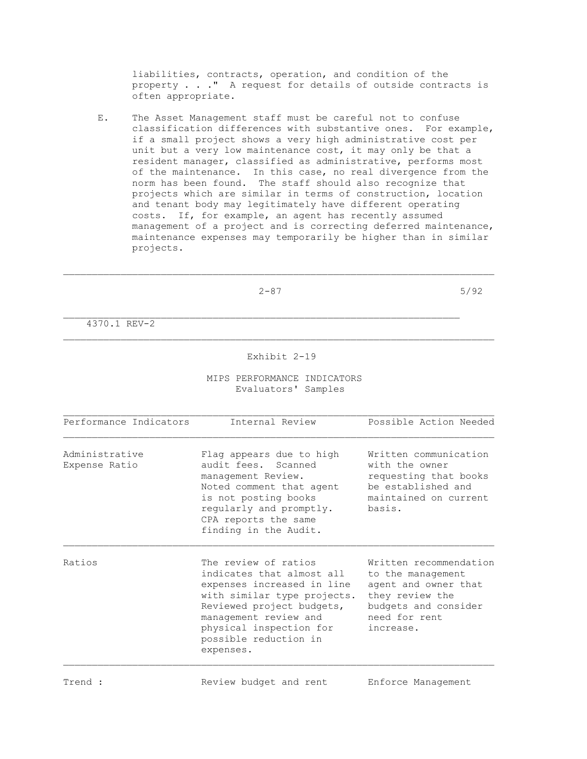liabilities, contracts, operation, and condition of the property . . ." A request for details of outside contracts is often appropriate.

E. The Asset Management staff must be careful not to confuse classification differences with substantive ones. For example, if a small project shows a very high administrative cost per unit but a very low maintenance cost, it may only be that a resident manager, classified as administrative, performs most of the maintenance. In this case, no real divergence from the norm has been found. The staff should also recognize that projects which are similar in terms of construction, location and tenant body may legitimately have different operating costs. If, for example, an agent has recently assumed management of a project and is correcting deferred maintenance, maintenance expenses may temporarily be higher than in similar projects.

## Exhibit 2-19

### MIPS PERFORMANCE INDICATORS
### Evaluators' Samples

| Performance Indicators | Internal Review | Possible Action Needed |
|---|---|---|
| Administrative Expense Ratio | Flag appears due to high audit fees. Scanned management Review. Noted comment that agent is not posting books regularly and promptly. CPA reports the same finding in the Audit. | Written communication with the owner requesting that books be established and maintained on current basis. |
| Ratios | The review of ratios indicates that almost all expenses increased in line with similar type projects. Reviewed project budgets, management review and physical inspection for possible reduction in expenses. | Written recommendation to the management agent and owner that they review the budgets and consider need for rent increase. |
| Trend : | Review budget and rent | Enforce Management |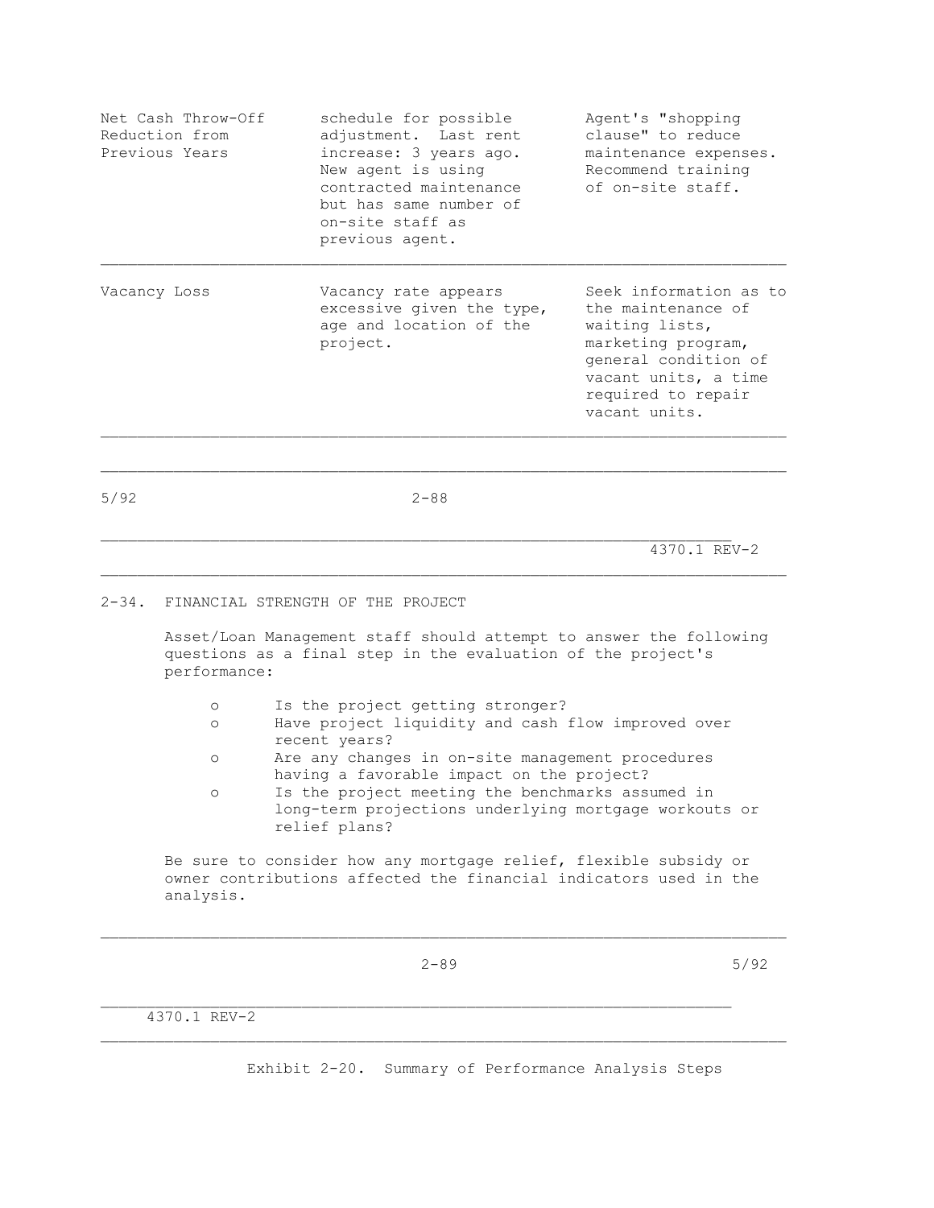| | | |
|---|---|---|
| Net Cash Throw-Off Reduction from Previous Years | schedule for possible adjustment. Last rent increase: 3 years ago. New agent is using contracted maintenance but has same number of on-site staff as previous agent. | Agent's "shopping clause" to reduce maintenance expenses. Recommend training of on-site staff. |
| Vacancy Loss | Vacancy rate appears excessive given the type, age and location of the project. | Seek information as to the maintenance of waiting lists, marketing program, general condition of vacant units, a time required to repair vacant units. |

## 2-34. FINANCIAL STRENGTH OF THE PROJECT

Asset/Loan Management staff should attempt to answer the following questions as a final step in the evaluation of the project's performance:

- Is the project getting stronger?
- Have project liquidity and cash flow improved over recent years?
- Are any changes in on-site management procedures having a favorable impact on the project?
- Is the project meeting the benchmarks assumed in long-term projections underlying mortgage workouts or relief plans?

Be sure to consider how any mortgage relief, flexible subsidy or owner contributions affected the financial indicators used in the analysis.

Exhibit 2-20. Summary of Performance Analysis Steps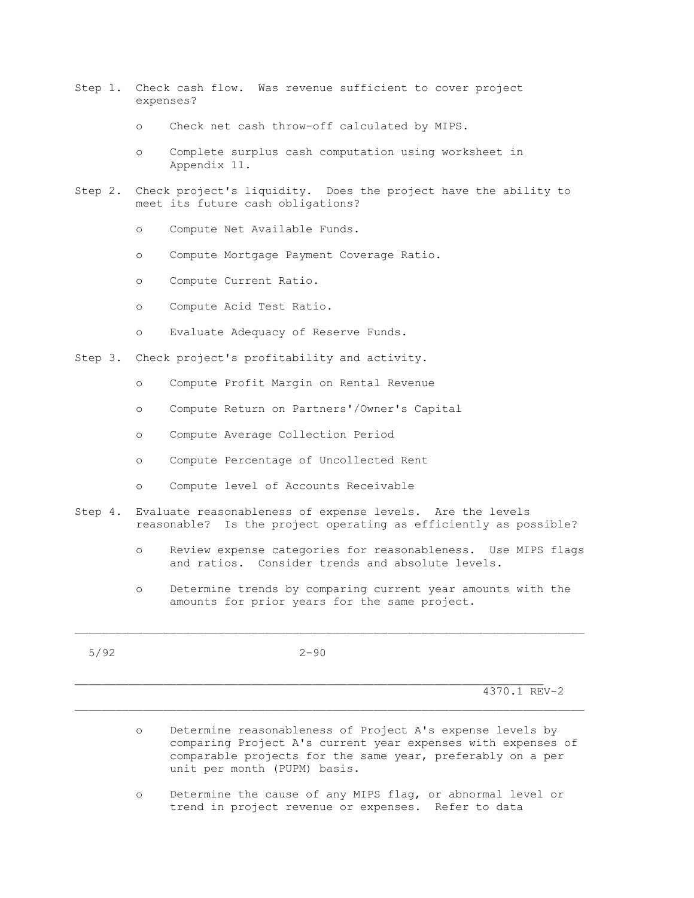Step 1. Check cash flow. Was revenue sufficient to cover project expenses?

- Check net cash throw-off calculated by MIPS.
- Complete surplus cash computation using worksheet in Appendix 11.

Step 2. Check project's liquidity. Does the project have the ability to meet its future cash obligations?

- Compute Net Available Funds.
- Compute Mortgage Payment Coverage Ratio.
- Compute Current Ratio.
- Compute Acid Test Ratio.
- Evaluate Adequacy of Reserve Funds.

Step 3. Check project's profitability and activity.

- Compute Profit Margin on Rental Revenue
- Compute Return on Partners'/Owner's Capital
- Compute Average Collection Period
- Compute Percentage of Uncollected Rent
- Compute level of Accounts Receivable

Step 4. Evaluate reasonableness of expense levels. Are the levels reasonable? Is the project operating as efficiently as possible?

- Review expense categories for reasonableness. Use MIPS flags and ratios. Consider trends and absolute levels.
- Determine trends by comparing current year amounts with the amounts for prior years for the same project.
- Determine reasonableness of Project A's expense levels by comparing Project A's current year expenses with expenses of comparable projects for the same year, preferably on a per unit per month (PUPM) basis.
- Determine the cause of any MIPS flag, or abnormal level or trend in project revenue or expenses. Refer to data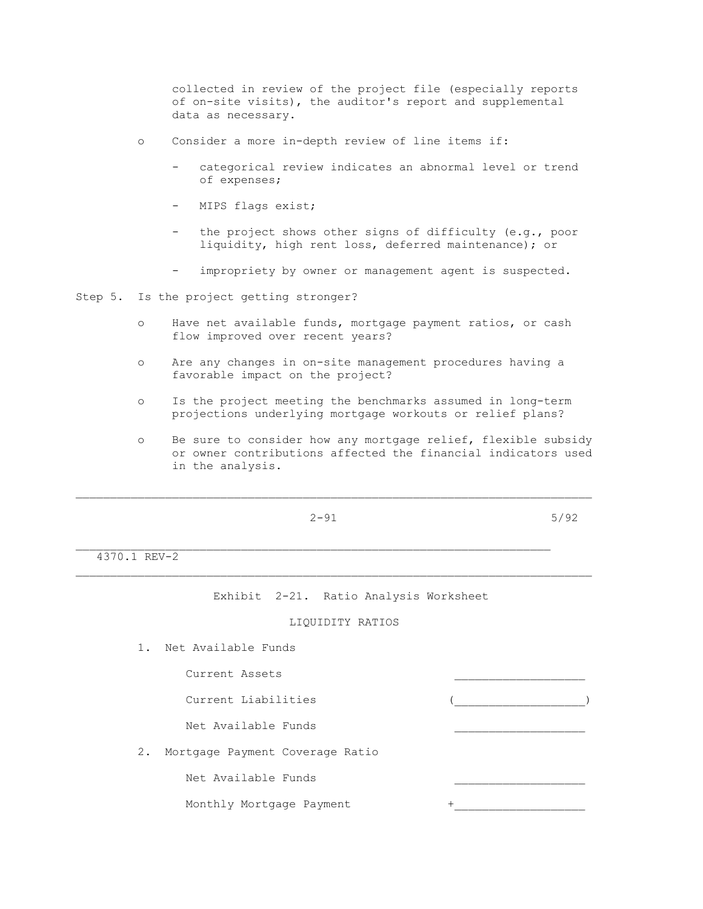collected in review of the project file (especially reports of on-site visits), the auditor's report and supplemental data as necessary.

- Consider a more in-depth review of line items if:
  - categorical review indicates an abnormal level or trend of expenses;
  - MIPS flags exist;
  - the project shows other signs of difficulty (e.g., poor liquidity, high rent loss, deferred maintenance); or
  - impropriety by owner or management agent is suspected.

Step 5. Is the project getting stronger?

- Have net available funds, mortgage payment ratios, or cash flow improved over recent years?
- Are any changes in on-site management procedures having a favorable impact on the project?
- Is the project meeting the benchmarks assumed in long-term projections underlying mortgage workouts or relief plans?
- Be sure to consider how any mortgage relief, flexible subsidy or owner contributions affected the financial indicators used in the analysis.

## Exhibit 2-21. Ratio Analysis Worksheet

### LIQUIDITY RATIOS

1. Net Available Funds

| | |
|---|---|
| Current Assets | ___________________ |
| Current Liabilities | (___________________) |
| Net Available Funds | ___________________ |

2. Mortgage Payment Coverage Ratio

| | |
|---|---|
| Net Available Funds | ___________________ |
| Monthly Mortgage Payment | +___________________ |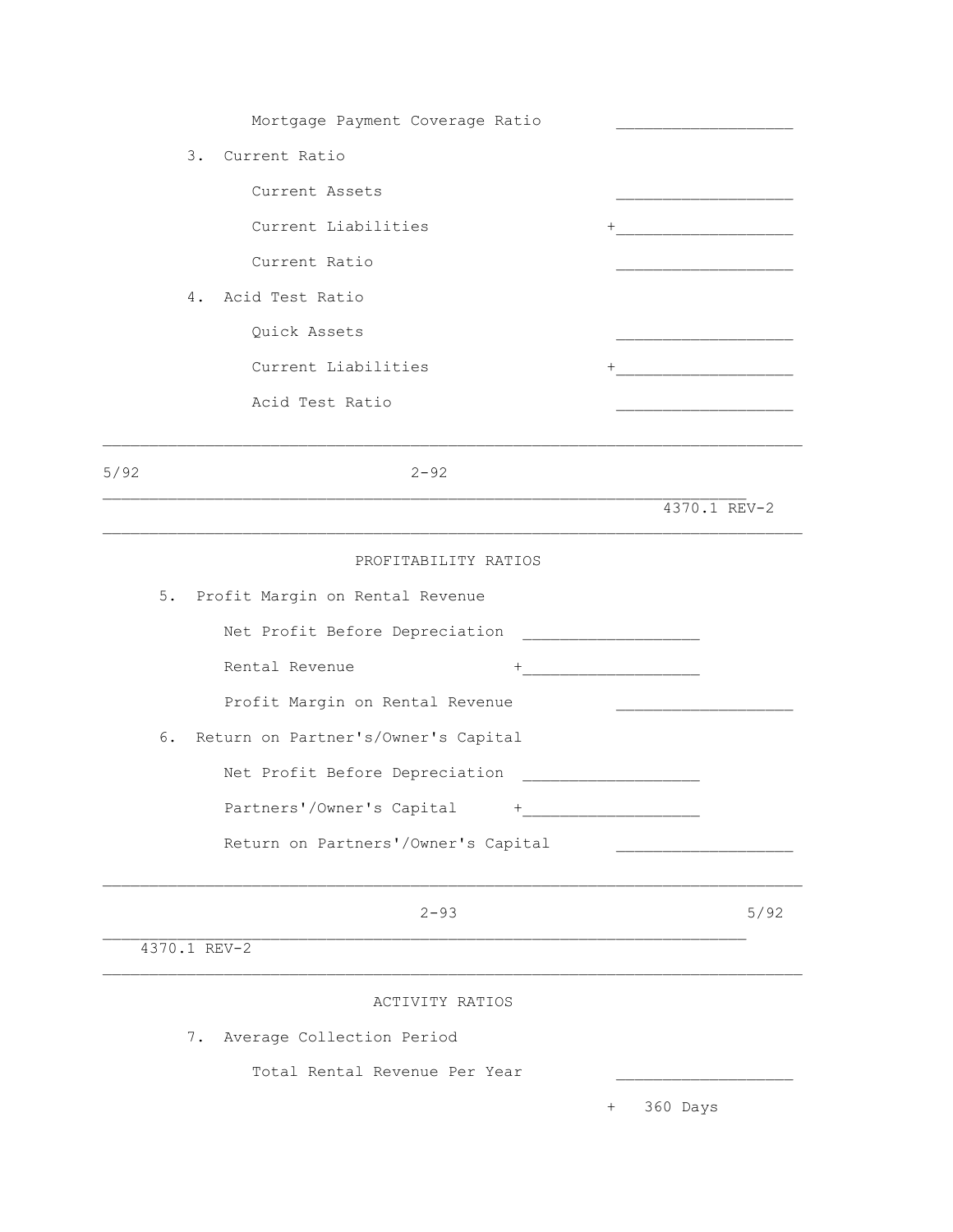Mortgage Payment Coverage Ratio ___________________

3. Current Ratio

   Current Assets ___________________

   Current Liabilities +___________________

   Current Ratio ___________________

4. Acid Test Ratio

   Quick Assets ___________________

   Current Liabilities +___________________

   Acid Test Ratio ___________________

## PROFITABILITY RATIOS

5. Profit Margin on Rental Revenue

   Net Profit Before Depreciation ___________________

   Rental Revenue +___________________

   Profit Margin on Rental Revenue ___________________

6. Return on Partner's/Owner's Capital

   Net Profit Before Depreciation ___________________

   Partners'/Owner's Capital +___________________

   Return on Partners'/Owner's Capital ___________________

## ACTIVITY RATIOS

7. Average Collection Period

   Total Rental Revenue Per Year ___________________

   + 360 Days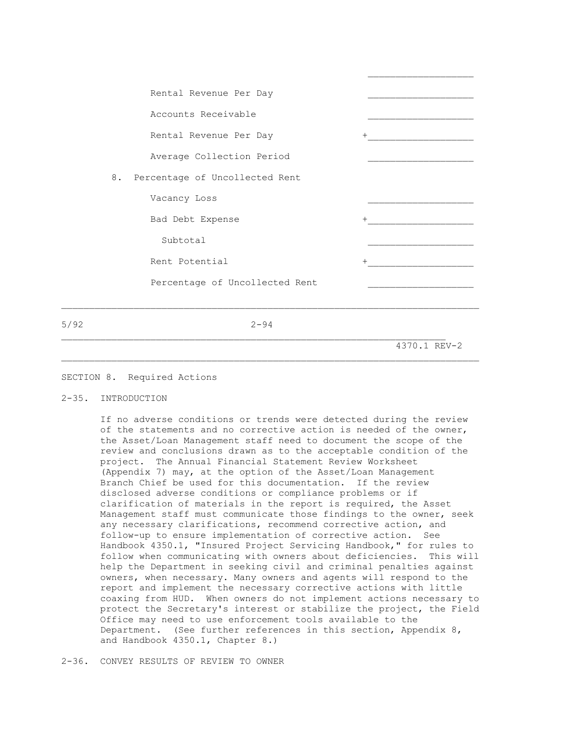| | |
|---|---|
| | ___________________ |
| Rental Revenue Per Day | ___________________ |
| Accounts Receivable | ___________________ |
| Rental Revenue Per Day | +___________________ |
| Average Collection Period | ___________________ |

8. Percentage of Uncollected Rent

| | |
|---|---|
| Vacancy Loss | ___________________ |
| Bad Debt Expense | +___________________ |
| Subtotal | ___________________ |
| Rent Potential | +___________________ |
| Percentage of Uncollected Rent | ___________________ |

## SECTION 8. Required Actions

### 2-35. INTRODUCTION

If no adverse conditions or trends were detected during the review of the statements and no corrective action is needed of the owner, the Asset/Loan Management staff need to document the scope of the review and conclusions drawn as to the acceptable condition of the project. The Annual Financial Statement Review Worksheet (Appendix 7) may, at the option of the Asset/Loan Management Branch Chief be used for this documentation. If the review disclosed adverse conditions or compliance problems or if clarification of materials in the report is required, the Asset Management staff must communicate those findings to the owner, seek any necessary clarifications, recommend corrective action, and follow-up to ensure implementation of corrective action. See Handbook 4350.1, "Insured Project Servicing Handbook," for rules to follow when communicating with owners about deficiencies. This will help the Department in seeking civil and criminal penalties against owners, when necessary. Many owners and agents will respond to the report and implement the necessary corrective actions with little coaxing from HUD. When owners do not implement actions necessary to protect the Secretary's interest or stabilize the project, the Field Office may need to use enforcement tools available to the Department. (See further references in this section, Appendix 8, and Handbook 4350.1, Chapter 8.)

### 2-36. CONVEY RESULTS OF REVIEW TO OWNER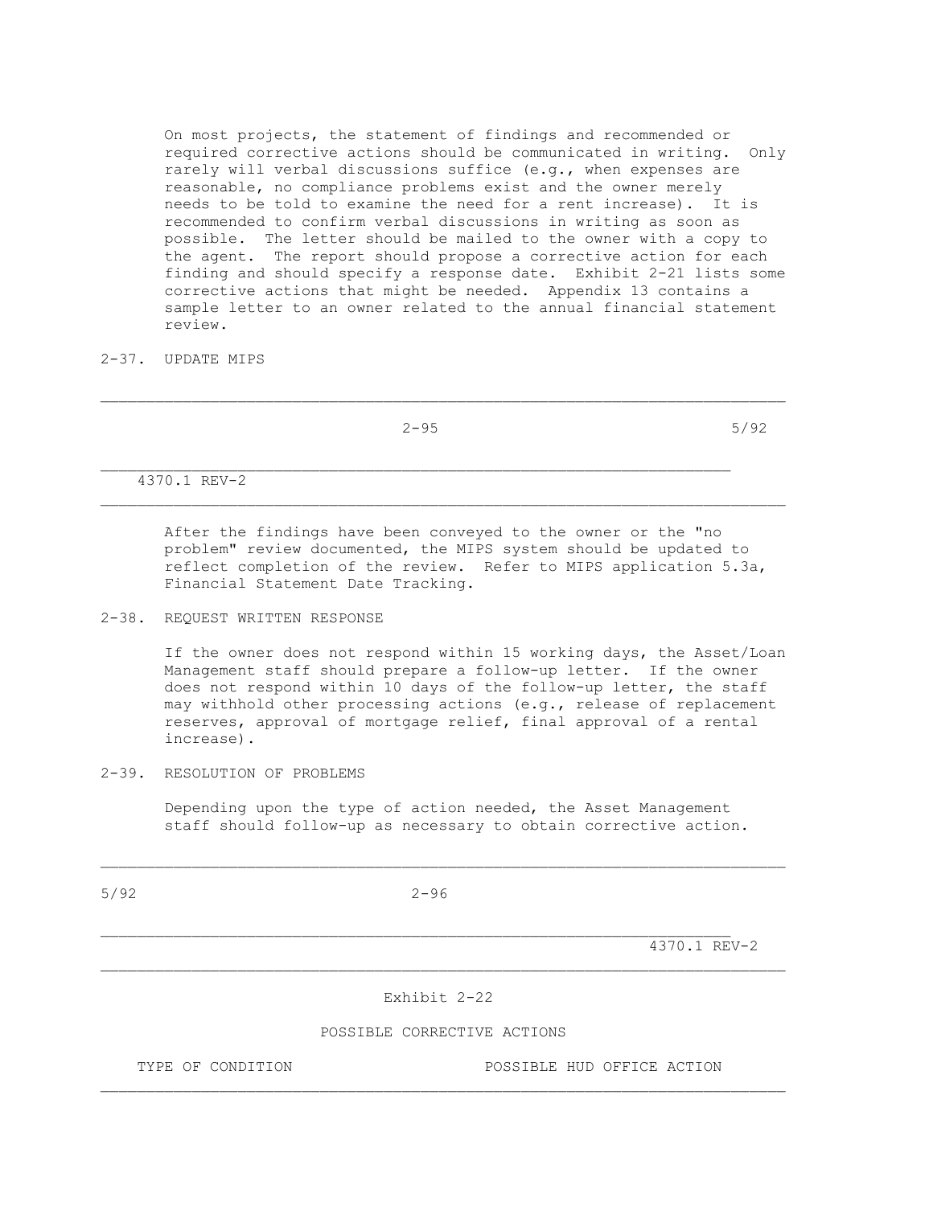On most projects, the statement of findings and recommended or required corrective actions should be communicated in writing. Only rarely will verbal discussions suffice (e.g., when expenses are reasonable, no compliance problems exist and the owner merely needs to be told to examine the need for a rent increase). It is recommended to confirm verbal discussions in writing as soon as possible. The letter should be mailed to the owner with a copy to the agent. The report should propose a corrective action for each finding and should specify a response date. Exhibit 2-21 lists some corrective actions that might be needed. Appendix 13 contains a sample letter to an owner related to the annual financial statement review.

## 2-37. UPDATE MIPS

After the findings have been conveyed to the owner or the "no problem" review documented, the MIPS system should be updated to reflect completion of the review. Refer to MIPS application 5.3a, Financial Statement Date Tracking.

## 2-38. REQUEST WRITTEN RESPONSE

If the owner does not respond within 15 working days, the Asset/Loan Management staff should prepare a follow-up letter. If the owner does not respond within 10 days of the follow-up letter, the staff may withhold other processing actions (e.g., release of replacement reserves, approval of mortgage relief, final approval of a rental increase).

## 2-39. RESOLUTION OF PROBLEMS

Depending upon the type of action needed, the Asset Management staff should follow-up as necessary to obtain corrective action.

Exhibit 2-22

POSSIBLE CORRECTIVE ACTIONS

| TYPE OF CONDITION | POSSIBLE HUD OFFICE ACTION |
| --- | --- |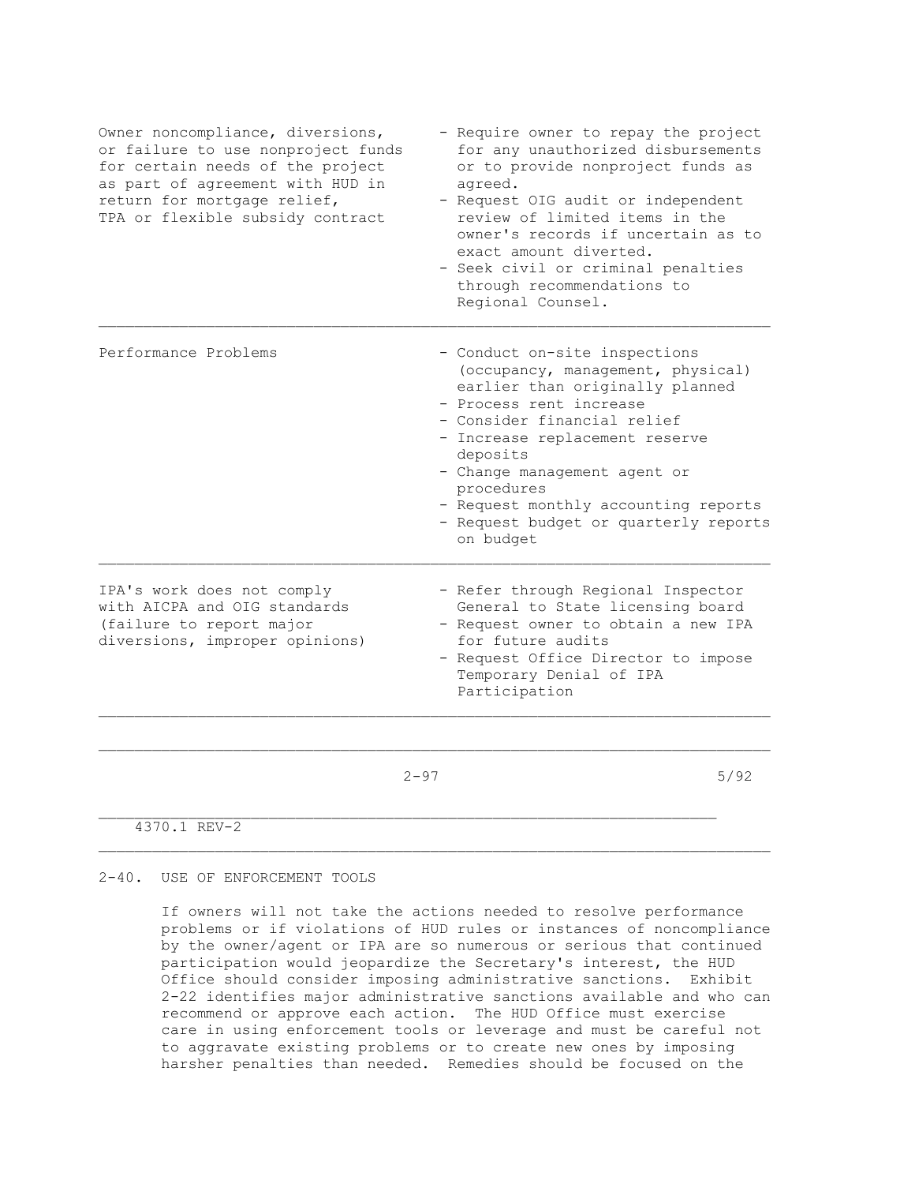| | |
|---|---|
| Owner noncompliance, diversions, or failure to use nonproject funds for certain needs of the project as part of agreement with HUD in return for mortgage relief, TPA or flexible subsidy contract | - Require owner to repay the project for any unauthorized disbursements or to provide nonproject funds as agreed.<br>- Request OIG audit or independent review of limited items in the owner's records if uncertain as to exact amount diverted.<br>- Seek civil or criminal penalties through recommendations to Regional Counsel. |
| Performance Problems | - Conduct on-site inspections (occupancy, management, physical) earlier than originally planned<br>- Process rent increase<br>- Consider financial relief<br>- Increase replacement reserve deposits<br>- Change management agent or procedures<br>- Request monthly accounting reports<br>- Request budget or quarterly reports on budget |
| IPA's work does not comply with AICPA and OIG standards (failure to report major diversions, improper opinions) | - Refer through Regional Inspector General to State licensing board<br>- Request owner to obtain a new IPA for future audits<br>- Request Office Director to impose Temporary Denial of IPA Participation |

## 2-40. USE OF ENFORCEMENT TOOLS

If owners will not take the actions needed to resolve performance problems or if violations of HUD rules or instances of noncompliance by the owner/agent or IPA are so numerous or serious that continued participation would jeopardize the Secretary's interest, the HUD Office should consider imposing administrative sanctions. Exhibit 2-22 identifies major administrative sanctions available and who can recommend or approve each action. The HUD Office must exercise care in using enforcement tools or leverage and must be careful not to aggravate existing problems or to create new ones by imposing harsher penalties than needed. Remedies should be focused on the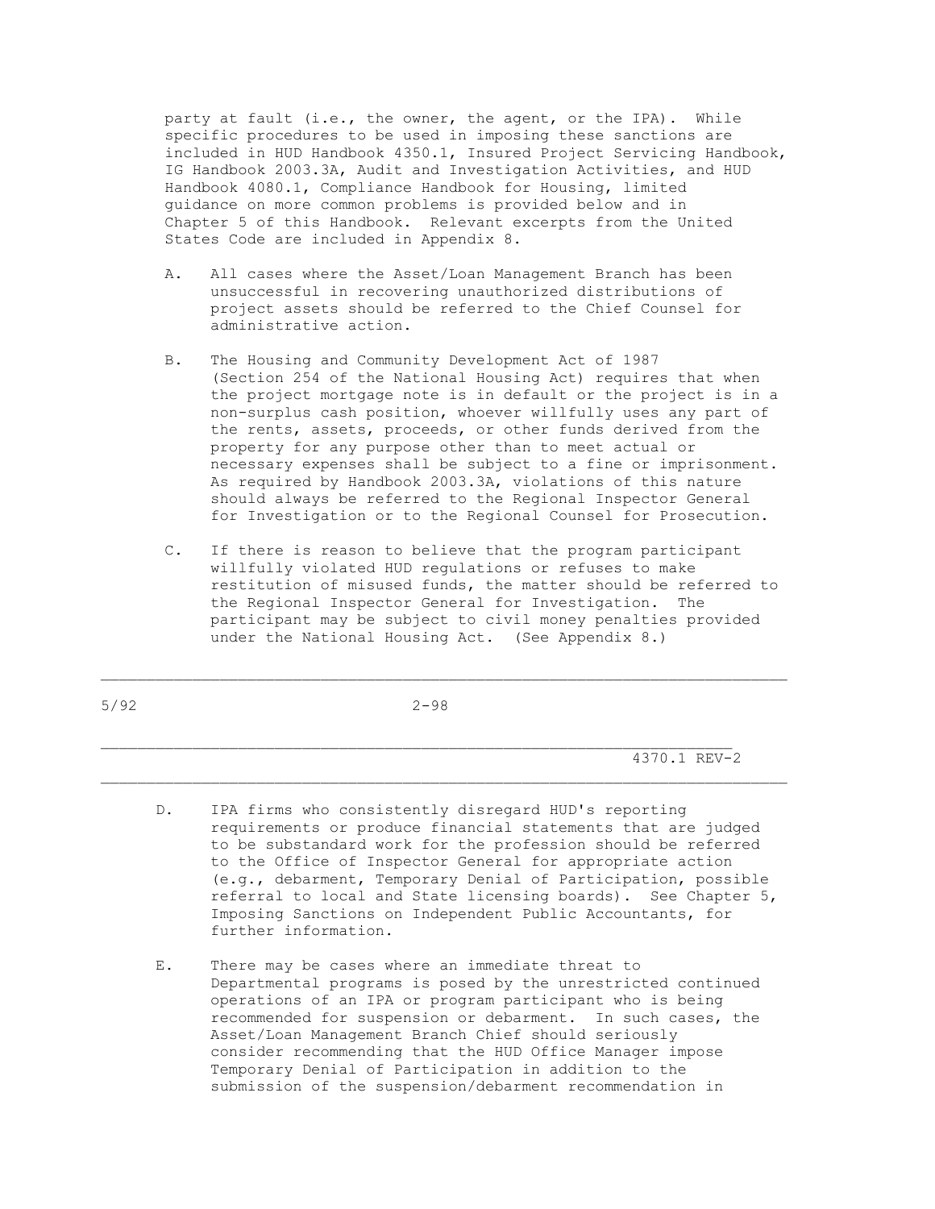party at fault (i.e., the owner, the agent, or the IPA). While specific procedures to be used in imposing these sanctions are included in HUD Handbook 4350.1, Insured Project Servicing Handbook, IG Handbook 2003.3A, Audit and Investigation Activities, and HUD Handbook 4080.1, Compliance Handbook for Housing, limited guidance on more common problems is provided below and in Chapter 5 of this Handbook. Relevant excerpts from the United States Code are included in Appendix 8.

A. All cases where the Asset/Loan Management Branch has been unsuccessful in recovering unauthorized distributions of project assets should be referred to the Chief Counsel for administrative action.

B. The Housing and Community Development Act of 1987 (Section 254 of the National Housing Act) requires that when the project mortgage note is in default or the project is in a non-surplus cash position, whoever willfully uses any part of the rents, assets, proceeds, or other funds derived from the property for any purpose other than to meet actual or necessary expenses shall be subject to a fine or imprisonment. As required by Handbook 2003.3A, violations of this nature should always be referred to the Regional Inspector General for Investigation or to the Regional Counsel for Prosecution.

C. If there is reason to believe that the program participant willfully violated HUD regulations or refuses to make restitution of misused funds, the matter should be referred to the Regional Inspector General for Investigation. The participant may be subject to civil money penalties provided under the National Housing Act. (See Appendix 8.)

D. IPA firms who consistently disregard HUD's reporting requirements or produce financial statements that are judged to be substandard work for the profession should be referred to the Office of Inspector General for appropriate action (e.g., debarment, Temporary Denial of Participation, possible referral to local and State licensing boards). See Chapter 5, Imposing Sanctions on Independent Public Accountants, for further information.

E. There may be cases where an immediate threat to Departmental programs is posed by the unrestricted continued operations of an IPA or program participant who is being recommended for suspension or debarment. In such cases, the Asset/Loan Management Branch Chief should seriously consider recommending that the HUD Office Manager impose Temporary Denial of Participation in addition to the submission of the suspension/debarment recommendation in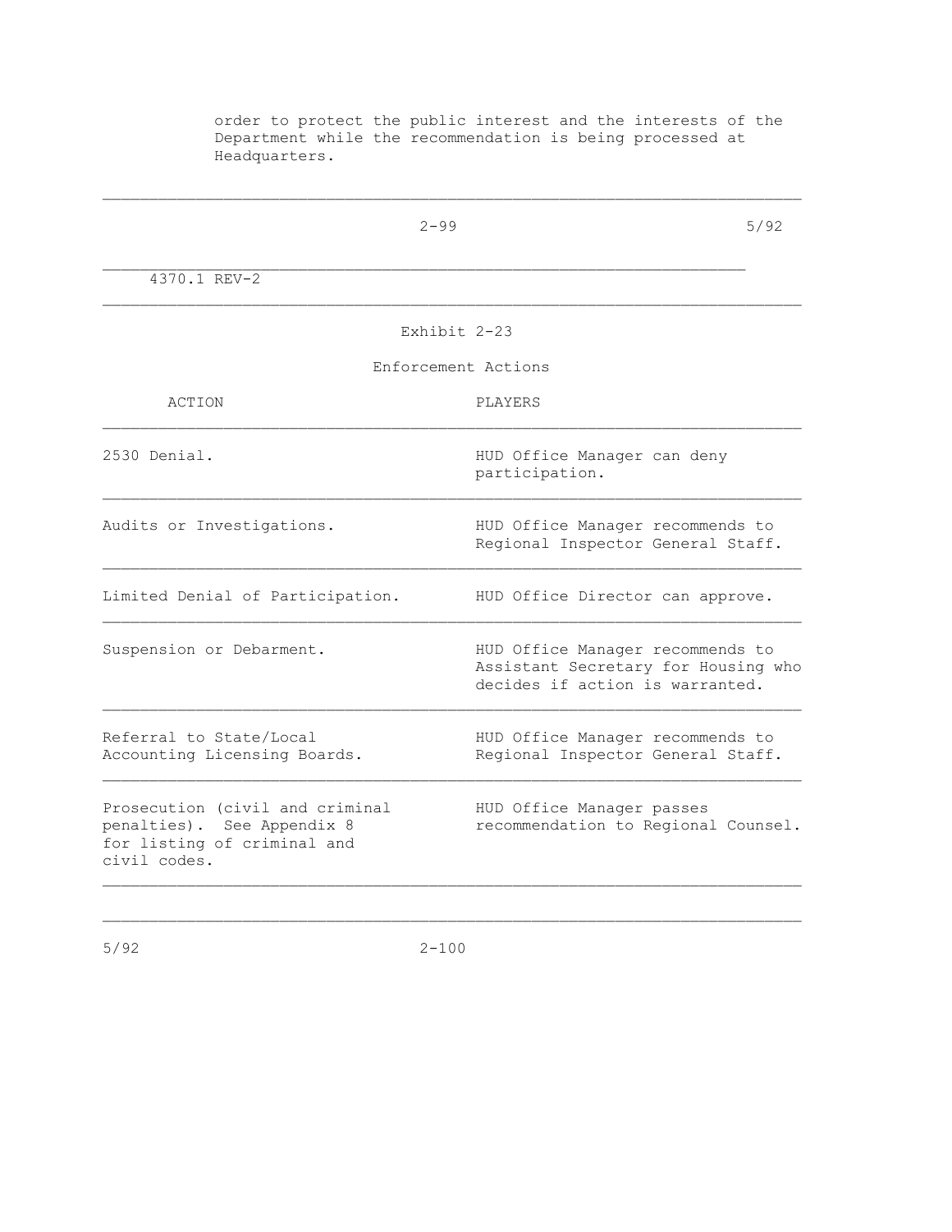order to protect the public interest and the interests of the Department while the recommendation is being processed at Headquarters.

## Exhibit 2-23

### Enforcement Actions

| ACTION | PLAYERS |
| --- | --- |
| 2530 Denial. | HUD Office Manager can deny participation. |
| Audits or Investigations. | HUD Office Manager recommends to Regional Inspector General Staff. |
| Limited Denial of Participation. | HUD Office Director can approve. |
| Suspension or Debarment. | HUD Office Manager recommends to Assistant Secretary for Housing who decides if action is warranted. |
| Referral to State/Local Accounting Licensing Boards. | HUD Office Manager recommends to Regional Inspector General Staff. |
| Prosecution (civil and criminal penalties). See Appendix 8 for listing of criminal and civil codes. | HUD Office Manager passes recommendation to Regional Counsel. |